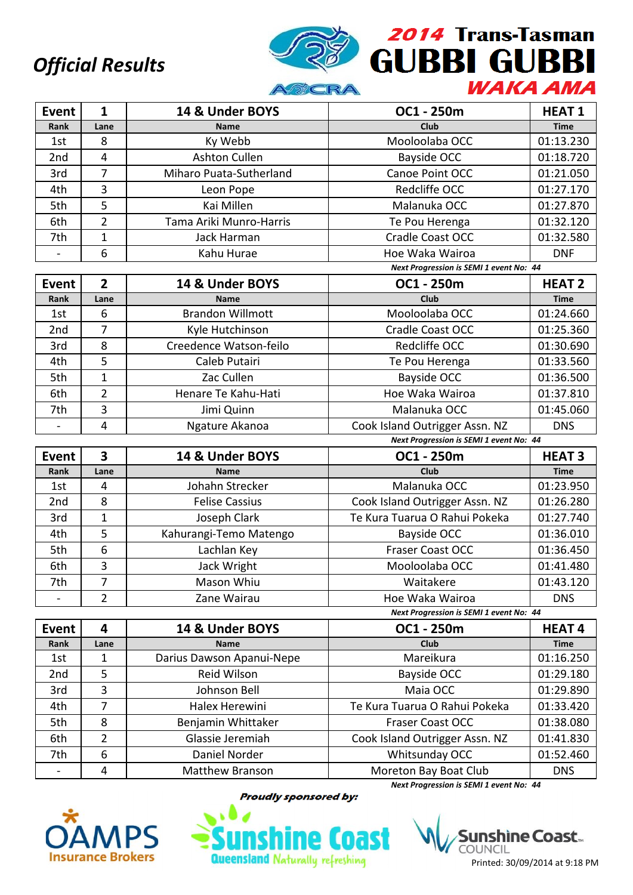# Official Results

## 2014 Trans-Tasman GUBBI GUBBI WAKA AMA

| Event | 1 | 14 & Under BOYS | OC1 - 250m | HEAT 1 |
|---|---|---|---|---|
| Rank | Lane | Name | Club | Time |
| 1st | 8 | Ky Webb | Mooloolaba OCC | 01:13.230 |
| 2nd | 4 | Ashton Cullen | Bayside OCC | 01:18.720 |
| 3rd | 7 | Miharo Puata-Sutherland | Canoe Point OCC | 01:21.050 |
| 4th | 3 | Leon Pope | Redcliffe OCC | 01:27.170 |
| 5th | 5 | Kai Millen | Malanuka OCC | 01:27.870 |
| 6th | 2 | Tama Ariki Munro-Harris | Te Pou Herenga | 01:32.120 |
| 7th | 1 | Jack Harman | Cradle Coast OCC | 01:32.580 |
| - | 6 | Kahu Hurae | Hoe Waka Wairoa | DNF |

***Next Progression is SEMI 1 event No: 44***

| Event | 2 | 14 & Under BOYS | OC1 - 250m | HEAT 2 |
|---|---|---|---|---|
| Rank | Lane | Name | Club | Time |
| 1st | 6 | Brandon Willmott | Mooloolaba OCC | 01:24.660 |
| 2nd | 7 | Kyle Hutchinson | Cradle Coast OCC | 01:25.360 |
| 3rd | 8 | Creedence Watson-feilo | Redcliffe OCC | 01:30.690 |
| 4th | 5 | Caleb Putairi | Te Pou Herenga | 01:33.560 |
| 5th | 1 | Zac Cullen | Bayside OCC | 01:36.500 |
| 6th | 2 | Henare Te Kahu-Hati | Hoe Waka Wairoa | 01:37.810 |
| 7th | 3 | Jimi Quinn | Malanuka OCC | 01:45.060 |
| - | 4 | Ngature Akanoa | Cook Island Outrigger Assn. NZ | DNS |

***Next Progression is SEMI 1 event No: 44***

| Event | 3 | 14 & Under BOYS | OC1 - 250m | HEAT 3 |
|---|---|---|---|---|
| Rank | Lane | Name | Club | Time |
| 1st | 4 | Johahn Strecker | Malanuka OCC | 01:23.950 |
| 2nd | 8 | Felise Cassius | Cook Island Outrigger Assn. NZ | 01:26.280 |
| 3rd | 1 | Joseph Clark | Te Kura Tuarua O Rahui Pokeka | 01:27.740 |
| 4th | 5 | Kahurangi-Temo Matengo | Bayside OCC | 01:36.010 |
| 5th | 6 | Lachlan Key | Fraser Coast OCC | 01:36.450 |
| 6th | 3 | Jack Wright | Mooloolaba OCC | 01:41.480 |
| 7th | 7 | Mason Whiu | Waitakere | 01:43.120 |
| - | 2 | Zane Wairau | Hoe Waka Wairoa | DNS |

***Next Progression is SEMI 1 event No: 44***

| Event | 4 | 14 & Under BOYS | OC1 - 250m | HEAT 4 |
|---|---|---|---|---|
| Rank | Lane | Name | Club | Time |
| 1st | 1 | Darius Dawson Apanui-Nepe | Mareikura | 01:16.250 |
| 2nd | 5 | Reid Wilson | Bayside OCC | 01:29.180 |
| 3rd | 3 | Johnson Bell | Maia OCC | 01:29.890 |
| 4th | 7 | Halex Herewini | Te Kura Tuarua O Rahui Pokeka | 01:33.420 |
| 5th | 8 | Benjamin Whittaker | Fraser Coast OCC | 01:38.080 |
| 6th | 2 | Glassie Jeremiah | Cook Island Outrigger Assn. NZ | 01:41.830 |
| 7th | 6 | Daniel Norder | Whitsunday OCC | 01:52.460 |
| - | 4 | Matthew Branson | Moreton Bay Boat Club | DNS |

***Next Progression is SEMI 1 event No: 44***

*Proudly sponsored by:*

OAMPS Insurance Brokers — Sunshine Coast Queensland Naturally refreshing — Sunshine Coast Council

Printed: 30/09/2014 at 9:18 PM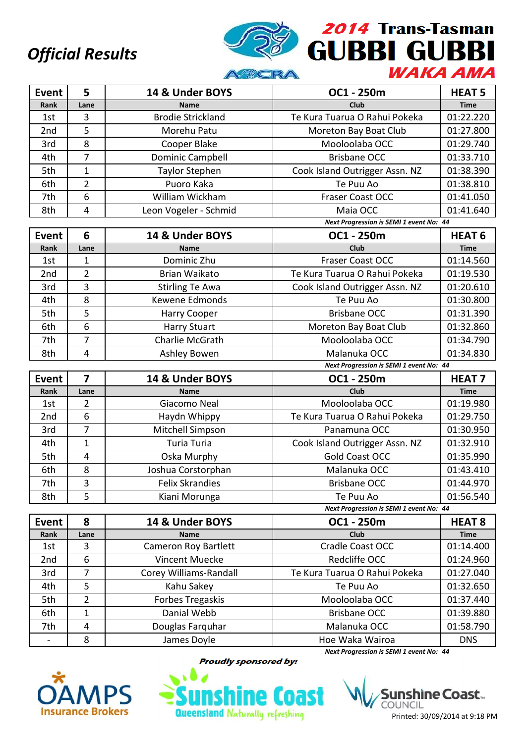# Official Results

## 2014 Trans-Tasman GUBBI GUBBI WAKA AMA

| Event | 5 | 14 & Under BOYS | OC1 - 250m | HEAT 5 |
|---|---|---|---|---|
| Rank | Lane | Name | Club | Time |
| 1st | 3 | Brodie Strickland | Te Kura Tuarua O Rahui Pokeka | 01:22.220 |
| 2nd | 5 | Morehu Patu | Moreton Bay Boat Club | 01:27.800 |
| 3rd | 8 | Cooper Blake | Mooloolaba OCC | 01:29.740 |
| 4th | 7 | Dominic Campbell | Brisbane OCC | 01:33.710 |
| 5th | 1 | Taylor Stephen | Cook Island Outrigger Assn. NZ | 01:38.390 |
| 6th | 2 | Puoro Kaka | Te Puu Ao | 01:38.810 |
| 7th | 6 | William Wickham | Fraser Coast OCC | 01:41.050 |
| 8th | 4 | Leon Vogeler - Schmid | Maia OCC | 01:41.640 |

*Next Progression is SEMI 1 event No: 44*

| Event | 6 | 14 & Under BOYS | OC1 - 250m | HEAT 6 |
|---|---|---|---|---|
| Rank | Lane | Name | Club | Time |
| 1st | 1 | Dominic Zhu | Fraser Coast OCC | 01:14.560 |
| 2nd | 2 | Brian Waikato | Te Kura Tuarua O Rahui Pokeka | 01:19.530 |
| 3rd | 3 | Stirling Te Awa | Cook Island Outrigger Assn. NZ | 01:20.610 |
| 4th | 8 | Kewene Edmonds | Te Puu Ao | 01:30.800 |
| 5th | 5 | Harry Cooper | Brisbane OCC | 01:31.390 |
| 6th | 6 | Harry Stuart | Moreton Bay Boat Club | 01:32.860 |
| 7th | 7 | Charlie McGrath | Mooloolaba OCC | 01:34.790 |
| 8th | 4 | Ashley Bowen | Malanuka OCC | 01:34.830 |

*Next Progression is SEMI 1 event No: 44*

| Event | 7 | 14 & Under BOYS | OC1 - 250m | HEAT 7 |
|---|---|---|---|---|
| Rank | Lane | Name | Club | Time |
| 1st | 2 | Giacomo Neal | Mooloolaba OCC | 01:19.980 |
| 2nd | 6 | Haydn Whippy | Te Kura Tuarua O Rahui Pokeka | 01:29.750 |
| 3rd | 7 | Mitchell Simpson | Panamuna OCC | 01:30.950 |
| 4th | 1 | Turia Turia | Cook Island Outrigger Assn. NZ | 01:32.910 |
| 5th | 4 | Oska Murphy | Gold Coast OCC | 01:35.990 |
| 6th | 8 | Joshua Corstorphan | Malanuka OCC | 01:43.410 |
| 7th | 3 | Felix Skrandies | Brisbane OCC | 01:44.970 |
| 8th | 5 | Kiani Morunga | Te Puu Ao | 01:56.540 |

*Next Progression is SEMI 1 event No: 44*

| Event | 8 | 14 & Under BOYS | OC1 - 250m | HEAT 8 |
|---|---|---|---|---|
| Rank | Lane | Name | Club | Time |
| 1st | 3 | Cameron Roy Bartlett | Cradle Coast OCC | 01:14.400 |
| 2nd | 6 | Vincent Muecke | Redcliffe OCC | 01:24.960 |
| 3rd | 7 | Corey Williams-Randall | Te Kura Tuarua O Rahui Pokeka | 01:27.040 |
| 4th | 5 | Kahu Sakey | Te Puu Ao | 01:32.650 |
| 5th | 2 | Forbes Tregaskis | Mooloolaba OCC | 01:37.440 |
| 6th | 1 | Danial Webb | Brisbane OCC | 01:39.880 |
| 7th | 4 | Douglas Farquhar | Malanuka OCC | 01:58.790 |
| - | 8 | James Doyle | Hoe Waka Wairoa | DNS |

*Next Progression is SEMI 1 event No: 44*

*Proudly sponsored by:*

OAMPS Insurance Brokers · Sunshine Coast Queensland Naturally refreshing · Sunshine Coast Council

Printed: 30/09/2014 at 9:18 PM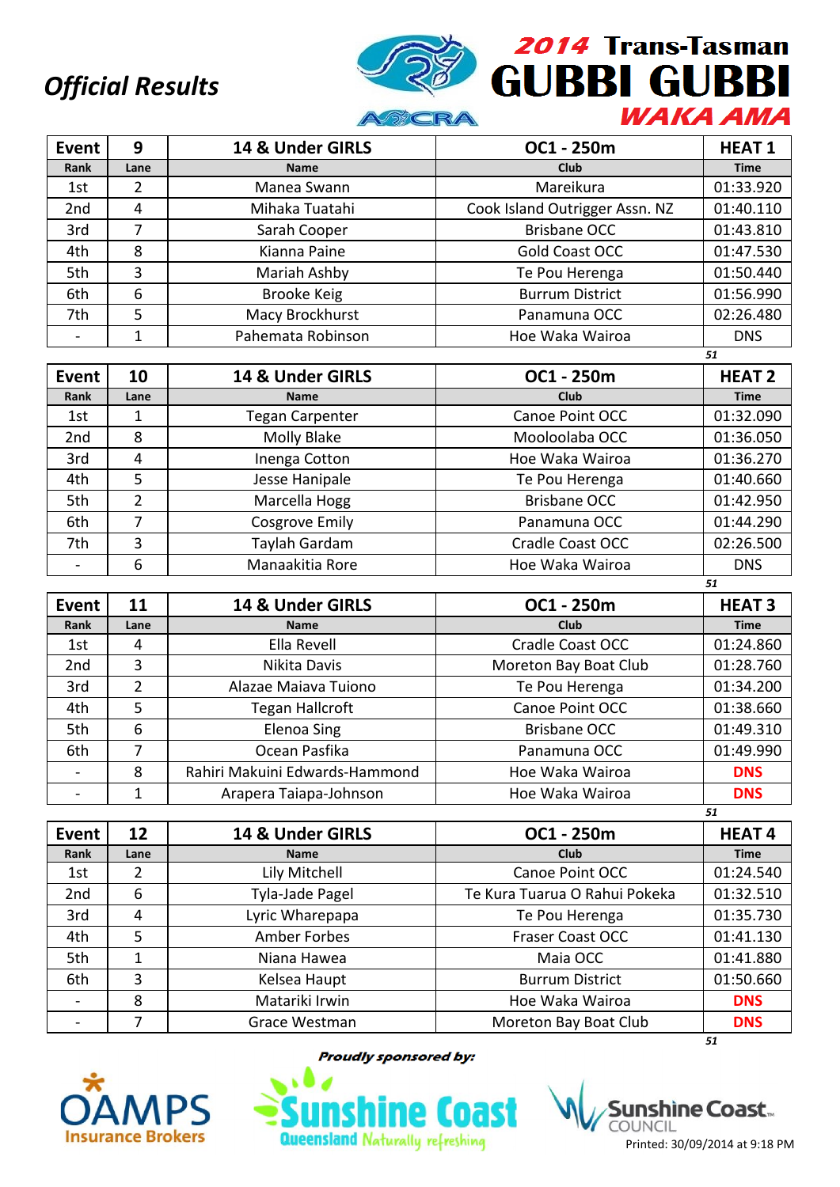*Official Results*

# 2014 Trans-Tasman GUBBI GUBBI WAKA AMA

| Event | 9 | 14 & Under GIRLS | OC1 - 250m | HEAT 1 |
|---|---|---|---|---|
| Rank | Lane | Name | Club | Time |
| 1st | 2 | Manea Swann | Mareikura | 01:33.920 |
| 2nd | 4 | Mihaka Tuatahi | Cook Island Outrigger Assn. NZ | 01:40.110 |
| 3rd | 7 | Sarah Cooper | Brisbane OCC | 01:43.810 |
| 4th | 8 | Kianna Paine | Gold Coast OCC | 01:47.530 |
| 5th | 3 | Mariah Ashby | Te Pou Herenga | 01:50.440 |
| 6th | 6 | Brooke Keig | Burrum District | 01:56.990 |
| 7th | 5 | Macy Brockhurst | Panamuna OCC | 02:26.480 |
| - | 1 | Pahemata Robinson | Hoe Waka Wairoa | DNS |

51

| Event | 10 | 14 & Under GIRLS | OC1 - 250m | HEAT 2 |
|---|---|---|---|---|
| Rank | Lane | Name | Club | Time |
| 1st | 1 | Tegan Carpenter | Canoe Point OCC | 01:32.090 |
| 2nd | 8 | Molly Blake | Mooloolaba OCC | 01:36.050 |
| 3rd | 4 | Inenga Cotton | Hoe Waka Wairoa | 01:36.270 |
| 4th | 5 | Jesse Hanipale | Te Pou Herenga | 01:40.660 |
| 5th | 2 | Marcella Hogg | Brisbane OCC | 01:42.950 |
| 6th | 7 | Cosgrove Emily | Panamuna OCC | 01:44.290 |
| 7th | 3 | Taylah Gardam | Cradle Coast OCC | 02:26.500 |
| - | 6 | Manaakitia Rore | Hoe Waka Wairoa | DNS |

51

| Event | 11 | 14 & Under GIRLS | OC1 - 250m | HEAT 3 |
|---|---|---|---|---|
| Rank | Lane | Name | Club | Time |
| 1st | 4 | Ella Revell | Cradle Coast OCC | 01:24.860 |
| 2nd | 3 | Nikita Davis | Moreton Bay Boat Club | 01:28.760 |
| 3rd | 2 | Alazae Maiava Tuiono | Te Pou Herenga | 01:34.200 |
| 4th | 5 | Tegan Hallcroft | Canoe Point OCC | 01:38.660 |
| 5th | 6 | Elenoa Sing | Brisbane OCC | 01:49.310 |
| 6th | 7 | Ocean Pasfika | Panamuna OCC | 01:49.990 |
| - | 8 | Rahiri Makuini Edwards-Hammond | Hoe Waka Wairoa | DNS |
| - | 1 | Arapera Taiapa-Johnson | Hoe Waka Wairoa | DNS |

51

| Event | 12 | 14 & Under GIRLS | OC1 - 250m | HEAT 4 |
|---|---|---|---|---|
| Rank | Lane | Name | Club | Time |
| 1st | 2 | Lily Mitchell | Canoe Point OCC | 01:24.540 |
| 2nd | 6 | Tyla-Jade Pagel | Te Kura Tuarua O Rahui Pokeka | 01:32.510 |
| 3rd | 4 | Lyric Wharepapa | Te Pou Herenga | 01:35.730 |
| 4th | 5 | Amber Forbes | Fraser Coast OCC | 01:41.130 |
| 5th | 1 | Niana Hawea | Maia OCC | 01:41.880 |
| 6th | 3 | Kelsea Haupt | Burrum District | 01:50.660 |
| - | 8 | Matariki Irwin | Hoe Waka Wairoa | DNS |
| - | 7 | Grace Westman | Moreton Bay Boat Club | DNS |

51

*Proudly sponsored by:*

OAMPS Insurance Brokers — Sunshine Coast Queensland Naturally refreshing — Sunshine Coast Council

Printed: 30/09/2014 at 9:18 PM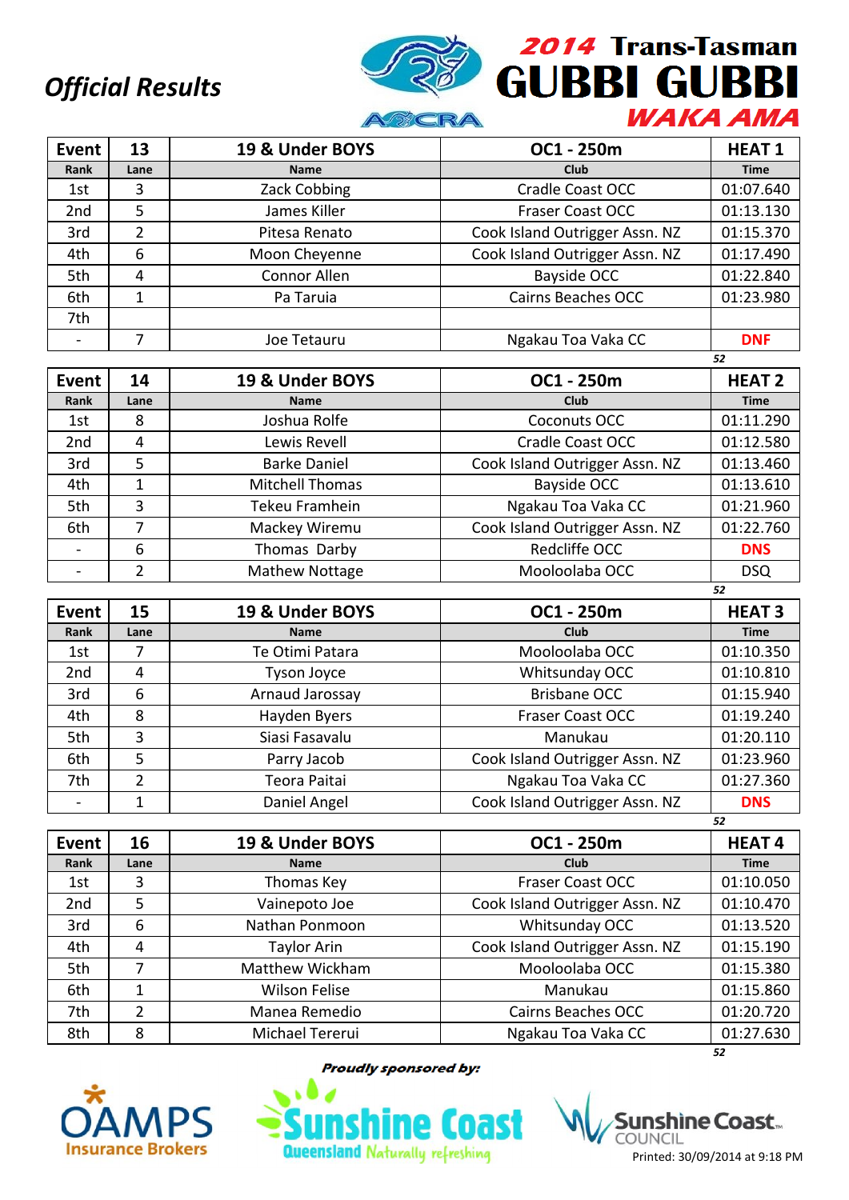*Official Results*

**2014 Trans-Tasman GUBBI GUBBI WAKA AMA**

| Event | 13 | 19 & Under BOYS | OC1 - 250m | HEAT 1 |
|---|---|---|---|---|
| Rank | Lane | Name | Club | Time |
| 1st | 3 | Zack Cobbing | Cradle Coast OCC | 01:07.640 |
| 2nd | 5 | James Killer | Fraser Coast OCC | 01:13.130 |
| 3rd | 2 | Pitesa Renato | Cook Island Outrigger Assn. NZ | 01:15.370 |
| 4th | 6 | Moon Cheyenne | Cook Island Outrigger Assn. NZ | 01:17.490 |
| 5th | 4 | Connor Allen | Bayside OCC | 01:22.840 |
| 6th | 1 | Pa Taruia | Cairns Beaches OCC | 01:23.980 |
| 7th | | | | |
| - | 7 | Joe Tetauru | Ngakau Toa Vaka CC | DNF |

52

| Event | 14 | 19 & Under BOYS | OC1 - 250m | HEAT 2 |
|---|---|---|---|---|
| Rank | Lane | Name | Club | Time |
| 1st | 8 | Joshua Rolfe | Coconuts OCC | 01:11.290 |
| 2nd | 4 | Lewis Revell | Cradle Coast OCC | 01:12.580 |
| 3rd | 5 | Barke Daniel | Cook Island Outrigger Assn. NZ | 01:13.460 |
| 4th | 1 | Mitchell Thomas | Bayside OCC | 01:13.610 |
| 5th | 3 | Tekeu Framhein | Ngakau Toa Vaka CC | 01:21.960 |
| 6th | 7 | Mackey Wiremu | Cook Island Outrigger Assn. NZ | 01:22.760 |
| - | 6 | Thomas Darby | Redcliffe OCC | DNS |
| - | 2 | Mathew Nottage | Mooloolaba OCC | DSQ |

52

| Event | 15 | 19 & Under BOYS | OC1 - 250m | HEAT 3 |
|---|---|---|---|---|
| Rank | Lane | Name | Club | Time |
| 1st | 7 | Te Otimi Patara | Mooloolaba OCC | 01:10.350 |
| 2nd | 4 | Tyson Joyce | Whitsunday OCC | 01:10.810 |
| 3rd | 6 | Arnaud Jarossay | Brisbane OCC | 01:15.940 |
| 4th | 8 | Hayden Byers | Fraser Coast OCC | 01:19.240 |
| 5th | 3 | Siasi Fasavalu | Manukau | 01:20.110 |
| 6th | 5 | Parry Jacob | Cook Island Outrigger Assn. NZ | 01:23.960 |
| 7th | 2 | Teora Paitai | Ngakau Toa Vaka CC | 01:27.360 |
| - | 1 | Daniel Angel | Cook Island Outrigger Assn. NZ | DNS |

52

| Event | 16 | 19 & Under BOYS | OC1 - 250m | HEAT 4 |
|---|---|---|---|---|
| Rank | Lane | Name | Club | Time |
| 1st | 3 | Thomas Key | Fraser Coast OCC | 01:10.050 |
| 2nd | 5 | Vainepoto Joe | Cook Island Outrigger Assn. NZ | 01:10.470 |
| 3rd | 6 | Nathan Ponmoon | Whitsunday OCC | 01:13.520 |
| 4th | 4 | Taylor Arin | Cook Island Outrigger Assn. NZ | 01:15.190 |
| 5th | 7 | Matthew Wickham | Mooloolaba OCC | 01:15.380 |
| 6th | 1 | Wilson Felise | Manukau | 01:15.860 |
| 7th | 2 | Manea Remedio | Cairns Beaches OCC | 01:20.720 |
| 8th | 8 | Michael Tererui | Ngakau Toa Vaka CC | 01:27.630 |

52

*Proudly sponsored by:*

OAMPS Insurance Brokers — Sunshine Coast Queensland Naturally refreshing — Sunshine Coast Council

Printed: 30/09/2014 at 9:18 PM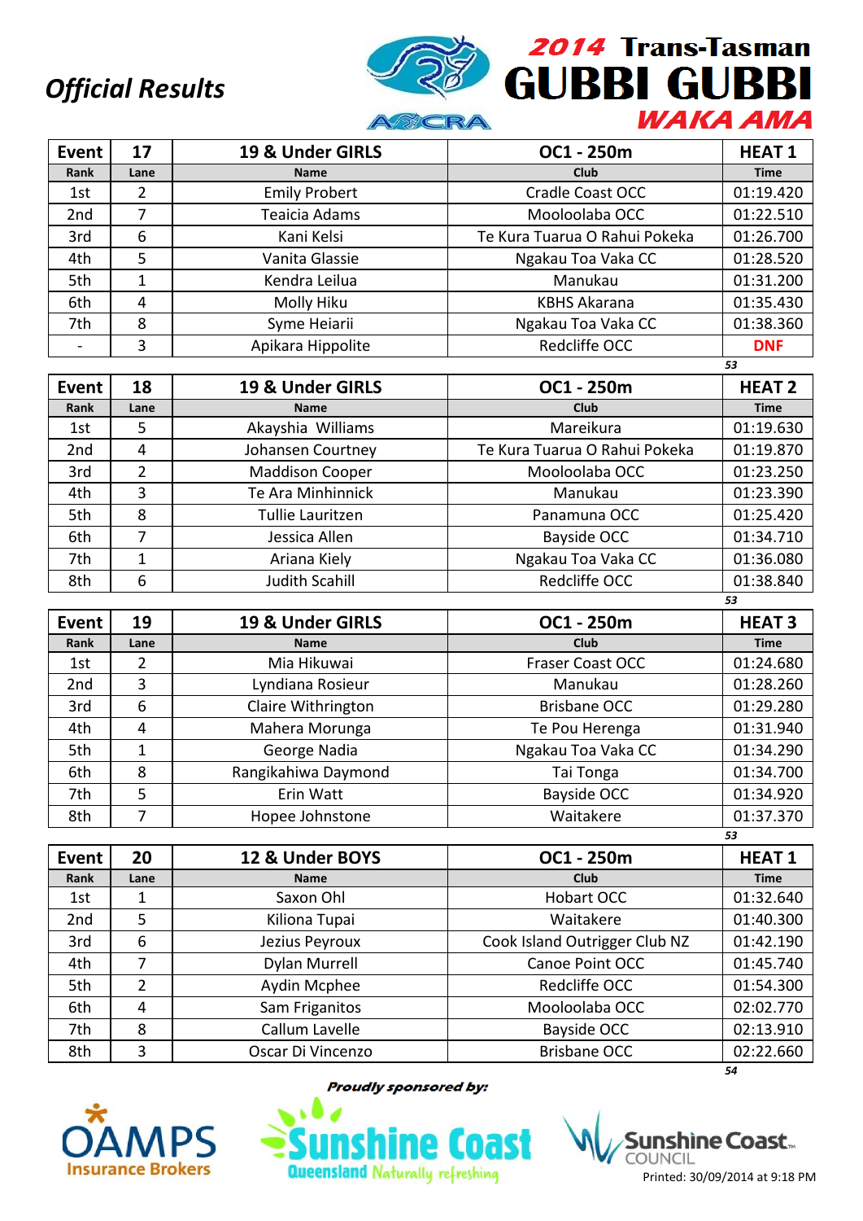*Official Results*

**2014 Trans-Tasman GUBBI GUBBI WAKA AMA**

| Event | 17 | 19 & Under GIRLS | OC1 - 250m | HEAT 1 |
|---|---|---|---|---|
| Rank | Lane | Name | Club | Time |
| 1st | 2 | Emily Probert | Cradle Coast OCC | 01:19.420 |
| 2nd | 7 | Teaicia Adams | Mooloolaba OCC | 01:22.510 |
| 3rd | 6 | Kani Kelsi | Te Kura Tuarua O Rahui Pokeka | 01:26.700 |
| 4th | 5 | Vanita Glassie | Ngakau Toa Vaka CC | 01:28.520 |
| 5th | 1 | Kendra Leilua | Manukau | 01:31.200 |
| 6th | 4 | Molly Hiku | KBHS Akarana | 01:35.430 |
| 7th | 8 | Syme Heiarii | Ngakau Toa Vaka CC | 01:38.360 |
| - | 3 | Apikara Hippolite | Redcliffe OCC | DNF |

53

| Event | 18 | 19 & Under GIRLS | OC1 - 250m | HEAT 2 |
|---|---|---|---|---|
| Rank | Lane | Name | Club | Time |
| 1st | 5 | Akayshia Williams | Mareikura | 01:19.630 |
| 2nd | 4 | Johansen Courtney | Te Kura Tuarua O Rahui Pokeka | 01:19.870 |
| 3rd | 2 | Maddison Cooper | Mooloolaba OCC | 01:23.250 |
| 4th | 3 | Te Ara Minhinnick | Manukau | 01:23.390 |
| 5th | 8 | Tullie Lauritzen | Panamuna OCC | 01:25.420 |
| 6th | 7 | Jessica Allen | Bayside OCC | 01:34.710 |
| 7th | 1 | Ariana Kiely | Ngakau Toa Vaka CC | 01:36.080 |
| 8th | 6 | Judith Scahill | Redcliffe OCC | 01:38.840 |

53

| Event | 19 | 19 & Under GIRLS | OC1 - 250m | HEAT 3 |
|---|---|---|---|---|
| Rank | Lane | Name | Club | Time |
| 1st | 2 | Mia Hikuwai | Fraser Coast OCC | 01:24.680 |
| 2nd | 3 | Lyndiana Rosieur | Manukau | 01:28.260 |
| 3rd | 6 | Claire Withrington | Brisbane OCC | 01:29.280 |
| 4th | 4 | Mahera Morunga | Te Pou Herenga | 01:31.940 |
| 5th | 1 | George Nadia | Ngakau Toa Vaka CC | 01:34.290 |
| 6th | 8 | Rangikahiwa Daymond | Tai Tonga | 01:34.700 |
| 7th | 5 | Erin Watt | Bayside OCC | 01:34.920 |
| 8th | 7 | Hopee Johnstone | Waitakere | 01:37.370 |

53

| Event | 20 | 12 & Under BOYS | OC1 - 250m | HEAT 1 |
|---|---|---|---|---|
| Rank | Lane | Name | Club | Time |
| 1st | 1 | Saxon Ohl | Hobart OCC | 01:32.640 |
| 2nd | 5 | Kiliona Tupai | Waitakere | 01:40.300 |
| 3rd | 6 | Jezius Peyroux | Cook Island Outrigger Club NZ | 01:42.190 |
| 4th | 7 | Dylan Murrell | Canoe Point OCC | 01:45.740 |
| 5th | 2 | Aydin Mcphee | Redcliffe OCC | 01:54.300 |
| 6th | 4 | Sam Friganitos | Mooloolaba OCC | 02:02.770 |
| 7th | 8 | Callum Lavelle | Bayside OCC | 02:13.910 |
| 8th | 3 | Oscar Di Vincenzo | Brisbane OCC | 02:22.660 |

54

*Proudly sponsored by:*

OAMPS Insurance Brokers — Sunshine Coast Queensland Naturally refreshing — Sunshine Coast Council

Printed: 30/09/2014 at 9:18 PM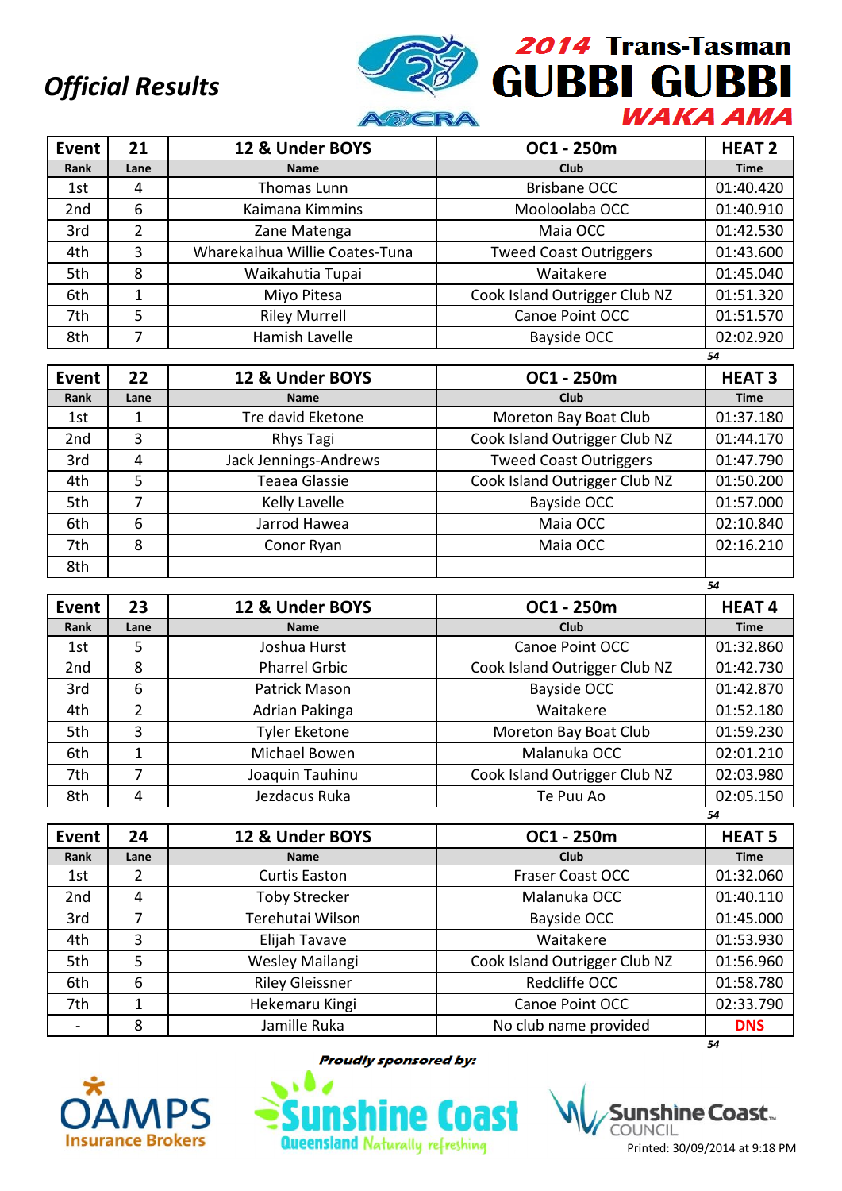*Official Results*

**2014 Trans-Tasman GUBBI GUBBI WAKA AMA**

| Event | 21 | 12 & Under BOYS | OC1 - 250m | HEAT 2 |
|---|---|---|---|---|
| Rank | Lane | Name | Club | Time |
| 1st | 4 | Thomas Lunn | Brisbane OCC | 01:40.420 |
| 2nd | 6 | Kaimana Kimmins | Mooloolaba OCC | 01:40.910 |
| 3rd | 2 | Zane Matenga | Maia OCC | 01:42.530 |
| 4th | 3 | Wharekaihua Willie Coates-Tuna | Tweed Coast Outriggers | 01:43.600 |
| 5th | 8 | Waikahutia Tupai | Waitakere | 01:45.040 |
| 6th | 1 | Miyo Pitesa | Cook Island Outrigger Club NZ | 01:51.320 |
| 7th | 5 | Riley Murrell | Canoe Point OCC | 01:51.570 |
| 8th | 7 | Hamish Lavelle | Bayside OCC | 02:02.920 |

54

| Event | 22 | 12 & Under BOYS | OC1 - 250m | HEAT 3 |
|---|---|---|---|---|
| Rank | Lane | Name | Club | Time |
| 1st | 1 | Tre david Eketone | Moreton Bay Boat Club | 01:37.180 |
| 2nd | 3 | Rhys Tagi | Cook Island Outrigger Club NZ | 01:44.170 |
| 3rd | 4 | Jack Jennings-Andrews | Tweed Coast Outriggers | 01:47.790 |
| 4th | 5 | Teaea Glassie | Cook Island Outrigger Club NZ | 01:50.200 |
| 5th | 7 | Kelly Lavelle | Bayside OCC | 01:57.000 |
| 6th | 6 | Jarrod Hawea | Maia OCC | 02:10.840 |
| 7th | 8 | Conor Ryan | Maia OCC | 02:16.210 |
| 8th | | | | |

54

| Event | 23 | 12 & Under BOYS | OC1 - 250m | HEAT 4 |
|---|---|---|---|---|
| Rank | Lane | Name | Club | Time |
| 1st | 5 | Joshua Hurst | Canoe Point OCC | 01:32.860 |
| 2nd | 8 | Pharrel Grbic | Cook Island Outrigger Club NZ | 01:42.730 |
| 3rd | 6 | Patrick Mason | Bayside OCC | 01:42.870 |
| 4th | 2 | Adrian Pakinga | Waitakere | 01:52.180 |
| 5th | 3 | Tyler Eketone | Moreton Bay Boat Club | 01:59.230 |
| 6th | 1 | Michael Bowen | Malanuka OCC | 02:01.210 |
| 7th | 7 | Joaquin Tauhinu | Cook Island Outrigger Club NZ | 02:03.980 |
| 8th | 4 | Jezdacus Ruka | Te Puu Ao | 02:05.150 |

54

| Event | 24 | 12 & Under BOYS | OC1 - 250m | HEAT 5 |
|---|---|---|---|---|
| Rank | Lane | Name | Club | Time |
| 1st | 2 | Curtis Easton | Fraser Coast OCC | 01:32.060 |
| 2nd | 4 | Toby Strecker | Malanuka OCC | 01:40.110 |
| 3rd | 7 | Terehutai Wilson | Bayside OCC | 01:45.000 |
| 4th | 3 | Elijah Tavave | Waitakere | 01:53.930 |
| 5th | 5 | Wesley Mailangi | Cook Island Outrigger Club NZ | 01:56.960 |
| 6th | 6 | Riley Gleissner | Redcliffe OCC | 01:58.780 |
| 7th | 1 | Hekemaru Kingi | Canoe Point OCC | 02:33.790 |
| - | 8 | Jamille Ruka | No club name provided | DNS |

54

*Proudly sponsored by:*

Printed: 30/09/2014 at 9:18 PM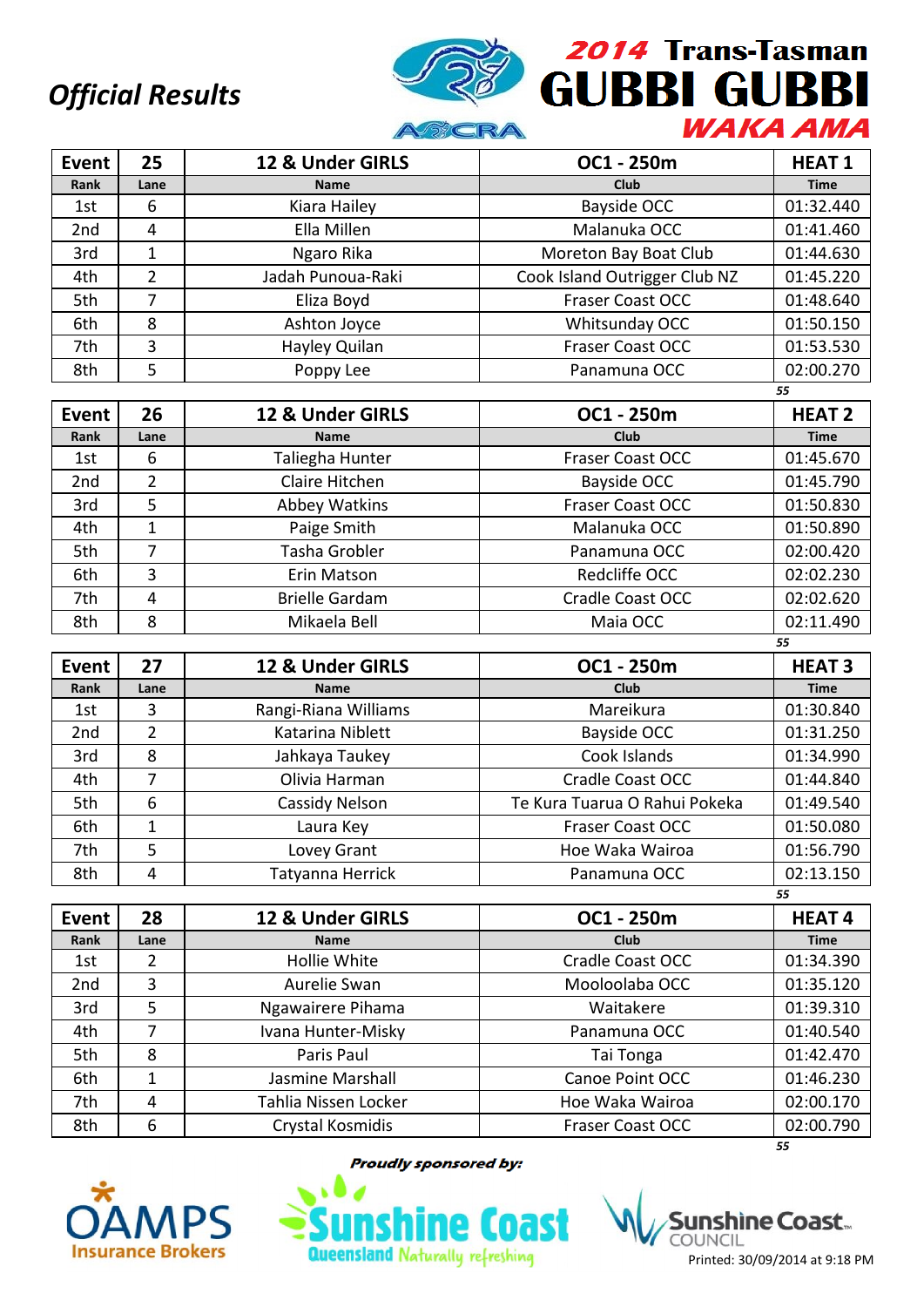# Official Results

## 2014 Trans-Tasman GUBBI GUBBI WAKA AMA

| Event | 25 | 12 & Under GIRLS | OC1 - 250m | HEAT 1 |
|---|---|---|---|---|
| Rank | Lane | Name | Club | Time |
| 1st | 6 | Kiara Hailey | Bayside OCC | 01:32.440 |
| 2nd | 4 | Ella Millen | Malanuka OCC | 01:41.460 |
| 3rd | 1 | Ngaro Rika | Moreton Bay Boat Club | 01:44.630 |
| 4th | 2 | Jadah Punoua-Raki | Cook Island Outrigger Club NZ | 01:45.220 |
| 5th | 7 | Eliza Boyd | Fraser Coast OCC | 01:48.640 |
| 6th | 8 | Ashton Joyce | Whitsunday OCC | 01:50.150 |
| 7th | 3 | Hayley Quilan | Fraser Coast OCC | 01:53.530 |
| 8th | 5 | Poppy Lee | Panamuna OCC | 02:00.270 |

55

| Event | 26 | 12 & Under GIRLS | OC1 - 250m | HEAT 2 |
|---|---|---|---|---|
| Rank | Lane | Name | Club | Time |
| 1st | 6 | Taliegha Hunter | Fraser Coast OCC | 01:45.670 |
| 2nd | 2 | Claire Hitchen | Bayside OCC | 01:45.790 |
| 3rd | 5 | Abbey Watkins | Fraser Coast OCC | 01:50.830 |
| 4th | 1 | Paige Smith | Malanuka OCC | 01:50.890 |
| 5th | 7 | Tasha Grobler | Panamuna OCC | 02:00.420 |
| 6th | 3 | Erin Matson | Redcliffe OCC | 02:02.230 |
| 7th | 4 | Brielle Gardam | Cradle Coast OCC | 02:02.620 |
| 8th | 8 | Mikaela Bell | Maia OCC | 02:11.490 |

55

| Event | 27 | 12 & Under GIRLS | OC1 - 250m | HEAT 3 |
|---|---|---|---|---|
| Rank | Lane | Name | Club | Time |
| 1st | 3 | Rangi-Riana Williams | Mareikura | 01:30.840 |
| 2nd | 2 | Katarina Niblett | Bayside OCC | 01:31.250 |
| 3rd | 8 | Jahkaya Taukey | Cook Islands | 01:34.990 |
| 4th | 7 | Olivia Harman | Cradle Coast OCC | 01:44.840 |
| 5th | 6 | Cassidy Nelson | Te Kura Tuarua O Rahui Pokeka | 01:49.540 |
| 6th | 1 | Laura Key | Fraser Coast OCC | 01:50.080 |
| 7th | 5 | Lovey Grant | Hoe Waka Wairoa | 01:56.790 |
| 8th | 4 | Tatyanna Herrick | Panamuna OCC | 02:13.150 |

55

| Event | 28 | 12 & Under GIRLS | OC1 - 250m | HEAT 4 |
|---|---|---|---|---|
| Rank | Lane | Name | Club | Time |
| 1st | 2 | Hollie White | Cradle Coast OCC | 01:34.390 |
| 2nd | 3 | Aurelie Swan | Mooloolaba OCC | 01:35.120 |
| 3rd | 5 | Ngawairere Pihama | Waitakere | 01:39.310 |
| 4th | 7 | Ivana Hunter-Misky | Panamuna OCC | 01:40.540 |
| 5th | 8 | Paris Paul | Tai Tonga | 01:42.470 |
| 6th | 1 | Jasmine Marshall | Canoe Point OCC | 01:46.230 |
| 7th | 4 | Tahlia Nissen Locker | Hoe Waka Wairoa | 02:00.170 |
| 8th | 6 | Crystal Kosmidis | Fraser Coast OCC | 02:00.790 |

55

*Proudly sponsored by:*

OAMPS Insurance Brokers — Sunshine Coast Queensland Naturally refreshing — Sunshine Coast Council

Printed: 30/09/2014 at 9:18 PM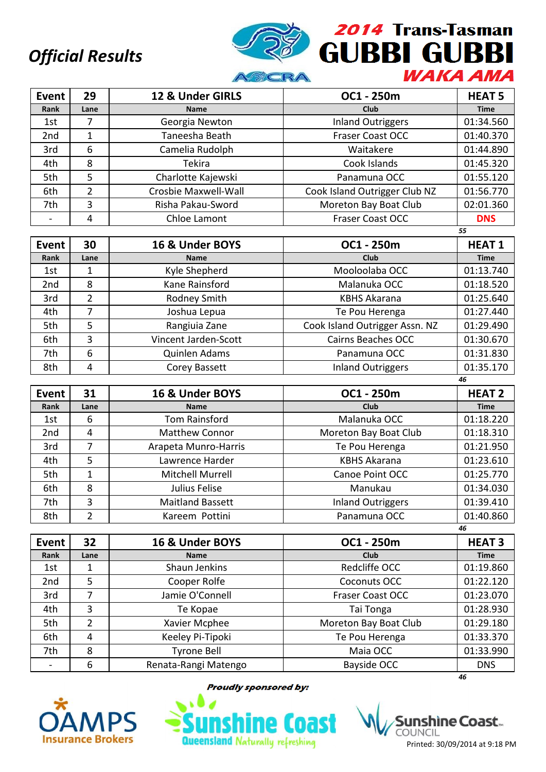## Official Results

# 2014 Trans-Tasman GUBBI GUBBI WAKA AMA

| Event | 29 | 12 & Under GIRLS | OC1 - 250m | HEAT 5 |
|---|---|---|---|---|
| Rank | Lane | Name | Club | Time |
| 1st | 7 | Georgia Newton | Inland Outriggers | 01:34.560 |
| 2nd | 1 | Taneesha Beath | Fraser Coast OCC | 01:40.370 |
| 3rd | 6 | Camelia Rudolph | Waitakere | 01:44.890 |
| 4th | 8 | Tekira | Cook Islands | 01:45.320 |
| 5th | 5 | Charlotte Kajewski | Panamuna OCC | 01:55.120 |
| 6th | 2 | Crosbie Maxwell-Wall | Cook Island Outrigger Club NZ | 01:56.770 |
| 7th | 3 | Risha Pakau-Sword | Moreton Bay Boat Club | 02:01.360 |
| - | 4 | Chloe Lamont | Fraser Coast OCC | DNS |

55

| Event | 30 | 16 & Under BOYS | OC1 - 250m | HEAT 1 |
|---|---|---|---|---|
| Rank | Lane | Name | Club | Time |
| 1st | 1 | Kyle Shepherd | Mooloolaba OCC | 01:13.740 |
| 2nd | 8 | Kane Rainsford | Malanuka OCC | 01:18.520 |
| 3rd | 2 | Rodney Smith | KBHS Akarana | 01:25.640 |
| 4th | 7 | Joshua Lepua | Te Pou Herenga | 01:27.440 |
| 5th | 5 | Rangiuia Zane | Cook Island Outrigger Assn. NZ | 01:29.490 |
| 6th | 3 | Vincent Jarden-Scott | Cairns Beaches OCC | 01:30.670 |
| 7th | 6 | Quinlen Adams | Panamuna OCC | 01:31.830 |
| 8th | 4 | Corey Bassett | Inland Outriggers | 01:35.170 |

46

| Event | 31 | 16 & Under BOYS | OC1 - 250m | HEAT 2 |
|---|---|---|---|---|
| Rank | Lane | Name | Club | Time |
| 1st | 6 | Tom Rainsford | Malanuka OCC | 01:18.220 |
| 2nd | 4 | Matthew Connor | Moreton Bay Boat Club | 01:18.310 |
| 3rd | 7 | Arapeta Munro-Harris | Te Pou Herenga | 01:21.950 |
| 4th | 5 | Lawrence Harder | KBHS Akarana | 01:23.610 |
| 5th | 1 | Mitchell Murrell | Canoe Point OCC | 01:25.770 |
| 6th | 8 | Julius Felise | Manukau | 01:34.030 |
| 7th | 3 | Maitland Bassett | Inland Outriggers | 01:39.410 |
| 8th | 2 | Kareem Pottini | Panamuna OCC | 01:40.860 |

46

| Event | 32 | 16 & Under BOYS | OC1 - 250m | HEAT 3 |
|---|---|---|---|---|
| Rank | Lane | Name | Club | Time |
| 1st | 1 | Shaun Jenkins | Redcliffe OCC | 01:19.860 |
| 2nd | 5 | Cooper Rolfe | Coconuts OCC | 01:22.120 |
| 3rd | 7 | Jamie O'Connell | Fraser Coast OCC | 01:23.070 |
| 4th | 3 | Te Kopae | Tai Tonga | 01:28.930 |
| 5th | 2 | Xavier Mcphee | Moreton Bay Boat Club | 01:29.180 |
| 6th | 4 | Keeley Pi-Tipoki | Te Pou Herenga | 01:33.370 |
| 7th | 8 | Tyrone Bell | Maia OCC | 01:33.990 |
| - | 6 | Renata-Rangi Matengo | Bayside OCC | DNS |

46

Proudly sponsored by:

OAMPS Insurance Brokers — Sunshine Coast Queensland Naturally refreshing — Sunshine Coast Council

Printed: 30/09/2014 at 9:18 PM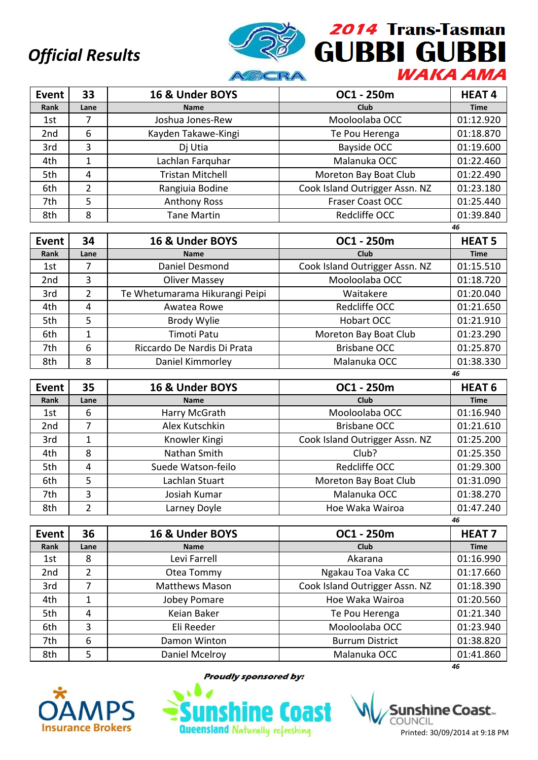# Official Results

## 2014 Trans-Tasman GUBBI GUBBI WAKA AMA

| Event | 33 | 16 & Under BOYS | OC1 - 250m | HEAT 4 |
|---|---|---|---|---|
| Rank | Lane | Name | Club | Time |
| 1st | 7 | Joshua Jones-Rew | Mooloolaba OCC | 01:12.920 |
| 2nd | 6 | Kayden Takawe-Kingi | Te Pou Herenga | 01:18.870 |
| 3rd | 3 | Dj Utia | Bayside OCC | 01:19.600 |
| 4th | 1 | Lachlan Farquhar | Malanuka OCC | 01:22.460 |
| 5th | 4 | Tristan Mitchell | Moreton Bay Boat Club | 01:22.490 |
| 6th | 2 | Rangiuia Bodine | Cook Island Outrigger Assn. NZ | 01:23.180 |
| 7th | 5 | Anthony Ross | Fraser Coast OCC | 01:25.440 |
| 8th | 8 | Tane Martin | Redcliffe OCC | 01:39.840 |

46

| Event | 34 | 16 & Under BOYS | OC1 - 250m | HEAT 5 |
|---|---|---|---|---|
| Rank | Lane | Name | Club | Time |
| 1st | 7 | Daniel Desmond | Cook Island Outrigger Assn. NZ | 01:15.510 |
| 2nd | 3 | Oliver Massey | Mooloolaba OCC | 01:18.720 |
| 3rd | 2 | Te Whetumarama Hikurangi Peipi | Waitakere | 01:20.040 |
| 4th | 4 | Awatea Rowe | Redcliffe OCC | 01:21.650 |
| 5th | 5 | Brody Wylie | Hobart OCC | 01:21.910 |
| 6th | 1 | Timoti Patu | Moreton Bay Boat Club | 01:23.290 |
| 7th | 6 | Riccardo De Nardis Di Prata | Brisbane OCC | 01:25.870 |
| 8th | 8 | Daniel Kimmorley | Malanuka OCC | 01:38.330 |

46

| Event | 35 | 16 & Under BOYS | OC1 - 250m | HEAT 6 |
|---|---|---|---|---|
| Rank | Lane | Name | Club | Time |
| 1st | 6 | Harry McGrath | Mooloolaba OCC | 01:16.940 |
| 2nd | 7 | Alex Kutschkin | Brisbane OCC | 01:21.610 |
| 3rd | 1 | Knowler Kingi | Cook Island Outrigger Assn. NZ | 01:25.200 |
| 4th | 8 | Nathan Smith | Club? | 01:25.350 |
| 5th | 4 | Suede Watson-feilo | Redcliffe OCC | 01:29.300 |
| 6th | 5 | Lachlan Stuart | Moreton Bay Boat Club | 01:31.090 |
| 7th | 3 | Josiah Kumar | Malanuka OCC | 01:38.270 |
| 8th | 2 | Larney Doyle | Hoe Waka Wairoa | 01:47.240 |

46

| Event | 36 | 16 & Under BOYS | OC1 - 250m | HEAT 7 |
|---|---|---|---|---|
| Rank | Lane | Name | Club | Time |
| 1st | 8 | Levi Farrell | Akarana | 01:16.990 |
| 2nd | 2 | Otea Tommy | Ngakau Toa Vaka CC | 01:17.660 |
| 3rd | 7 | Matthews Mason | Cook Island Outrigger Assn. NZ | 01:18.390 |
| 4th | 1 | Jobey Pomare | Hoe Waka Wairoa | 01:20.560 |
| 5th | 4 | Keian Baker | Te Pou Herenga | 01:21.340 |
| 6th | 3 | Eli Reeder | Mooloolaba OCC | 01:23.940 |
| 7th | 6 | Damon Winton | Burrum District | 01:38.820 |
| 8th | 5 | Daniel Mcelroy | Malanuka OCC | 01:41.860 |

46

Proudly sponsored by:

Printed: 30/09/2014 at 9:18 PM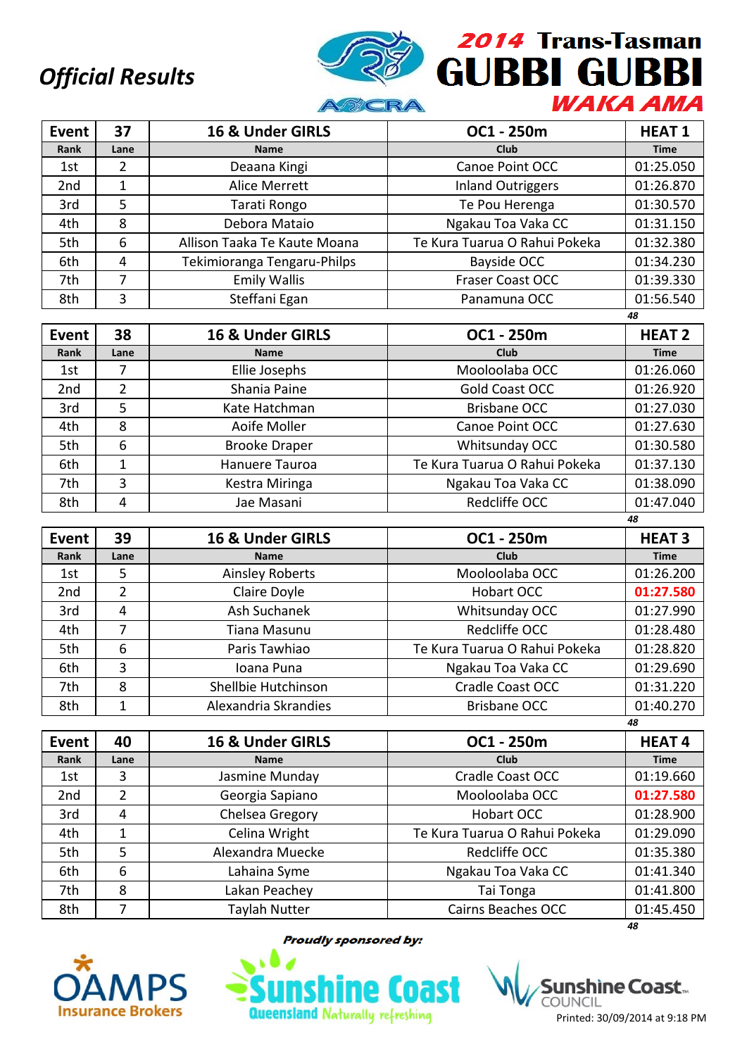# Official Results

## 2014 Trans-Tasman GUBBI GUBBI WAKA AMA

| Event | 37 | 16 & Under GIRLS | OC1 - 250m | HEAT 1 |
|---|---|---|---|---|
| Rank | Lane | Name | Club | Time |
| 1st | 2 | Deaana Kingi | Canoe Point OCC | 01:25.050 |
| 2nd | 1 | Alice Merrett | Inland Outriggers | 01:26.870 |
| 3rd | 5 | Tarati Rongo | Te Pou Herenga | 01:30.570 |
| 4th | 8 | Debora Mataio | Ngakau Toa Vaka CC | 01:31.150 |
| 5th | 6 | Allison Taaka Te Kaute Moana | Te Kura Tuarua O Rahui Pokeka | 01:32.380 |
| 6th | 4 | Tekimioranga Tengaru-Philps | Bayside OCC | 01:34.230 |
| 7th | 7 | Emily Wallis | Fraser Coast OCC | 01:39.330 |
| 8th | 3 | Steffani Egan | Panamuna OCC | 01:56.540 |

48

| Event | 38 | 16 & Under GIRLS | OC1 - 250m | HEAT 2 |
|---|---|---|---|---|
| Rank | Lane | Name | Club | Time |
| 1st | 7 | Ellie Josephs | Mooloolaba OCC | 01:26.060 |
| 2nd | 2 | Shania Paine | Gold Coast OCC | 01:26.920 |
| 3rd | 5 | Kate Hatchman | Brisbane OCC | 01:27.030 |
| 4th | 8 | Aoife Moller | Canoe Point OCC | 01:27.630 |
| 5th | 6 | Brooke Draper | Whitsunday OCC | 01:30.580 |
| 6th | 1 | Hanuere Tauroa | Te Kura Tuarua O Rahui Pokeka | 01:37.130 |
| 7th | 3 | Kestra Miringa | Ngakau Toa Vaka CC | 01:38.090 |
| 8th | 4 | Jae Masani | Redcliffe OCC | 01:47.040 |

48

| Event | 39 | 16 & Under GIRLS | OC1 - 250m | HEAT 3 |
|---|---|---|---|---|
| Rank | Lane | Name | Club | Time |
| 1st | 5 | Ainsley Roberts | Mooloolaba OCC | 01:26.200 |
| 2nd | 2 | Claire Doyle | Hobart OCC | 01:27.580 |
| 3rd | 4 | Ash Suchanek | Whitsunday OCC | 01:27.990 |
| 4th | 7 | Tiana Masunu | Redcliffe OCC | 01:28.480 |
| 5th | 6 | Paris Tawhiao | Te Kura Tuarua O Rahui Pokeka | 01:28.820 |
| 6th | 3 | Ioana Puna | Ngakau Toa Vaka CC | 01:29.690 |
| 7th | 8 | Shellbie Hutchinson | Cradle Coast OCC | 01:31.220 |
| 8th | 1 | Alexandria Skrandies | Brisbane OCC | 01:40.270 |

48

| Event | 40 | 16 & Under GIRLS | OC1 - 250m | HEAT 4 |
|---|---|---|---|---|
| Rank | Lane | Name | Club | Time |
| 1st | 3 | Jasmine Munday | Cradle Coast OCC | 01:19.660 |
| 2nd | 2 | Georgia Sapiano | Mooloolaba OCC | 01:27.580 |
| 3rd | 4 | Chelsea Gregory | Hobart OCC | 01:28.900 |
| 4th | 1 | Celina Wright | Te Kura Tuarua O Rahui Pokeka | 01:29.090 |
| 5th | 5 | Alexandra Muecke | Redcliffe OCC | 01:35.380 |
| 6th | 6 | Lahaina Syme | Ngakau Toa Vaka CC | 01:41.340 |
| 7th | 8 | Lakan Peachey | Tai Tonga | 01:41.800 |
| 8th | 7 | Taylah Nutter | Cairns Beaches OCC | 01:45.450 |

48

*Proudly sponsored by:*

OAMPS Insurance Brokers — Sunshine Coast Queensland Naturally refreshing — Sunshine Coast Council

Printed: 30/09/2014 at 9:18 PM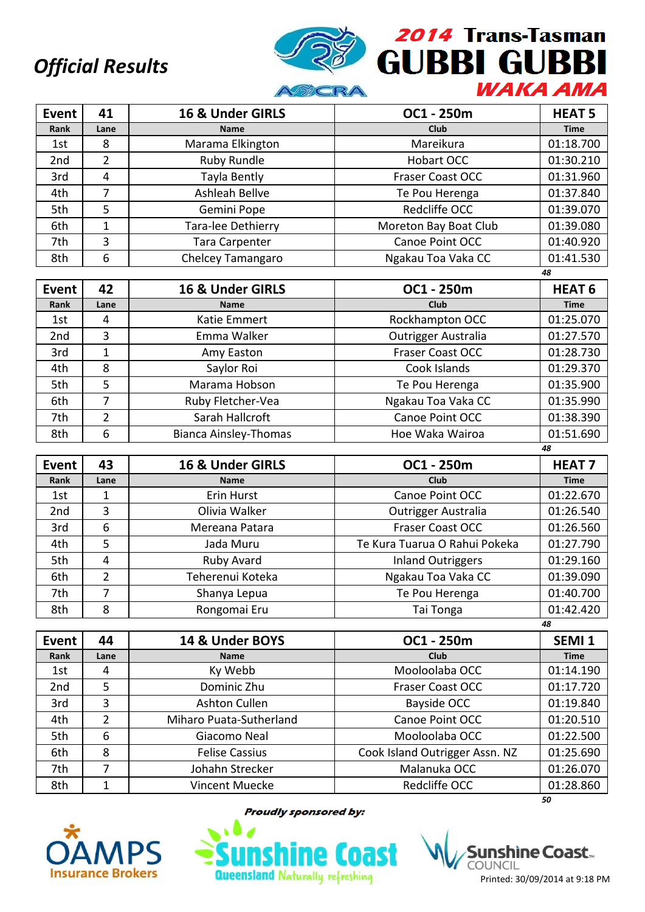*Official Results*

# 2014 Trans-Tasman GUBBI GUBBI WAKA AMA

| Event | 41 | 16 & Under GIRLS | OC1 - 250m | HEAT 5 |
|---|---|---|---|---|
| Rank | Lane | Name | Club | Time |
| 1st | 8 | Marama Elkington | Mareikura | 01:18.700 |
| 2nd | 2 | Ruby Rundle | Hobart OCC | 01:30.210 |
| 3rd | 4 | Tayla Bently | Fraser Coast OCC | 01:31.960 |
| 4th | 7 | Ashleah Bellve | Te Pou Herenga | 01:37.840 |
| 5th | 5 | Gemini Pope | Redcliffe OCC | 01:39.070 |
| 6th | 1 | Tara-lee Dethierry | Moreton Bay Boat Club | 01:39.080 |
| 7th | 3 | Tara Carpenter | Canoe Point OCC | 01:40.920 |
| 8th | 6 | Chelcey Tamangaro | Ngakau Toa Vaka CC | 01:41.530 |

*48*

| Event | 42 | 16 & Under GIRLS | OC1 - 250m | HEAT 6 |
|---|---|---|---|---|
| Rank | Lane | Name | Club | Time |
| 1st | 4 | Katie Emmert | Rockhampton OCC | 01:25.070 |
| 2nd | 3 | Emma Walker | Outrigger Australia | 01:27.570 |
| 3rd | 1 | Amy Easton | Fraser Coast OCC | 01:28.730 |
| 4th | 8 | Saylor Roi | Cook Islands | 01:29.370 |
| 5th | 5 | Marama Hobson | Te Pou Herenga | 01:35.900 |
| 6th | 7 | Ruby Fletcher-Vea | Ngakau Toa Vaka CC | 01:35.990 |
| 7th | 2 | Sarah Hallcroft | Canoe Point OCC | 01:38.390 |
| 8th | 6 | Bianca Ainsley-Thomas | Hoe Waka Wairoa | 01:51.690 |

*48*

| Event | 43 | 16 & Under GIRLS | OC1 - 250m | HEAT 7 |
|---|---|---|---|---|
| Rank | Lane | Name | Club | Time |
| 1st | 1 | Erin Hurst | Canoe Point OCC | 01:22.670 |
| 2nd | 3 | Olivia Walker | Outrigger Australia | 01:26.540 |
| 3rd | 6 | Mereana Patara | Fraser Coast OCC | 01:26.560 |
| 4th | 5 | Jada Muru | Te Kura Tuarua O Rahui Pokeka | 01:27.790 |
| 5th | 4 | Ruby Avard | Inland Outriggers | 01:29.160 |
| 6th | 2 | Teherenui Koteka | Ngakau Toa Vaka CC | 01:39.090 |
| 7th | 7 | Shanya Lepua | Te Pou Herenga | 01:40.700 |
| 8th | 8 | Rongomai Eru | Tai Tonga | 01:42.420 |

*48*

| Event | 44 | 14 & Under BOYS | OC1 - 250m | SEMI 1 |
|---|---|---|---|---|
| Rank | Lane | Name | Club | Time |
| 1st | 4 | Ky Webb | Mooloolaba OCC | 01:14.190 |
| 2nd | 5 | Dominic Zhu | Fraser Coast OCC | 01:17.720 |
| 3rd | 3 | Ashton Cullen | Bayside OCC | 01:19.840 |
| 4th | 2 | Miharo Puata-Sutherland | Canoe Point OCC | 01:20.510 |
| 5th | 6 | Giacomo Neal | Mooloolaba OCC | 01:22.500 |
| 6th | 8 | Felise Cassius | Cook Island Outrigger Assn. NZ | 01:25.690 |
| 7th | 7 | Johahn Strecker | Malanuka OCC | 01:26.070 |
| 8th | 1 | Vincent Muecke | Redcliffe OCC | 01:28.860 |

*50*

*Proudly sponsored by:*

OAMPS Insurance Brokers — Sunshine Coast Queensland Naturally refreshing — Sunshine Coast Council

Printed: 30/09/2014 at 9:18 PM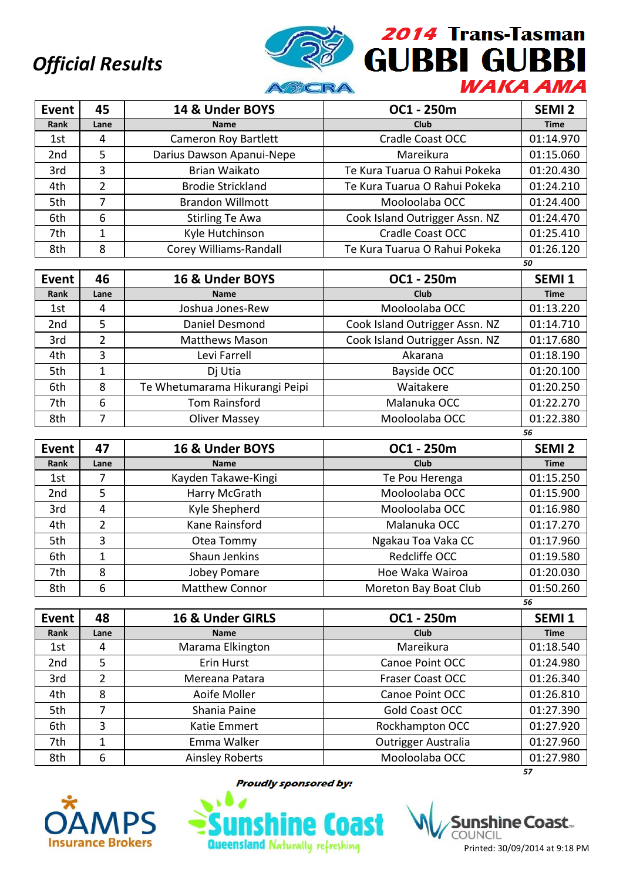# Official Results

## 2014 Trans-Tasman GUBBI GUBBI WAKA AMA

| Event | 45 | 14 & Under BOYS | OC1 - 250m | SEMI 2 |
|---|---|---|---|---|
| Rank | Lane | Name | Club | Time |
| 1st | 4 | Cameron Roy Bartlett | Cradle Coast OCC | 01:14.970 |
| 2nd | 5 | Darius Dawson Apanui-Nepe | Mareikura | 01:15.060 |
| 3rd | 3 | Brian Waikato | Te Kura Tuarua O Rahui Pokeka | 01:20.430 |
| 4th | 2 | Brodie Strickland | Te Kura Tuarua O Rahui Pokeka | 01:24.210 |
| 5th | 7 | Brandon Willmott | Mooloolaba OCC | 01:24.400 |
| 6th | 6 | Stirling Te Awa | Cook Island Outrigger Assn. NZ | 01:24.470 |
| 7th | 1 | Kyle Hutchinson | Cradle Coast OCC | 01:25.410 |
| 8th | 8 | Corey Williams-Randall | Te Kura Tuarua O Rahui Pokeka | 01:26.120 |

50

| Event | 46 | 16 & Under BOYS | OC1 - 250m | SEMI 1 |
|---|---|---|---|---|
| Rank | Lane | Name | Club | Time |
| 1st | 4 | Joshua Jones-Rew | Mooloolaba OCC | 01:13.220 |
| 2nd | 5 | Daniel Desmond | Cook Island Outrigger Assn. NZ | 01:14.710 |
| 3rd | 2 | Matthews Mason | Cook Island Outrigger Assn. NZ | 01:17.680 |
| 4th | 3 | Levi Farrell | Akarana | 01:18.190 |
| 5th | 1 | Dj Utia | Bayside OCC | 01:20.100 |
| 6th | 8 | Te Whetumarama Hikurangi Peipi | Waitakere | 01:20.250 |
| 7th | 6 | Tom Rainsford | Malanuka OCC | 01:22.270 |
| 8th | 7 | Oliver Massey | Mooloolaba OCC | 01:22.380 |

56

| Event | 47 | 16 & Under BOYS | OC1 - 250m | SEMI 2 |
|---|---|---|---|---|
| Rank | Lane | Name | Club | Time |
| 1st | 7 | Kayden Takawe-Kingi | Te Pou Herenga | 01:15.250 |
| 2nd | 5 | Harry McGrath | Mooloolaba OCC | 01:15.900 |
| 3rd | 4 | Kyle Shepherd | Mooloolaba OCC | 01:16.980 |
| 4th | 2 | Kane Rainsford | Malanuka OCC | 01:17.270 |
| 5th | 3 | Otea Tommy | Ngakau Toa Vaka CC | 01:17.960 |
| 6th | 1 | Shaun Jenkins | Redcliffe OCC | 01:19.580 |
| 7th | 8 | Jobey Pomare | Hoe Waka Wairoa | 01:20.030 |
| 8th | 6 | Matthew Connor | Moreton Bay Boat Club | 01:50.260 |

56

| Event | 48 | 16 & Under GIRLS | OC1 - 250m | SEMI 1 |
|---|---|---|---|---|
| Rank | Lane | Name | Club | Time |
| 1st | 4 | Marama Elkington | Mareikura | 01:18.540 |
| 2nd | 5 | Erin Hurst | Canoe Point OCC | 01:24.980 |
| 3rd | 2 | Mereana Patara | Fraser Coast OCC | 01:26.340 |
| 4th | 8 | Aoife Moller | Canoe Point OCC | 01:26.810 |
| 5th | 7 | Shania Paine | Gold Coast OCC | 01:27.390 |
| 6th | 3 | Katie Emmert | Rockhampton OCC | 01:27.920 |
| 7th | 1 | Emma Walker | Outrigger Australia | 01:27.960 |
| 8th | 6 | Ainsley Roberts | Mooloolaba OCC | 01:27.980 |

57

*Proudly sponsored by:*

OAMPS Insurance Brokers — Sunshine Coast Queensland Naturally refreshing — Sunshine Coast Council

Printed: 30/09/2014 at 9:18 PM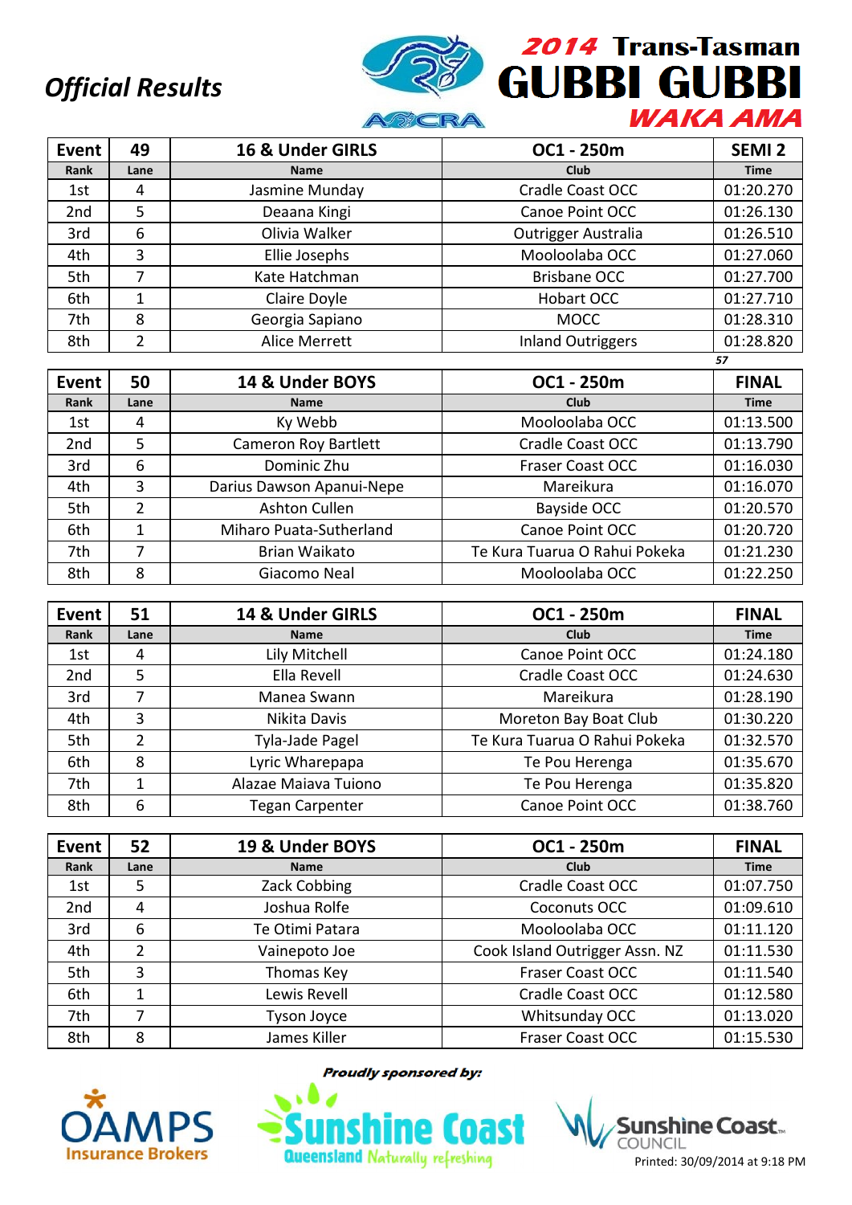# Official Results

## 2014 Trans-Tasman GUBBI GUBBI WAKA AMA

| Event | 49 | 16 & Under GIRLS | OC1 - 250m | SEMI 2 |
|---|---|---|---|---|
| Rank | Lane | Name | Club | Time |
| 1st | 4 | Jasmine Munday | Cradle Coast OCC | 01:20.270 |
| 2nd | 5 | Deaana Kingi | Canoe Point OCC | 01:26.130 |
| 3rd | 6 | Olivia Walker | Outrigger Australia | 01:26.510 |
| 4th | 3 | Ellie Josephs | Mooloolaba OCC | 01:27.060 |
| 5th | 7 | Kate Hatchman | Brisbane OCC | 01:27.700 |
| 6th | 1 | Claire Doyle | Hobart OCC | 01:27.710 |
| 7th | 8 | Georgia Sapiano | MOCC | 01:28.310 |
| 8th | 2 | Alice Merrett | Inland Outriggers | 01:28.820 |

57

| Event | 50 | 14 & Under BOYS | OC1 - 250m | FINAL |
|---|---|---|---|---|
| Rank | Lane | Name | Club | Time |
| 1st | 4 | Ky Webb | Mooloolaba OCC | 01:13.500 |
| 2nd | 5 | Cameron Roy Bartlett | Cradle Coast OCC | 01:13.790 |
| 3rd | 6 | Dominic Zhu | Fraser Coast OCC | 01:16.030 |
| 4th | 3 | Darius Dawson Apanui-Nepe | Mareikura | 01:16.070 |
| 5th | 2 | Ashton Cullen | Bayside OCC | 01:20.570 |
| 6th | 1 | Miharo Puata-Sutherland | Canoe Point OCC | 01:20.720 |
| 7th | 7 | Brian Waikato | Te Kura Tuarua O Rahui Pokeka | 01:21.230 |
| 8th | 8 | Giacomo Neal | Mooloolaba OCC | 01:22.250 |

| Event | 51 | 14 & Under GIRLS | OC1 - 250m | FINAL |
|---|---|---|---|---|
| Rank | Lane | Name | Club | Time |
| 1st | 4 | Lily Mitchell | Canoe Point OCC | 01:24.180 |
| 2nd | 5 | Ella Revell | Cradle Coast OCC | 01:24.630 |
| 3rd | 7 | Manea Swann | Mareikura | 01:28.190 |
| 4th | 3 | Nikita Davis | Moreton Bay Boat Club | 01:30.220 |
| 5th | 2 | Tyla-Jade Pagel | Te Kura Tuarua O Rahui Pokeka | 01:32.570 |
| 6th | 8 | Lyric Wharepapa | Te Pou Herenga | 01:35.670 |
| 7th | 1 | Alazae Maiava Tuiono | Te Pou Herenga | 01:35.820 |
| 8th | 6 | Tegan Carpenter | Canoe Point OCC | 01:38.760 |

| Event | 52 | 19 & Under BOYS | OC1 - 250m | FINAL |
|---|---|---|---|---|
| Rank | Lane | Name | Club | Time |
| 1st | 5 | Zack Cobbing | Cradle Coast OCC | 01:07.750 |
| 2nd | 4 | Joshua Rolfe | Coconuts OCC | 01:09.610 |
| 3rd | 6 | Te Otimi Patara | Mooloolaba OCC | 01:11.120 |
| 4th | 2 | Vainepoto Joe | Cook Island Outrigger Assn. NZ | 01:11.530 |
| 5th | 3 | Thomas Key | Fraser Coast OCC | 01:11.540 |
| 6th | 1 | Lewis Revell | Cradle Coast OCC | 01:12.580 |
| 7th | 7 | Tyson Joyce | Whitsunday OCC | 01:13.020 |
| 8th | 8 | James Killer | Fraser Coast OCC | 01:15.530 |

Proudly sponsored by:

OAMPS Insurance Brokers

Sunshine Coast Queensland Naturally refreshing

Sunshine Coast Council

Printed: 30/09/2014 at 9:18 PM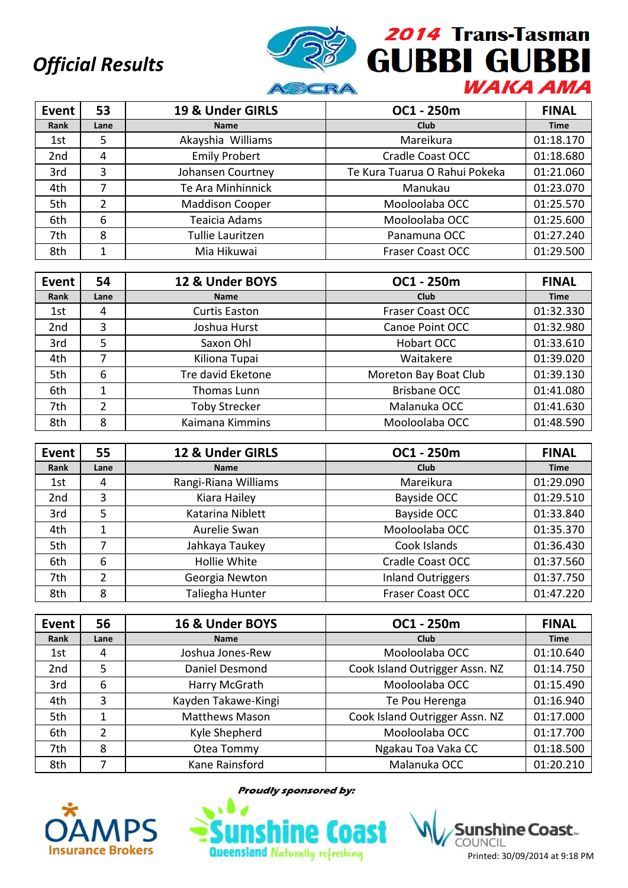*Official Results*

**2014 Trans-Tasman GUBBI GUBBI WAKA AMA**

AOCRA

| Event | 53 | 19 & Under GIRLS | OC1 - 250m | FINAL |
|---|---|---|---|---|
| Rank | Lane | Name | Club | Time |
| 1st | 5 | Akayshia Williams | Mareikura | 01:18.170 |
| 2nd | 4 | Emily Probert | Cradle Coast OCC | 01:18.680 |
| 3rd | 3 | Johansen Courtney | Te Kura Tuarua O Rahui Pokeka | 01:21.060 |
| 4th | 7 | Te Ara Minhinnick | Manukau | 01:23.070 |
| 5th | 2 | Maddison Cooper | Mooloolaba OCC | 01:25.570 |
| 6th | 6 | Teaicia Adams | Mooloolaba OCC | 01:25.600 |
| 7th | 8 | Tullie Lauritzen | Panamuna OCC | 01:27.240 |
| 8th | 1 | Mia Hikuwai | Fraser Coast OCC | 01:29.500 |

| Event | 54 | 12 & Under BOYS | OC1 - 250m | FINAL |
|---|---|---|---|---|
| Rank | Lane | Name | Club | Time |
| 1st | 4 | Curtis Easton | Fraser Coast OCC | 01:32.330 |
| 2nd | 3 | Joshua Hurst | Canoe Point OCC | 01:32.980 |
| 3rd | 5 | Saxon Ohl | Hobart OCC | 01:33.610 |
| 4th | 7 | Kiliona Tupai | Waitakere | 01:39.020 |
| 5th | 6 | Tre david Eketone | Moreton Bay Boat Club | 01:39.130 |
| 6th | 1 | Thomas Lunn | Brisbane OCC | 01:41.080 |
| 7th | 2 | Toby Strecker | Malanuka OCC | 01:41.630 |
| 8th | 8 | Kaimana Kimmins | Mooloolaba OCC | 01:48.590 |

| Event | 55 | 12 & Under GIRLS | OC1 - 250m | FINAL |
|---|---|---|---|---|
| Rank | Lane | Name | Club | Time |
| 1st | 4 | Rangi-Riana Williams | Mareikura | 01:29.090 |
| 2nd | 3 | Kiara Hailey | Bayside OCC | 01:29.510 |
| 3rd | 5 | Katarina Niblett | Bayside OCC | 01:33.840 |
| 4th | 1 | Aurelie Swan | Mooloolaba OCC | 01:35.370 |
| 5th | 7 | Jahkaya Taukey | Cook Islands | 01:36.430 |
| 6th | 6 | Hollie White | Cradle Coast OCC | 01:37.560 |
| 7th | 2 | Georgia Newton | Inland Outriggers | 01:37.750 |
| 8th | 8 | Taliegha Hunter | Fraser Coast OCC | 01:47.220 |

| Event | 56 | 16 & Under BOYS | OC1 - 250m | FINAL |
|---|---|---|---|---|
| Rank | Lane | Name | Club | Time |
| 1st | 4 | Joshua Jones-Rew | Mooloolaba OCC | 01:10.640 |
| 2nd | 5 | Daniel Desmond | Cook Island Outrigger Assn. NZ | 01:14.750 |
| 3rd | 6 | Harry McGrath | Mooloolaba OCC | 01:15.490 |
| 4th | 3 | Kayden Takawe-Kingi | Te Pou Herenga | 01:16.940 |
| 5th | 1 | Matthews Mason | Cook Island Outrigger Assn. NZ | 01:17.000 |
| 6th | 2 | Kyle Shepherd | Mooloolaba OCC | 01:17.700 |
| 7th | 8 | Otea Tommy | Ngakau Toa Vaka CC | 01:18.500 |
| 8th | 7 | Kane Rainsford | Malanuka OCC | 01:20.210 |

*Proudly sponsored by:*

OAMPS Insurance Brokers | Sunshine Coast Queensland Naturally refreshing | Sunshine Coast Council

Printed: 30/09/2014 at 9:18 PM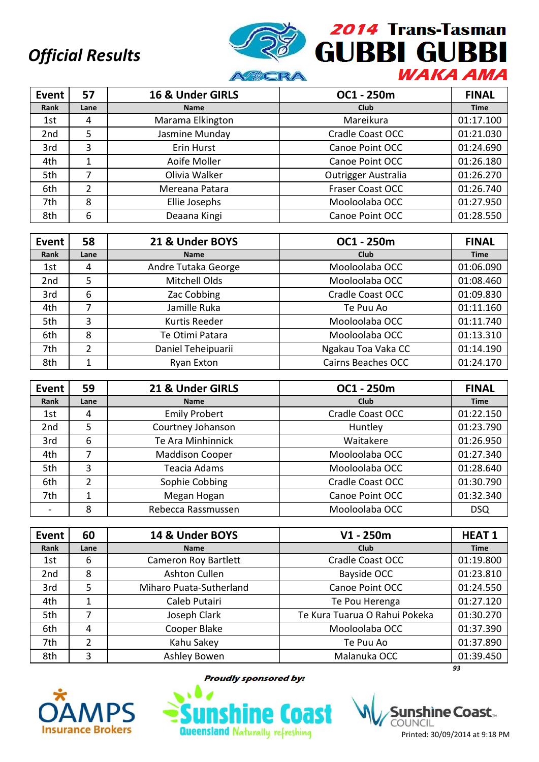*Official Results*

**2014 Trans-Tasman GUBBI GUBBI WAKA AMA**

| Event | 57 | 16 & Under GIRLS | OC1 - 250m | FINAL |
|---|---|---|---|---|
| Rank | Lane | Name | Club | Time |
| 1st | 4 | Marama Elkington | Mareikura | 01:17.100 |
| 2nd | 5 | Jasmine Munday | Cradle Coast OCC | 01:21.030 |
| 3rd | 3 | Erin Hurst | Canoe Point OCC | 01:24.690 |
| 4th | 1 | Aoife Moller | Canoe Point OCC | 01:26.180 |
| 5th | 7 | Olivia Walker | Outrigger Australia | 01:26.270 |
| 6th | 2 | Mereana Patara | Fraser Coast OCC | 01:26.740 |
| 7th | 8 | Ellie Josephs | Mooloolaba OCC | 01:27.950 |
| 8th | 6 | Deaana Kingi | Canoe Point OCC | 01:28.550 |

| Event | 58 | 21 & Under BOYS | OC1 - 250m | FINAL |
|---|---|---|---|---|
| Rank | Lane | Name | Club | Time |
| 1st | 4 | Andre Tutaka George | Mooloolaba OCC | 01:06.090 |
| 2nd | 5 | Mitchell Olds | Mooloolaba OCC | 01:08.460 |
| 3rd | 6 | Zac Cobbing | Cradle Coast OCC | 01:09.830 |
| 4th | 7 | Jamille Ruka | Te Puu Ao | 01:11.160 |
| 5th | 3 | Kurtis Reeder | Mooloolaba OCC | 01:11.740 |
| 6th | 8 | Te Otimi Patara | Mooloolaba OCC | 01:13.310 |
| 7th | 2 | Daniel Teheipuarii | Ngakau Toa Vaka CC | 01:14.190 |
| 8th | 1 | Ryan Exton | Cairns Beaches OCC | 01:24.170 |

| Event | 59 | 21 & Under GIRLS | OC1 - 250m | FINAL |
|---|---|---|---|---|
| Rank | Lane | Name | Club | Time |
| 1st | 4 | Emily Probert | Cradle Coast OCC | 01:22.150 |
| 2nd | 5 | Courtney Johanson | Huntley | 01:23.790 |
| 3rd | 6 | Te Ara Minhinnick | Waitakere | 01:26.950 |
| 4th | 7 | Maddison Cooper | Mooloolaba OCC | 01:27.340 |
| 5th | 3 | Teacia Adams | Mooloolaba OCC | 01:28.640 |
| 6th | 2 | Sophie Cobbing | Cradle Coast OCC | 01:30.790 |
| 7th | 1 | Megan Hogan | Canoe Point OCC | 01:32.340 |
| - | 8 | Rebecca Rassmussen | Mooloolaba OCC | DSQ |

| Event | 60 | 14 & Under BOYS | V1 - 250m | HEAT 1 |
|---|---|---|---|---|
| Rank | Lane | Name | Club | Time |
| 1st | 6 | Cameron Roy Bartlett | Cradle Coast OCC | 01:19.800 |
| 2nd | 8 | Ashton Cullen | Bayside OCC | 01:23.810 |
| 3rd | 5 | Miharo Puata-Sutherland | Canoe Point OCC | 01:24.550 |
| 4th | 1 | Caleb Putairi | Te Pou Herenga | 01:27.120 |
| 5th | 7 | Joseph Clark | Te Kura Tuarua O Rahui Pokeka | 01:30.270 |
| 6th | 4 | Cooper Blake | Mooloolaba OCC | 01:37.390 |
| 7th | 2 | Kahu Sakey | Te Puu Ao | 01:37.890 |
| 8th | 3 | Ashley Bowen | Malanuka OCC | 01:39.450 |

*Proudly sponsored by:*

OAMPS Insurance Brokers — Sunshine Coast Queensland Naturally refreshing — Sunshine Coast Council

Printed: 30/09/2014 at 9:18 PM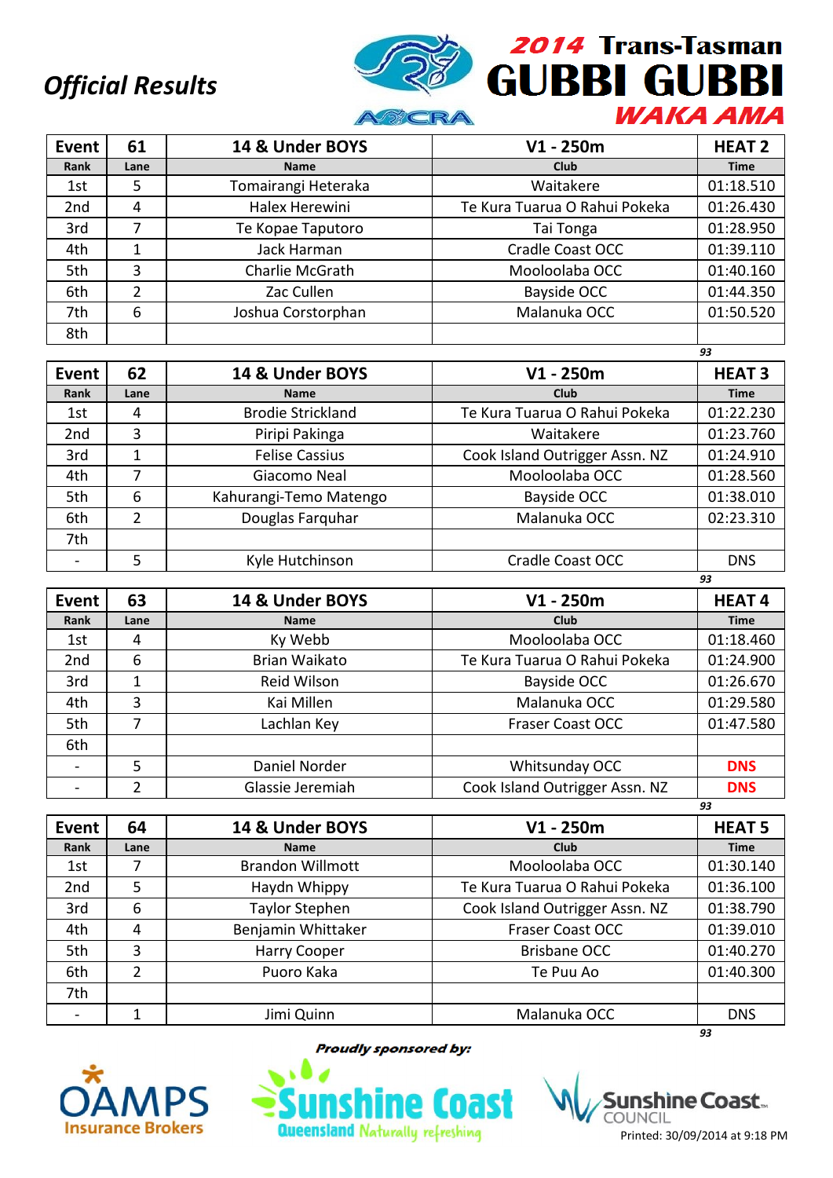# Official Results

## 2014 Trans-Tasman GUBBI GUBBI WAKA AMA

| Event | 61 | 14 & Under BOYS | V1 - 250m | HEAT 2 |
|---|---|---|---|---|
| Rank | Lane | Name | Club | Time |
| 1st | 5 | Tomairangi Heteraka | Waitakere | 01:18.510 |
| 2nd | 4 | Halex Herewini | Te Kura Tuarua O Rahui Pokeka | 01:26.430 |
| 3rd | 7 | Te Kopae Taputoro | Tai Tonga | 01:28.950 |
| 4th | 1 | Jack Harman | Cradle Coast OCC | 01:39.110 |
| 5th | 3 | Charlie McGrath | Mooloolaba OCC | 01:40.160 |
| 6th | 2 | Zac Cullen | Bayside OCC | 01:44.350 |
| 7th | 6 | Joshua Corstorphan | Malanuka OCC | 01:50.520 |
| 8th | | | | |

93

| Event | 62 | 14 & Under BOYS | V1 - 250m | HEAT 3 |
|---|---|---|---|---|
| Rank | Lane | Name | Club | Time |
| 1st | 4 | Brodie Strickland | Te Kura Tuarua O Rahui Pokeka | 01:22.230 |
| 2nd | 3 | Piripi Pakinga | Waitakere | 01:23.760 |
| 3rd | 1 | Felise Cassius | Cook Island Outrigger Assn. NZ | 01:24.910 |
| 4th | 7 | Giacomo Neal | Mooloolaba OCC | 01:28.560 |
| 5th | 6 | Kahurangi-Temo Matengo | Bayside OCC | 01:38.010 |
| 6th | 2 | Douglas Farquhar | Malanuka OCC | 02:23.310 |
| 7th | | | | |
| - | 5 | Kyle Hutchinson | Cradle Coast OCC | DNS |

93

| Event | 63 | 14 & Under BOYS | V1 - 250m | HEAT 4 |
|---|---|---|---|---|
| Rank | Lane | Name | Club | Time |
| 1st | 4 | Ky Webb | Mooloolaba OCC | 01:18.460 |
| 2nd | 6 | Brian Waikato | Te Kura Tuarua O Rahui Pokeka | 01:24.900 |
| 3rd | 1 | Reid Wilson | Bayside OCC | 01:26.670 |
| 4th | 3 | Kai Millen | Malanuka OCC | 01:29.580 |
| 5th | 7 | Lachlan Key | Fraser Coast OCC | 01:47.580 |
| 6th | | | | |
| - | 5 | Daniel Norder | Whitsunday OCC | DNS |
| - | 2 | Glassie Jeremiah | Cook Island Outrigger Assn. NZ | DNS |

93

| Event | 64 | 14 & Under BOYS | V1 - 250m | HEAT 5 |
|---|---|---|---|---|
| Rank | Lane | Name | Club | Time |
| 1st | 7 | Brandon Willmott | Mooloolaba OCC | 01:30.140 |
| 2nd | 5 | Haydn Whippy | Te Kura Tuarua O Rahui Pokeka | 01:36.100 |
| 3rd | 6 | Taylor Stephen | Cook Island Outrigger Assn. NZ | 01:38.790 |
| 4th | 4 | Benjamin Whittaker | Fraser Coast OCC | 01:39.010 |
| 5th | 3 | Harry Cooper | Brisbane OCC | 01:40.270 |
| 6th | 2 | Puoro Kaka | Te Puu Ao | 01:40.300 |
| 7th | | | | |
| - | 1 | Jimi Quinn | Malanuka OCC | DNS |

93

Proudly sponsored by:

OAMPS Insurance Brokers — Sunshine Coast Queensland Naturally refreshing — Sunshine Coast Council

Printed: 30/09/2014 at 9:18 PM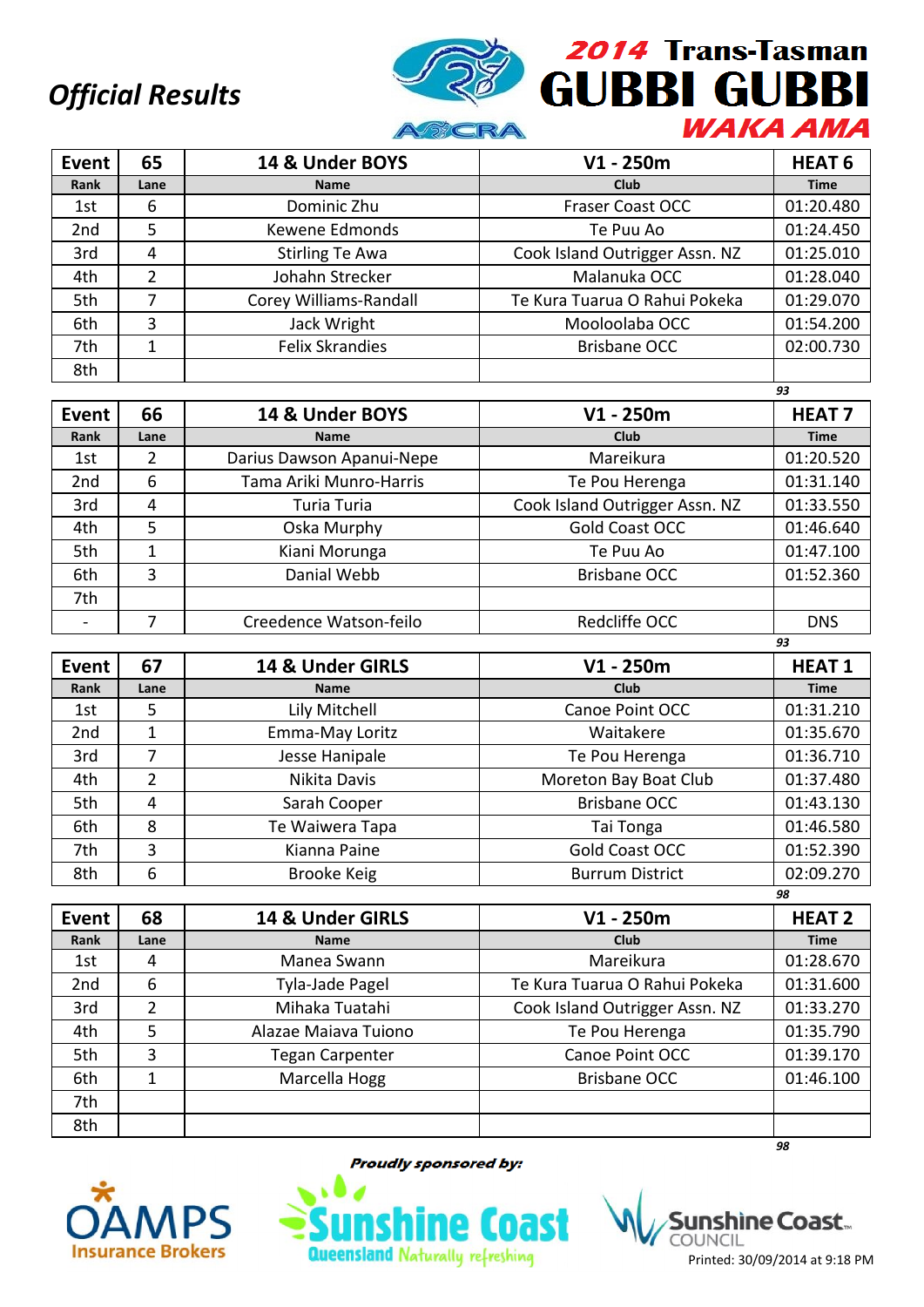# Official Results

## 2014 Trans-Tasman GUBBI GUBBI WAKA AMA

| Event | 65 | 14 & Under BOYS | V1 - 250m | HEAT 6 |
|---|---|---|---|---|
| Rank | Lane | Name | Club | Time |
| 1st | 6 | Dominic Zhu | Fraser Coast OCC | 01:20.480 |
| 2nd | 5 | Kewene Edmonds | Te Puu Ao | 01:24.450 |
| 3rd | 4 | Stirling Te Awa | Cook Island Outrigger Assn. NZ | 01:25.010 |
| 4th | 2 | Johahn Strecker | Malanuka OCC | 01:28.040 |
| 5th | 7 | Corey Williams-Randall | Te Kura Tuarua O Rahui Pokeka | 01:29.070 |
| 6th | 3 | Jack Wright | Mooloolaba OCC | 01:54.200 |
| 7th | 1 | Felix Skrandies | Brisbane OCC | 02:00.730 |
| 8th | | | | |

93

| Event | 66 | 14 & Under BOYS | V1 - 250m | HEAT 7 |
|---|---|---|---|---|
| Rank | Lane | Name | Club | Time |
| 1st | 2 | Darius Dawson Apanui-Nepe | Mareikura | 01:20.520 |
| 2nd | 6 | Tama Ariki Munro-Harris | Te Pou Herenga | 01:31.140 |
| 3rd | 4 | Turia Turia | Cook Island Outrigger Assn. NZ | 01:33.550 |
| 4th | 5 | Oska Murphy | Gold Coast OCC | 01:46.640 |
| 5th | 1 | Kiani Morunga | Te Puu Ao | 01:47.100 |
| 6th | 3 | Danial Webb | Brisbane OCC | 01:52.360 |
| 7th | | | | |
| - | 7 | Creedence Watson-feilo | Redcliffe OCC | DNS |

93

| Event | 67 | 14 & Under GIRLS | V1 - 250m | HEAT 1 |
|---|---|---|---|---|
| Rank | Lane | Name | Club | Time |
| 1st | 5 | Lily Mitchell | Canoe Point OCC | 01:31.210 |
| 2nd | 1 | Emma-May Loritz | Waitakere | 01:35.670 |
| 3rd | 7 | Jesse Hanipale | Te Pou Herenga | 01:36.710 |
| 4th | 2 | Nikita Davis | Moreton Bay Boat Club | 01:37.480 |
| 5th | 4 | Sarah Cooper | Brisbane OCC | 01:43.130 |
| 6th | 8 | Te Waiwera Tapa | Tai Tonga | 01:46.580 |
| 7th | 3 | Kianna Paine | Gold Coast OCC | 01:52.390 |
| 8th | 6 | Brooke Keig | Burrum District | 02:09.270 |

98

| Event | 68 | 14 & Under GIRLS | V1 - 250m | HEAT 2 |
|---|---|---|---|---|
| Rank | Lane | Name | Club | Time |
| 1st | 4 | Manea Swann | Mareikura | 01:28.670 |
| 2nd | 6 | Tyla-Jade Pagel | Te Kura Tuarua O Rahui Pokeka | 01:31.600 |
| 3rd | 2 | Mihaka Tuatahi | Cook Island Outrigger Assn. NZ | 01:33.270 |
| 4th | 5 | Alazae Maiava Tuiono | Te Pou Herenga | 01:35.790 |
| 5th | 3 | Tegan Carpenter | Canoe Point OCC | 01:39.170 |
| 6th | 1 | Marcella Hogg | Brisbane OCC | 01:46.100 |
| 7th | | | | |
| 8th | | | | |

98

*Proudly sponsored by:*

OAMPS Insurance Brokers — Sunshine Coast Queensland Naturally refreshing — Sunshine Coast Council

Printed: 30/09/2014 at 9:18 PM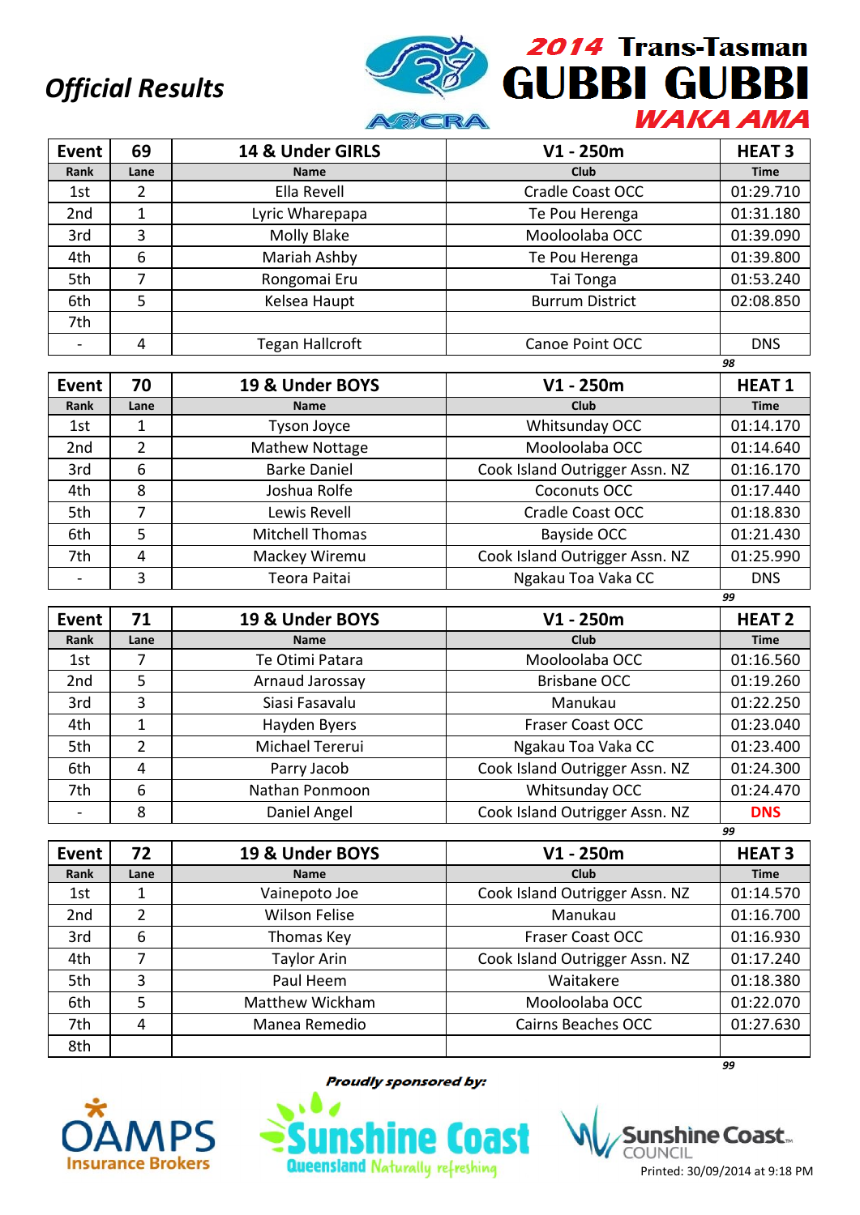# Official Results

## 2014 Trans-Tasman GUBBI GUBBI WAKA AMA

| Event | 69 | 14 & Under GIRLS | V1 - 250m | HEAT 3 |
|---|---|---|---|---|
| Rank | Lane | Name | Club | Time |
| 1st | 2 | Ella Revell | Cradle Coast OCC | 01:29.710 |
| 2nd | 1 | Lyric Wharepapa | Te Pou Herenga | 01:31.180 |
| 3rd | 3 | Molly Blake | Mooloolaba OCC | 01:39.090 |
| 4th | 6 | Mariah Ashby | Te Pou Herenga | 01:39.800 |
| 5th | 7 | Rongomai Eru | Tai Tonga | 01:53.240 |
| 6th | 5 | Kelsea Haupt | Burrum District | 02:08.850 |
| 7th | | | | |
| - | 4 | Tegan Hallcroft | Canoe Point OCC | DNS |

98

| Event | 70 | 19 & Under BOYS | V1 - 250m | HEAT 1 |
|---|---|---|---|---|
| Rank | Lane | Name | Club | Time |
| 1st | 1 | Tyson Joyce | Whitsunday OCC | 01:14.170 |
| 2nd | 2 | Mathew Nottage | Mooloolaba OCC | 01:14.640 |
| 3rd | 6 | Barke Daniel | Cook Island Outrigger Assn. NZ | 01:16.170 |
| 4th | 8 | Joshua Rolfe | Coconuts OCC | 01:17.440 |
| 5th | 7 | Lewis Revell | Cradle Coast OCC | 01:18.830 |
| 6th | 5 | Mitchell Thomas | Bayside OCC | 01:21.430 |
| 7th | 4 | Mackey Wiremu | Cook Island Outrigger Assn. NZ | 01:25.990 |
| - | 3 | Teora Paitai | Ngakau Toa Vaka CC | DNS |

99

| Event | 71 | 19 & Under BOYS | V1 - 250m | HEAT 2 |
|---|---|---|---|---|
| Rank | Lane | Name | Club | Time |
| 1st | 7 | Te Otimi Patara | Mooloolaba OCC | 01:16.560 |
| 2nd | 5 | Arnaud Jarossay | Brisbane OCC | 01:19.260 |
| 3rd | 3 | Siasi Fasavalu | Manukau | 01:22.250 |
| 4th | 1 | Hayden Byers | Fraser Coast OCC | 01:23.040 |
| 5th | 2 | Michael Tererui | Ngakau Toa Vaka CC | 01:23.400 |
| 6th | 4 | Parry Jacob | Cook Island Outrigger Assn. NZ | 01:24.300 |
| 7th | 6 | Nathan Ponmoon | Whitsunday OCC | 01:24.470 |
| - | 8 | Daniel Angel | Cook Island Outrigger Assn. NZ | DNS |

99

| Event | 72 | 19 & Under BOYS | V1 - 250m | HEAT 3 |
|---|---|---|---|---|
| Rank | Lane | Name | Club | Time |
| 1st | 1 | Vainepoto Joe | Cook Island Outrigger Assn. NZ | 01:14.570 |
| 2nd | 2 | Wilson Felise | Manukau | 01:16.700 |
| 3rd | 6 | Thomas Key | Fraser Coast OCC | 01:16.930 |
| 4th | 7 | Taylor Arin | Cook Island Outrigger Assn. NZ | 01:17.240 |
| 5th | 3 | Paul Heem | Waitakere | 01:18.380 |
| 6th | 5 | Matthew Wickham | Mooloolaba OCC | 01:22.070 |
| 7th | 4 | Manea Remedio | Cairns Beaches OCC | 01:27.630 |
| 8th | | | | |

99

*Proudly sponsored by:*

OAMPS Insurance Brokers · Sunshine Coast Queensland Naturally refreshing · Sunshine Coast Council

Printed: 30/09/2014 at 9:18 PM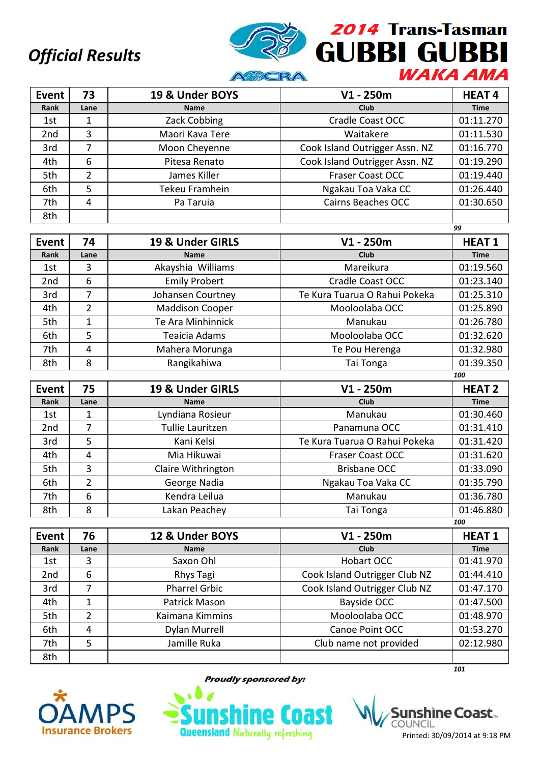*Official Results*

**2014 Trans-Tasman GUBBI GUBBI WAKA AMA**

| Event | 73 | 19 & Under BOYS | V1 - 250m | HEAT 4 |
|---|---|---|---|---|
| Rank | Lane | Name | Club | Time |
| 1st | 1 | Zack Cobbing | Cradle Coast OCC | 01:11.270 |
| 2nd | 3 | Maori Kava Tere | Waitakere | 01:11.530 |
| 3rd | 7 | Moon Cheyenne | Cook Island Outrigger Assn. NZ | 01:16.770 |
| 4th | 6 | Pitesa Renato | Cook Island Outrigger Assn. NZ | 01:19.290 |
| 5th | 2 | James Killer | Fraser Coast OCC | 01:19.440 |
| 6th | 5 | Tekeu Framhein | Ngakau Toa Vaka CC | 01:26.440 |
| 7th | 4 | Pa Taruia | Cairns Beaches OCC | 01:30.650 |
| 8th | | | | |

99

| Event | 74 | 19 & Under GIRLS | V1 - 250m | HEAT 1 |
|---|---|---|---|---|
| Rank | Lane | Name | Club | Time |
| 1st | 3 | Akayshia Williams | Mareikura | 01:19.560 |
| 2nd | 6 | Emily Probert | Cradle Coast OCC | 01:23.140 |
| 3rd | 7 | Johansen Courtney | Te Kura Tuarua O Rahui Pokeka | 01:25.310 |
| 4th | 2 | Maddison Cooper | Mooloolaba OCC | 01:25.890 |
| 5th | 1 | Te Ara Minhinnick | Manukau | 01:26.780 |
| 6th | 5 | Teaicia Adams | Mooloolaba OCC | 01:32.620 |
| 7th | 4 | Mahera Morunga | Te Pou Herenga | 01:32.980 |
| 8th | 8 | Rangikahiwa | Tai Tonga | 01:39.350 |

100

| Event | 75 | 19 & Under GIRLS | V1 - 250m | HEAT 2 |
|---|---|---|---|---|
| Rank | Lane | Name | Club | Time |
| 1st | 1 | Lyndiana Rosieur | Manukau | 01:30.460 |
| 2nd | 7 | Tullie Lauritzen | Panamuna OCC | 01:31.410 |
| 3rd | 5 | Kani Kelsi | Te Kura Tuarua O Rahui Pokeka | 01:31.420 |
| 4th | 4 | Mia Hikuwai | Fraser Coast OCC | 01:31.620 |
| 5th | 3 | Claire Withrington | Brisbane OCC | 01:33.090 |
| 6th | 2 | George Nadia | Ngakau Toa Vaka CC | 01:35.790 |
| 7th | 6 | Kendra Leilua | Manukau | 01:36.780 |
| 8th | 8 | Lakan Peachey | Tai Tonga | 01:46.880 |

100

| Event | 76 | 12 & Under BOYS | V1 - 250m | HEAT 1 |
|---|---|---|---|---|
| Rank | Lane | Name | Club | Time |
| 1st | 3 | Saxon Ohl | Hobart OCC | 01:41.970 |
| 2nd | 6 | Rhys Tagi | Cook Island Outrigger Club NZ | 01:44.410 |
| 3rd | 7 | Pharrel Grbic | Cook Island Outrigger Club NZ | 01:47.170 |
| 4th | 1 | Patrick Mason | Bayside OCC | 01:47.500 |
| 5th | 2 | Kaimana Kimmins | Mooloolaba OCC | 01:48.970 |
| 6th | 4 | Dylan Murrell | Canoe Point OCC | 01:53.270 |
| 7th | 5 | Jamille Ruka | Club name not provided | 02:12.980 |
| 8th | | | | |

101

*Proudly sponsored by:*

OAMPS Insurance Brokers | Sunshine Coast Queensland Naturally refreshing | Sunshine Coast Council

Printed: 30/09/2014 at 9:18 PM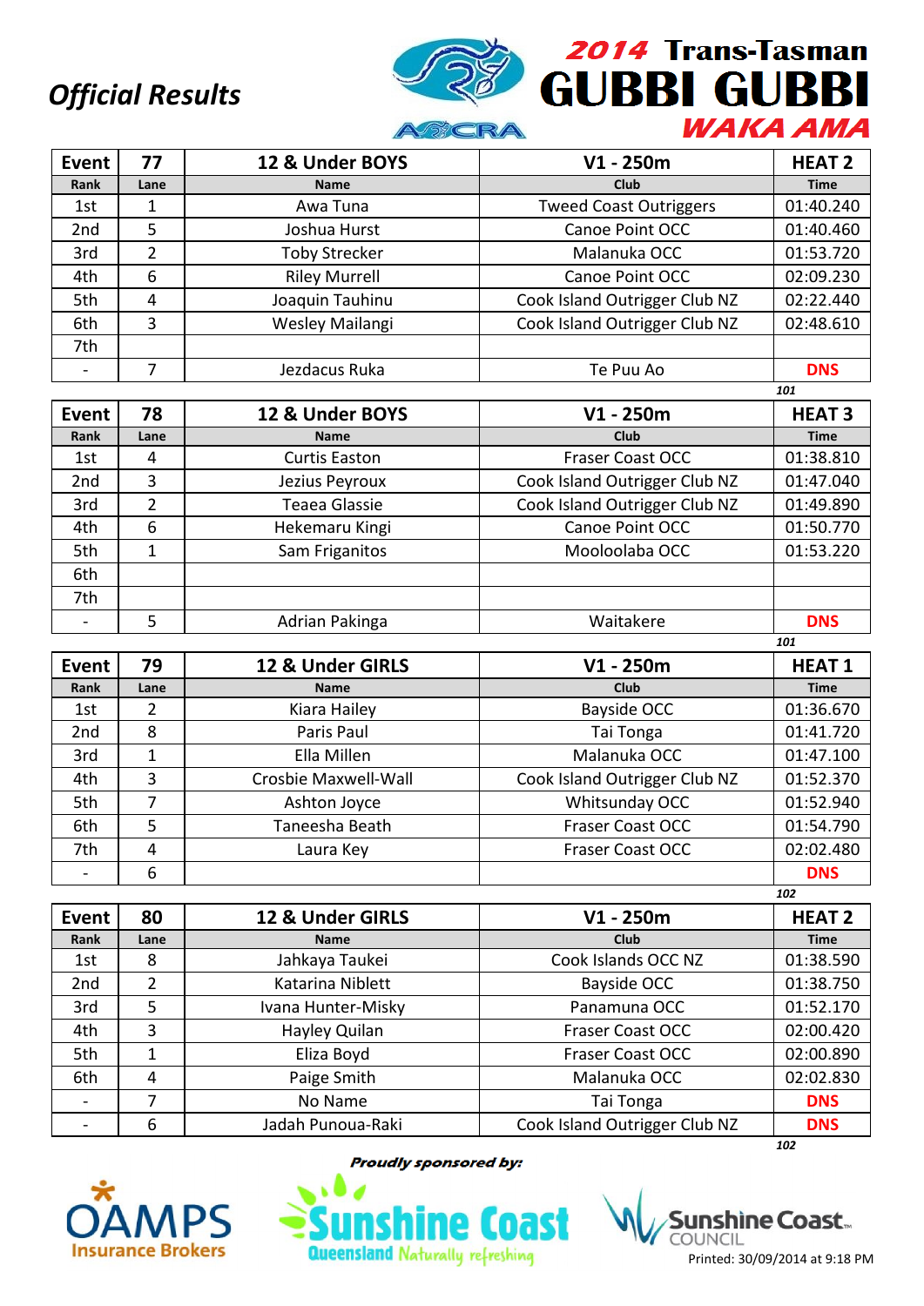# Official Results

## 2014 Trans-Tasman GUBBI GUBBI WAKA AMA

| Event | 77 | 12 & Under BOYS | V1 - 250m | HEAT 2 |
|---|---|---|---|---|
| Rank | Lane | Name | Club | Time |
| 1st | 1 | Awa Tuna | Tweed Coast Outriggers | 01:40.240 |
| 2nd | 5 | Joshua Hurst | Canoe Point OCC | 01:40.460 |
| 3rd | 2 | Toby Strecker | Malanuka OCC | 01:53.720 |
| 4th | 6 | Riley Murrell | Canoe Point OCC | 02:09.230 |
| 5th | 4 | Joaquin Tauhinu | Cook Island Outrigger Club NZ | 02:22.440 |
| 6th | 3 | Wesley Mailangi | Cook Island Outrigger Club NZ | 02:48.610 |
| 7th | | | | |
| - | 7 | Jezdacus Ruka | Te Puu Ao | DNS |

101

| Event | 78 | 12 & Under BOYS | V1 - 250m | HEAT 3 |
|---|---|---|---|---|
| Rank | Lane | Name | Club | Time |
| 1st | 4 | Curtis Easton | Fraser Coast OCC | 01:38.810 |
| 2nd | 3 | Jezius Peyroux | Cook Island Outrigger Club NZ | 01:47.040 |
| 3rd | 2 | Teaea Glassie | Cook Island Outrigger Club NZ | 01:49.890 |
| 4th | 6 | Hekemaru Kingi | Canoe Point OCC | 01:50.770 |
| 5th | 1 | Sam Friganitos | Mooloolaba OCC | 01:53.220 |
| 6th | | | | |
| 7th | | | | |
| - | 5 | Adrian Pakinga | Waitakere | DNS |

101

| Event | 79 | 12 & Under GIRLS | V1 - 250m | HEAT 1 |
|---|---|---|---|---|
| Rank | Lane | Name | Club | Time |
| 1st | 2 | Kiara Hailey | Bayside OCC | 01:36.670 |
| 2nd | 8 | Paris Paul | Tai Tonga | 01:41.720 |
| 3rd | 1 | Ella Millen | Malanuka OCC | 01:47.100 |
| 4th | 3 | Crosbie Maxwell-Wall | Cook Island Outrigger Club NZ | 01:52.370 |
| 5th | 7 | Ashton Joyce | Whitsunday OCC | 01:52.940 |
| 6th | 5 | Taneesha Beath | Fraser Coast OCC | 01:54.790 |
| 7th | 4 | Laura Key | Fraser Coast OCC | 02:02.480 |
| - | 6 | | | DNS |

102

| Event | 80 | 12 & Under GIRLS | V1 - 250m | HEAT 2 |
|---|---|---|---|---|
| Rank | Lane | Name | Club | Time |
| 1st | 8 | Jahkaya Taukei | Cook Islands OCC NZ | 01:38.590 |
| 2nd | 2 | Katarina Niblett | Bayside OCC | 01:38.750 |
| 3rd | 5 | Ivana Hunter-Misky | Panamuna OCC | 01:52.170 |
| 4th | 3 | Hayley Quilan | Fraser Coast OCC | 02:00.420 |
| 5th | 1 | Eliza Boyd | Fraser Coast OCC | 02:00.890 |
| 6th | 4 | Paige Smith | Malanuka OCC | 02:02.830 |
| - | 7 | No Name | Tai Tonga | DNS |
| - | 6 | Jadah Punoua-Raki | Cook Island Outrigger Club NZ | DNS |

102

*Proudly sponsored by:*

OAMPS Insurance Brokers — Sunshine Coast Queensland Naturally refreshing — Sunshine Coast Council

Printed: 30/09/2014 at 9:18 PM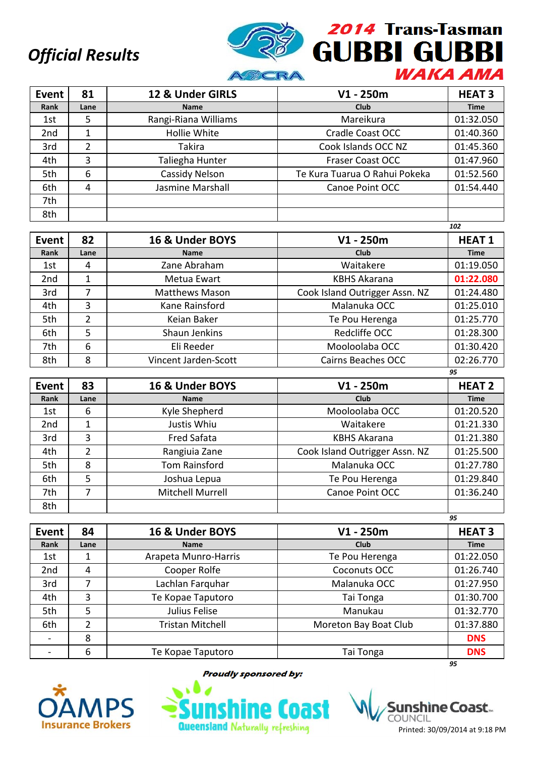# Official Results

## 2014 Trans-Tasman GUBBI GUBBI WAKA AMA

| Event | 81 | 12 & Under GIRLS | V1 - 250m | HEAT 3 |
|---|---|---|---|---|
| Rank | Lane | Name | Club | Time |
| 1st | 5 | Rangi-Riana Williams | Mareikura | 01:32.050 |
| 2nd | 1 | Hollie White | Cradle Coast OCC | 01:40.360 |
| 3rd | 2 | Takira | Cook Islands OCC NZ | 01:45.360 |
| 4th | 3 | Taliegha Hunter | Fraser Coast OCC | 01:47.960 |
| 5th | 6 | Cassidy Nelson | Te Kura Tuarua O Rahui Pokeka | 01:52.560 |
| 6th | 4 | Jasmine Marshall | Canoe Point OCC | 01:54.440 |
| 7th | | | | |
| 8th | | | | |

*102*

| Event | 82 | 16 & Under BOYS | V1 - 250m | HEAT 1 |
|---|---|---|---|---|
| Rank | Lane | Name | Club | Time |
| 1st | 4 | Zane Abraham | Waitakere | 01:19.050 |
| 2nd | 1 | Metua Ewart | KBHS Akarana | 01:22.080 |
| 3rd | 7 | Matthews Mason | Cook Island Outrigger Assn. NZ | 01:24.480 |
| 4th | 3 | Kane Rainsford | Malanuka OCC | 01:25.010 |
| 5th | 2 | Keian Baker | Te Pou Herenga | 01:25.770 |
| 6th | 5 | Shaun Jenkins | Redcliffe OCC | 01:28.300 |
| 7th | 6 | Eli Reeder | Mooloolaba OCC | 01:30.420 |
| 8th | 8 | Vincent Jarden-Scott | Cairns Beaches OCC | 02:26.770 |

*95*

| Event | 83 | 16 & Under BOYS | V1 - 250m | HEAT 2 |
|---|---|---|---|---|
| Rank | Lane | Name | Club | Time |
| 1st | 6 | Kyle Shepherd | Mooloolaba OCC | 01:20.520 |
| 2nd | 1 | Justis Whiu | Waitakere | 01:21.330 |
| 3rd | 3 | Fred Safata | KBHS Akarana | 01:21.380 |
| 4th | 2 | Rangiuia Zane | Cook Island Outrigger Assn. NZ | 01:25.500 |
| 5th | 8 | Tom Rainsford | Malanuka OCC | 01:27.780 |
| 6th | 5 | Joshua Lepua | Te Pou Herenga | 01:29.840 |
| 7th | 7 | Mitchell Murrell | Canoe Point OCC | 01:36.240 |
| 8th | | | | |

*95*

| Event | 84 | 16 & Under BOYS | V1 - 250m | HEAT 3 |
|---|---|---|---|---|
| Rank | Lane | Name | Club | Time |
| 1st | 1 | Arapeta Munro-Harris | Te Pou Herenga | 01:22.050 |
| 2nd | 4 | Cooper Rolfe | Coconuts OCC | 01:26.740 |
| 3rd | 7 | Lachlan Farquhar | Malanuka OCC | 01:27.950 |
| 4th | 3 | Te Kopae Taputoro | Tai Tonga | 01:30.700 |
| 5th | 5 | Julius Felise | Manukau | 01:32.770 |
| 6th | 2 | Tristan Mitchell | Moreton Bay Boat Club | 01:37.880 |
| - | 8 | | | DNS |
| - | 6 | Te Kopae Taputoro | Tai Tonga | DNS |

*95*

Proudly sponsored by:

OAMPS Insurance Brokers

Sunshine Coast Queensland Naturally refreshing

Sunshine Coast Council

Printed: 30/09/2014 at 9:18 PM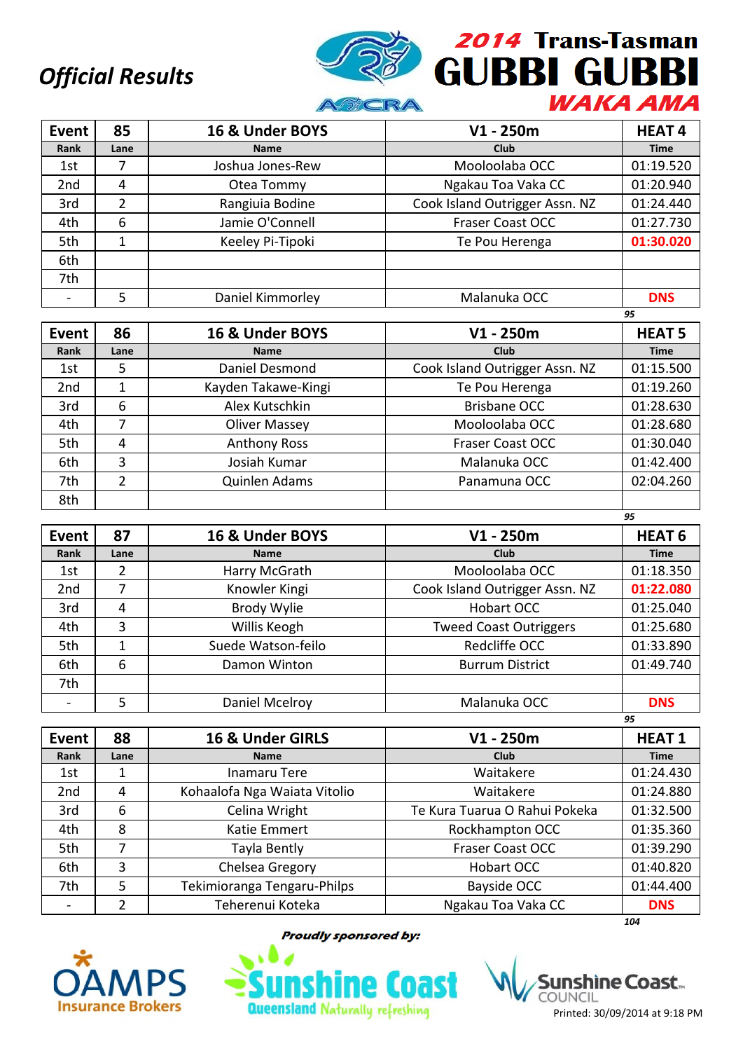# Official Results

## 2014 Trans-Tasman GUBBI GUBBI WAKA AMA

| Event | 85 | 16 & Under BOYS | V1 - 250m | HEAT 4 |
|---|---|---|---|---|
| Rank | Lane | Name | Club | Time |
| 1st | 7 | Joshua Jones-Rew | Mooloolaba OCC | 01:19.520 |
| 2nd | 4 | Otea Tommy | Ngakau Toa Vaka CC | 01:20.940 |
| 3rd | 2 | Rangiuia Bodine | Cook Island Outrigger Assn. NZ | 01:24.440 |
| 4th | 6 | Jamie O'Connell | Fraser Coast OCC | 01:27.730 |
| 5th | 1 | Keeley Pi-Tipoki | Te Pou Herenga | 01:30.020 |
| 6th | | | | |
| 7th | | | | |
| - | 5 | Daniel Kimmorley | Malanuka OCC | DNS |

95

| Event | 86 | 16 & Under BOYS | V1 - 250m | HEAT 5 |
|---|---|---|---|---|
| Rank | Lane | Name | Club | Time |
| 1st | 5 | Daniel Desmond | Cook Island Outrigger Assn. NZ | 01:15.500 |
| 2nd | 1 | Kayden Takawe-Kingi | Te Pou Herenga | 01:19.260 |
| 3rd | 6 | Alex Kutschkin | Brisbane OCC | 01:28.630 |
| 4th | 7 | Oliver Massey | Mooloolaba OCC | 01:28.680 |
| 5th | 4 | Anthony Ross | Fraser Coast OCC | 01:30.040 |
| 6th | 3 | Josiah Kumar | Malanuka OCC | 01:42.400 |
| 7th | 2 | Quinlen Adams | Panamuna OCC | 02:04.260 |
| 8th | | | | |

95

| Event | 87 | 16 & Under BOYS | V1 - 250m | HEAT 6 |
|---|---|---|---|---|
| Rank | Lane | Name | Club | Time |
| 1st | 2 | Harry McGrath | Mooloolaba OCC | 01:18.350 |
| 2nd | 7 | Knowler Kingi | Cook Island Outrigger Assn. NZ | 01:22.080 |
| 3rd | 4 | Brody Wylie | Hobart OCC | 01:25.040 |
| 4th | 3 | Willis Keogh | Tweed Coast Outriggers | 01:25.680 |
| 5th | 1 | Suede Watson-feilo | Redcliffe OCC | 01:33.890 |
| 6th | 6 | Damon Winton | Burrum District | 01:49.740 |
| 7th | | | | |
| - | 5 | Daniel Mcelroy | Malanuka OCC | DNS |

95

| Event | 88 | 16 & Under GIRLS | V1 - 250m | HEAT 1 |
|---|---|---|---|---|
| Rank | Lane | Name | Club | Time |
| 1st | 1 | Inamaru Tere | Waitakere | 01:24.430 |
| 2nd | 4 | Kohaalofa Nga Waiata Vitolio | Waitakere | 01:24.880 |
| 3rd | 6 | Celina Wright | Te Kura Tuarua O Rahui Pokeka | 01:32.500 |
| 4th | 8 | Katie Emmert | Rockhampton OCC | 01:35.360 |
| 5th | 7 | Tayla Bently | Fraser Coast OCC | 01:39.290 |
| 6th | 3 | Chelsea Gregory | Hobart OCC | 01:40.820 |
| 7th | 5 | Tekimioranga Tengaru-Philps | Bayside OCC | 01:44.400 |
| - | 2 | Teherenui Koteka | Ngakau Toa Vaka CC | DNS |

104

Proudly sponsored by:

OAMPS Insurance Brokers — Sunshine Coast Queensland Naturally refreshing — Sunshine Coast Council

Printed: 30/09/2014 at 9:18 PM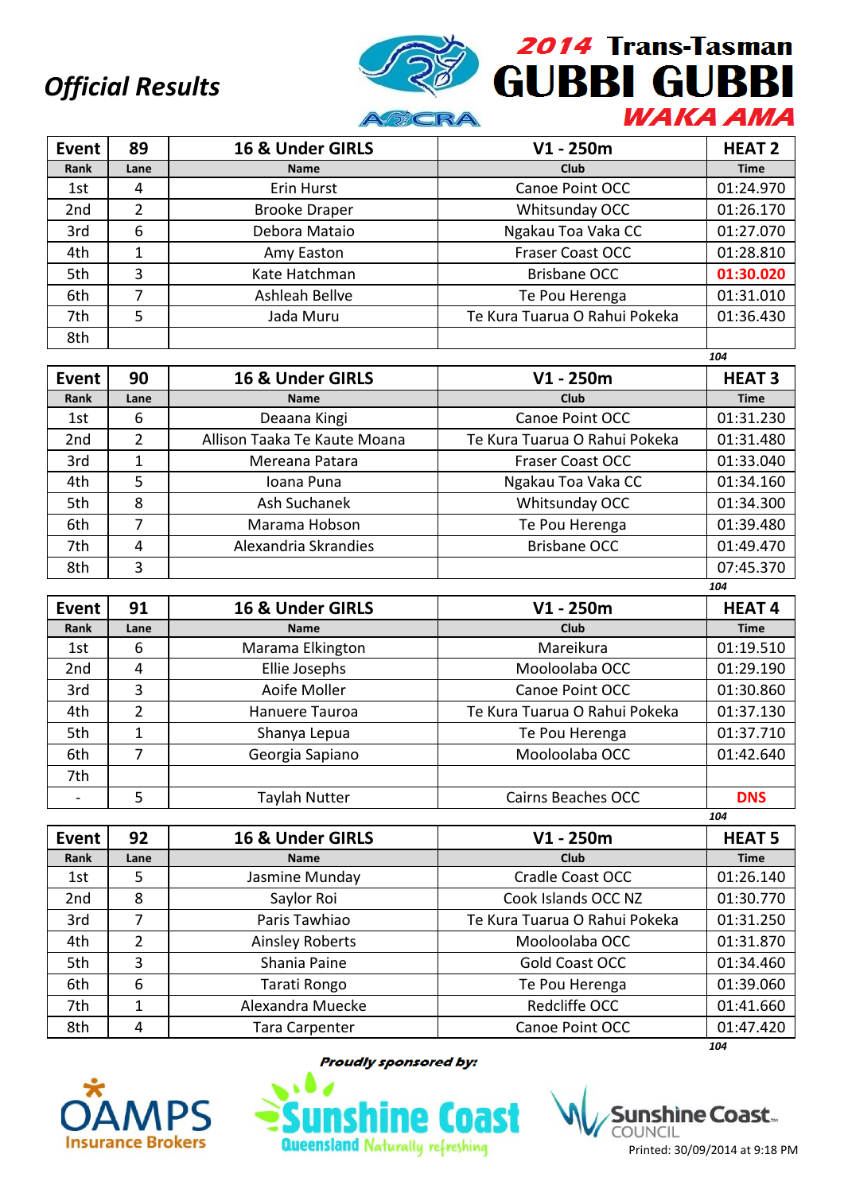# Official Results

## 2014 Trans-Tasman GUBBI GUBBI WAKA AMA

| Event | 89 | 16 & Under GIRLS | V1 - 250m | HEAT 2 |
|---|---|---|---|---|
| Rank | Lane | Name | Club | Time |
| 1st | 4 | Erin Hurst | Canoe Point OCC | 01:24.970 |
| 2nd | 2 | Brooke Draper | Whitsunday OCC | 01:26.170 |
| 3rd | 6 | Debora Mataio | Ngakau Toa Vaka CC | 01:27.070 |
| 4th | 1 | Amy Easton | Fraser Coast OCC | 01:28.810 |
| 5th | 3 | Kate Hatchman | Brisbane OCC | 01:30.020 |
| 6th | 7 | Ashleah Bellve | Te Pou Herenga | 01:31.010 |
| 7th | 5 | Jada Muru | Te Kura Tuarua O Rahui Pokeka | 01:36.430 |
| 8th | | | | |

104

| Event | 90 | 16 & Under GIRLS | V1 - 250m | HEAT 3 |
|---|---|---|---|---|
| Rank | Lane | Name | Club | Time |
| 1st | 6 | Deaana Kingi | Canoe Point OCC | 01:31.230 |
| 2nd | 2 | Allison Taaka Te Kaute Moana | Te Kura Tuarua O Rahui Pokeka | 01:31.480 |
| 3rd | 1 | Mereana Patara | Fraser Coast OCC | 01:33.040 |
| 4th | 5 | Ioana Puna | Ngakau Toa Vaka CC | 01:34.160 |
| 5th | 8 | Ash Suchanek | Whitsunday OCC | 01:34.300 |
| 6th | 7 | Marama Hobson | Te Pou Herenga | 01:39.480 |
| 7th | 4 | Alexandria Skrandies | Brisbane OCC | 01:49.470 |
| 8th | 3 | | | 07:45.370 |

104

| Event | 91 | 16 & Under GIRLS | V1 - 250m | HEAT 4 |
|---|---|---|---|---|
| Rank | Lane | Name | Club | Time |
| 1st | 6 | Marama Elkington | Mareikura | 01:19.510 |
| 2nd | 4 | Ellie Josephs | Mooloolaba OCC | 01:29.190 |
| 3rd | 3 | Aoife Moller | Canoe Point OCC | 01:30.860 |
| 4th | 2 | Hanuere Tauroa | Te Kura Tuarua O Rahui Pokeka | 01:37.130 |
| 5th | 1 | Shanya Lepua | Te Pou Herenga | 01:37.710 |
| 6th | 7 | Georgia Sapiano | Mooloolaba OCC | 01:42.640 |
| 7th | | | | |
| - | 5 | Taylah Nutter | Cairns Beaches OCC | DNS |

104

| Event | 92 | 16 & Under GIRLS | V1 - 250m | HEAT 5 |
|---|---|---|---|---|
| Rank | Lane | Name | Club | Time |
| 1st | 5 | Jasmine Munday | Cradle Coast OCC | 01:26.140 |
| 2nd | 8 | Saylor Roi | Cook Islands OCC NZ | 01:30.770 |
| 3rd | 7 | Paris Tawhiao | Te Kura Tuarua O Rahui Pokeka | 01:31.250 |
| 4th | 2 | Ainsley Roberts | Mooloolaba OCC | 01:31.870 |
| 5th | 3 | Shania Paine | Gold Coast OCC | 01:34.460 |
| 6th | 6 | Tarati Rongo | Te Pou Herenga | 01:39.060 |
| 7th | 1 | Alexandra Muecke | Redcliffe OCC | 01:41.660 |
| 8th | 4 | Tara Carpenter | Canoe Point OCC | 01:47.420 |

104

*Proudly sponsored by:*

OAMPS Insurance Brokers — Sunshine Coast Queensland Naturally refreshing — Sunshine Coast Council

Printed: 30/09/2014 at 9:18 PM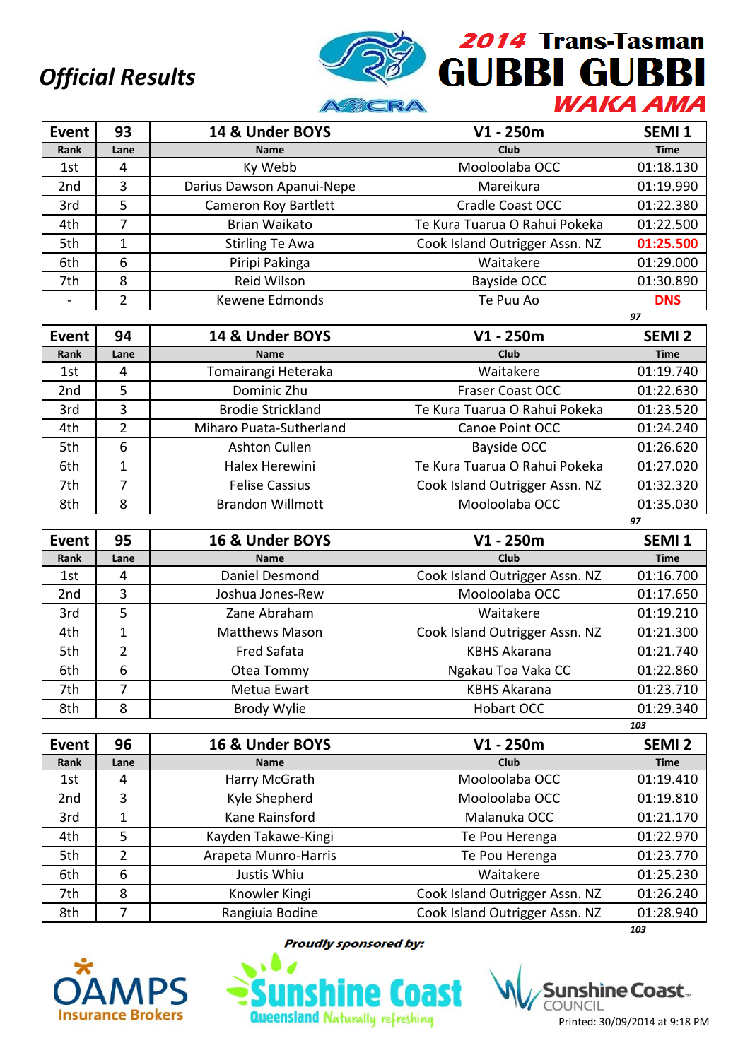# Official Results

## 2014 Trans-Tasman GUBBI GUBBI WAKA AMA

| Event | 93 | 14 & Under BOYS | V1 - 250m | SEMI 1 |
|---|---|---|---|---|
| Rank | Lane | Name | Club | Time |
| 1st | 4 | Ky Webb | Mooloolaba OCC | 01:18.130 |
| 2nd | 3 | Darius Dawson Apanui-Nepe | Mareikura | 01:19.990 |
| 3rd | 5 | Cameron Roy Bartlett | Cradle Coast OCC | 01:22.380 |
| 4th | 7 | Brian Waikato | Te Kura Tuarua O Rahui Pokeka | 01:22.500 |
| 5th | 1 | Stirling Te Awa | Cook Island Outrigger Assn. NZ | 01:25.500 |
| 6th | 6 | Piripi Pakinga | Waitakere | 01:29.000 |
| 7th | 8 | Reid Wilson | Bayside OCC | 01:30.890 |
| - | 2 | Kewene Edmonds | Te Puu Ao | DNS |

97

| Event | 94 | 14 & Under BOYS | V1 - 250m | SEMI 2 |
|---|---|---|---|---|
| Rank | Lane | Name | Club | Time |
| 1st | 4 | Tomairangi Heteraka | Waitakere | 01:19.740 |
| 2nd | 5 | Dominic Zhu | Fraser Coast OCC | 01:22.630 |
| 3rd | 3 | Brodie Strickland | Te Kura Tuarua O Rahui Pokeka | 01:23.520 |
| 4th | 2 | Miharo Puata-Sutherland | Canoe Point OCC | 01:24.240 |
| 5th | 6 | Ashton Cullen | Bayside OCC | 01:26.620 |
| 6th | 1 | Halex Herewini | Te Kura Tuarua O Rahui Pokeka | 01:27.020 |
| 7th | 7 | Felise Cassius | Cook Island Outrigger Assn. NZ | 01:32.320 |
| 8th | 8 | Brandon Willmott | Mooloolaba OCC | 01:35.030 |

97

| Event | 95 | 16 & Under BOYS | V1 - 250m | SEMI 1 |
|---|---|---|---|---|
| Rank | Lane | Name | Club | Time |
| 1st | 4 | Daniel Desmond | Cook Island Outrigger Assn. NZ | 01:16.700 |
| 2nd | 3 | Joshua Jones-Rew | Mooloolaba OCC | 01:17.650 |
| 3rd | 5 | Zane Abraham | Waitakere | 01:19.210 |
| 4th | 1 | Matthews Mason | Cook Island Outrigger Assn. NZ | 01:21.300 |
| 5th | 2 | Fred Safata | KBHS Akarana | 01:21.740 |
| 6th | 6 | Otea Tommy | Ngakau Toa Vaka CC | 01:22.860 |
| 7th | 7 | Metua Ewart | KBHS Akarana | 01:23.710 |
| 8th | 8 | Brody Wylie | Hobart OCC | 01:29.340 |

103

| Event | 96 | 16 & Under BOYS | V1 - 250m | SEMI 2 |
|---|---|---|---|---|
| Rank | Lane | Name | Club | Time |
| 1st | 4 | Harry McGrath | Mooloolaba OCC | 01:19.410 |
| 2nd | 3 | Kyle Shepherd | Mooloolaba OCC | 01:19.810 |
| 3rd | 1 | Kane Rainsford | Malanuka OCC | 01:21.170 |
| 4th | 5 | Kayden Takawe-Kingi | Te Pou Herenga | 01:22.970 |
| 5th | 2 | Arapeta Munro-Harris | Te Pou Herenga | 01:23.770 |
| 6th | 6 | Justis Whiu | Waitakere | 01:25.230 |
| 7th | 8 | Knowler Kingi | Cook Island Outrigger Assn. NZ | 01:26.240 |
| 8th | 7 | Rangiuia Bodine | Cook Island Outrigger Assn. NZ | 01:28.940 |

103

*Proudly sponsored by:*

OAMPS Insurance Brokers — Sunshine Coast Queensland Naturally refreshing — Sunshine Coast Council

Printed: 30/09/2014 at 9:18 PM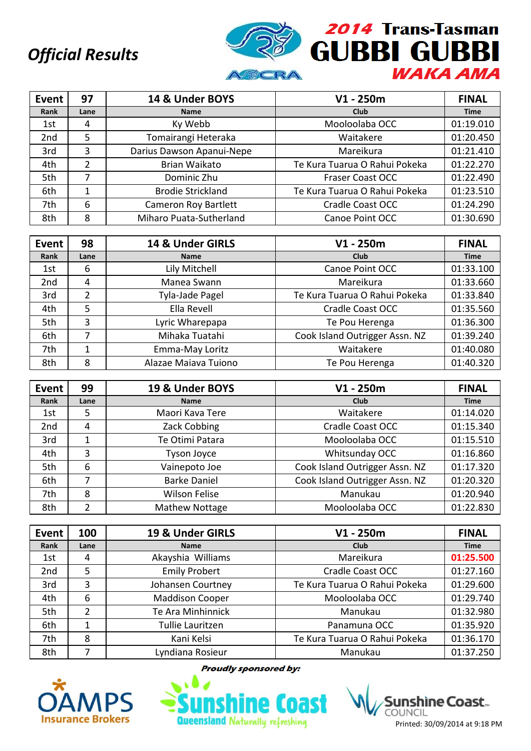# Official Results

## 2014 Trans-Tasman GUBBI GUBBI WAKA AMA

| Event | 97 | 14 & Under BOYS | V1 - 250m | FINAL |
|---|---|---|---|---|
| Rank | Lane | Name | Club | Time |
| 1st | 4 | Ky Webb | Mooloolaba OCC | 01:19.010 |
| 2nd | 5 | Tomairangi Heteraka | Waitakere | 01:20.450 |
| 3rd | 3 | Darius Dawson Apanui-Nepe | Mareikura | 01:21.410 |
| 4th | 2 | Brian Waikato | Te Kura Tuarua O Rahui Pokeka | 01:22.270 |
| 5th | 7 | Dominic Zhu | Fraser Coast OCC | 01:22.490 |
| 6th | 1 | Brodie Strickland | Te Kura Tuarua O Rahui Pokeka | 01:23.510 |
| 7th | 6 | Cameron Roy Bartlett | Cradle Coast OCC | 01:24.290 |
| 8th | 8 | Miharo Puata-Sutherland | Canoe Point OCC | 01:30.690 |

| Event | 98 | 14 & Under GIRLS | V1 - 250m | FINAL |
|---|---|---|---|---|
| Rank | Lane | Name | Club | Time |
| 1st | 6 | Lily Mitchell | Canoe Point OCC | 01:33.100 |
| 2nd | 4 | Manea Swann | Mareikura | 01:33.660 |
| 3rd | 2 | Tyla-Jade Pagel | Te Kura Tuarua O Rahui Pokeka | 01:33.840 |
| 4th | 5 | Ella Revell | Cradle Coast OCC | 01:35.560 |
| 5th | 3 | Lyric Wharepapa | Te Pou Herenga | 01:36.300 |
| 6th | 7 | Mihaka Tuatahi | Cook Island Outrigger Assn. NZ | 01:39.240 |
| 7th | 1 | Emma-May Loritz | Waitakere | 01:40.080 |
| 8th | 8 | Alazae Maiava Tuiono | Te Pou Herenga | 01:40.320 |

| Event | 99 | 19 & Under BOYS | V1 - 250m | FINAL |
|---|---|---|---|---|
| Rank | Lane | Name | Club | Time |
| 1st | 5 | Maori Kava Tere | Waitakere | 01:14.020 |
| 2nd | 4 | Zack Cobbing | Cradle Coast OCC | 01:15.340 |
| 3rd | 1 | Te Otimi Patara | Mooloolaba OCC | 01:15.510 |
| 4th | 3 | Tyson Joyce | Whitsunday OCC | 01:16.860 |
| 5th | 6 | Vainepoto Joe | Cook Island Outrigger Assn. NZ | 01:17.320 |
| 6th | 7 | Barke Daniel | Cook Island Outrigger Assn. NZ | 01:20.320 |
| 7th | 8 | Wilson Felise | Manukau | 01:20.940 |
| 8th | 2 | Mathew Nottage | Mooloolaba OCC | 01:22.830 |

| Event | 100 | 19 & Under GIRLS | V1 - 250m | FINAL |
|---|---|---|---|---|
| Rank | Lane | Name | Club | Time |
| 1st | 4 | Akayshia Williams | Mareikura | 01:25.500 |
| 2nd | 5 | Emily Probert | Cradle Coast OCC | 01:27.160 |
| 3rd | 3 | Johansen Courtney | Te Kura Tuarua O Rahui Pokeka | 01:29.600 |
| 4th | 6 | Maddison Cooper | Mooloolaba OCC | 01:29.740 |
| 5th | 2 | Te Ara Minhinnick | Manukau | 01:32.980 |
| 6th | 1 | Tullie Lauritzen | Panamuna OCC | 01:35.920 |
| 7th | 8 | Kani Kelsi | Te Kura Tuarua O Rahui Pokeka | 01:36.170 |
| 8th | 7 | Lyndiana Rosieur | Manukau | 01:37.250 |

*Proudly sponsored by:*

OAMPS Insurance Brokers — Sunshine Coast Queensland Naturally refreshing — Sunshine Coast Council

Printed: 30/09/2014 at 9:18 PM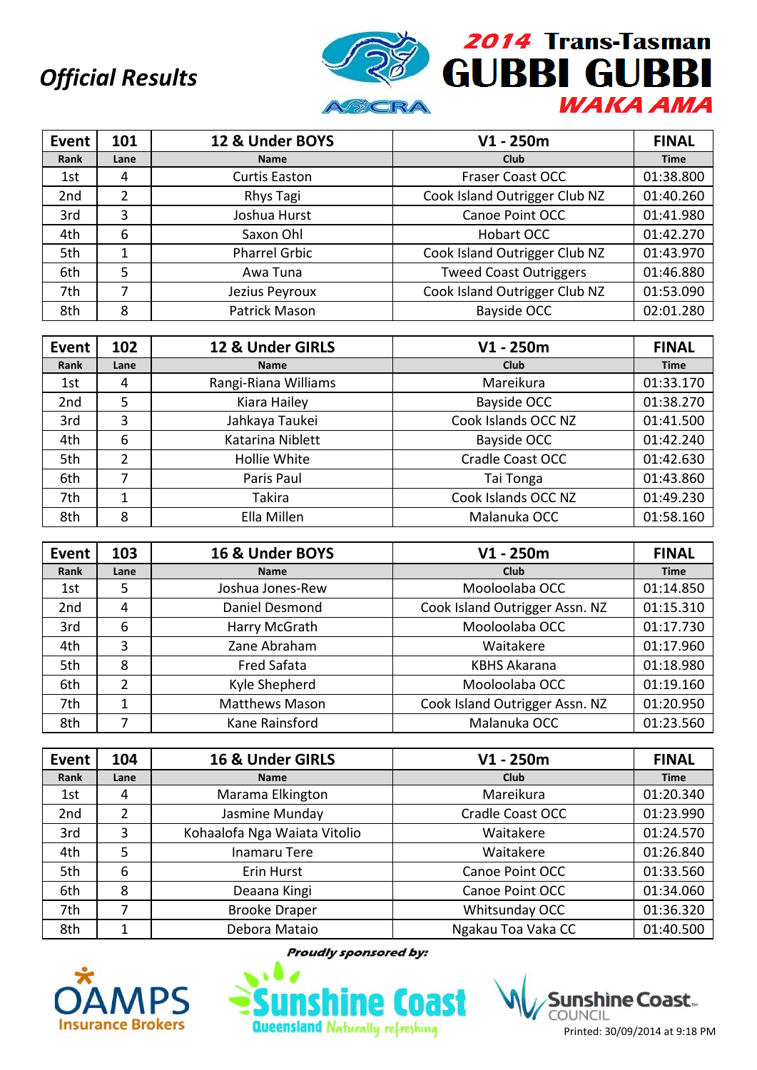*Official Results*

# 2014 Trans-Tasman GUBBI GUBBI WAKA AMA

| Event | 101 | 12 & Under BOYS | V1 - 250m | FINAL |
|---|---|---|---|---|
| Rank | Lane | Name | Club | Time |
| 1st | 4 | Curtis Easton | Fraser Coast OCC | 01:38.800 |
| 2nd | 2 | Rhys Tagi | Cook Island Outrigger Club NZ | 01:40.260 |
| 3rd | 3 | Joshua Hurst | Canoe Point OCC | 01:41.980 |
| 4th | 6 | Saxon Ohl | Hobart OCC | 01:42.270 |
| 5th | 1 | Pharrel Grbic | Cook Island Outrigger Club NZ | 01:43.970 |
| 6th | 5 | Awa Tuna | Tweed Coast Outriggers | 01:46.880 |
| 7th | 7 | Jezius Peyroux | Cook Island Outrigger Club NZ | 01:53.090 |
| 8th | 8 | Patrick Mason | Bayside OCC | 02:01.280 |

| Event | 102 | 12 & Under GIRLS | V1 - 250m | FINAL |
|---|---|---|---|---|
| Rank | Lane | Name | Club | Time |
| 1st | 4 | Rangi-Riana Williams | Mareikura | 01:33.170 |
| 2nd | 5 | Kiara Hailey | Bayside OCC | 01:38.270 |
| 3rd | 3 | Jahkaya Taukei | Cook Islands OCC NZ | 01:41.500 |
| 4th | 6 | Katarina Niblett | Bayside OCC | 01:42.240 |
| 5th | 2 | Hollie White | Cradle Coast OCC | 01:42.630 |
| 6th | 7 | Paris Paul | Tai Tonga | 01:43.860 |
| 7th | 1 | Takira | Cook Islands OCC NZ | 01:49.230 |
| 8th | 8 | Ella Millen | Malanuka OCC | 01:58.160 |

| Event | 103 | 16 & Under BOYS | V1 - 250m | FINAL |
|---|---|---|---|---|
| Rank | Lane | Name | Club | Time |
| 1st | 5 | Joshua Jones-Rew | Mooloolaba OCC | 01:14.850 |
| 2nd | 4 | Daniel Desmond | Cook Island Outrigger Assn. NZ | 01:15.310 |
| 3rd | 6 | Harry McGrath | Mooloolaba OCC | 01:17.730 |
| 4th | 3 | Zane Abraham | Waitakere | 01:17.960 |
| 5th | 8 | Fred Safata | KBHS Akarana | 01:18.980 |
| 6th | 2 | Kyle Shepherd | Mooloolaba OCC | 01:19.160 |
| 7th | 1 | Matthews Mason | Cook Island Outrigger Assn. NZ | 01:20.950 |
| 8th | 7 | Kane Rainsford | Malanuka OCC | 01:23.560 |

| Event | 104 | 16 & Under GIRLS | V1 - 250m | FINAL |
|---|---|---|---|---|
| Rank | Lane | Name | Club | Time |
| 1st | 4 | Marama Elkington | Mareikura | 01:20.340 |
| 2nd | 2 | Jasmine Munday | Cradle Coast OCC | 01:23.990 |
| 3rd | 3 | Kohaalofa Nga Waiata Vitolio | Waitakere | 01:24.570 |
| 4th | 5 | Inamaru Tere | Waitakere | 01:26.840 |
| 5th | 6 | Erin Hurst | Canoe Point OCC | 01:33.560 |
| 6th | 8 | Deaana Kingi | Canoe Point OCC | 01:34.060 |
| 7th | 7 | Brooke Draper | Whitsunday OCC | 01:36.320 |
| 8th | 1 | Debora Mataio | Ngakau Toa Vaka CC | 01:40.500 |

*Proudly sponsored by:*

OAMPS Insurance Brokers — Sunshine Coast Queensland Naturally refreshing — Sunshine Coast Council

Printed: 30/09/2014 at 9:18 PM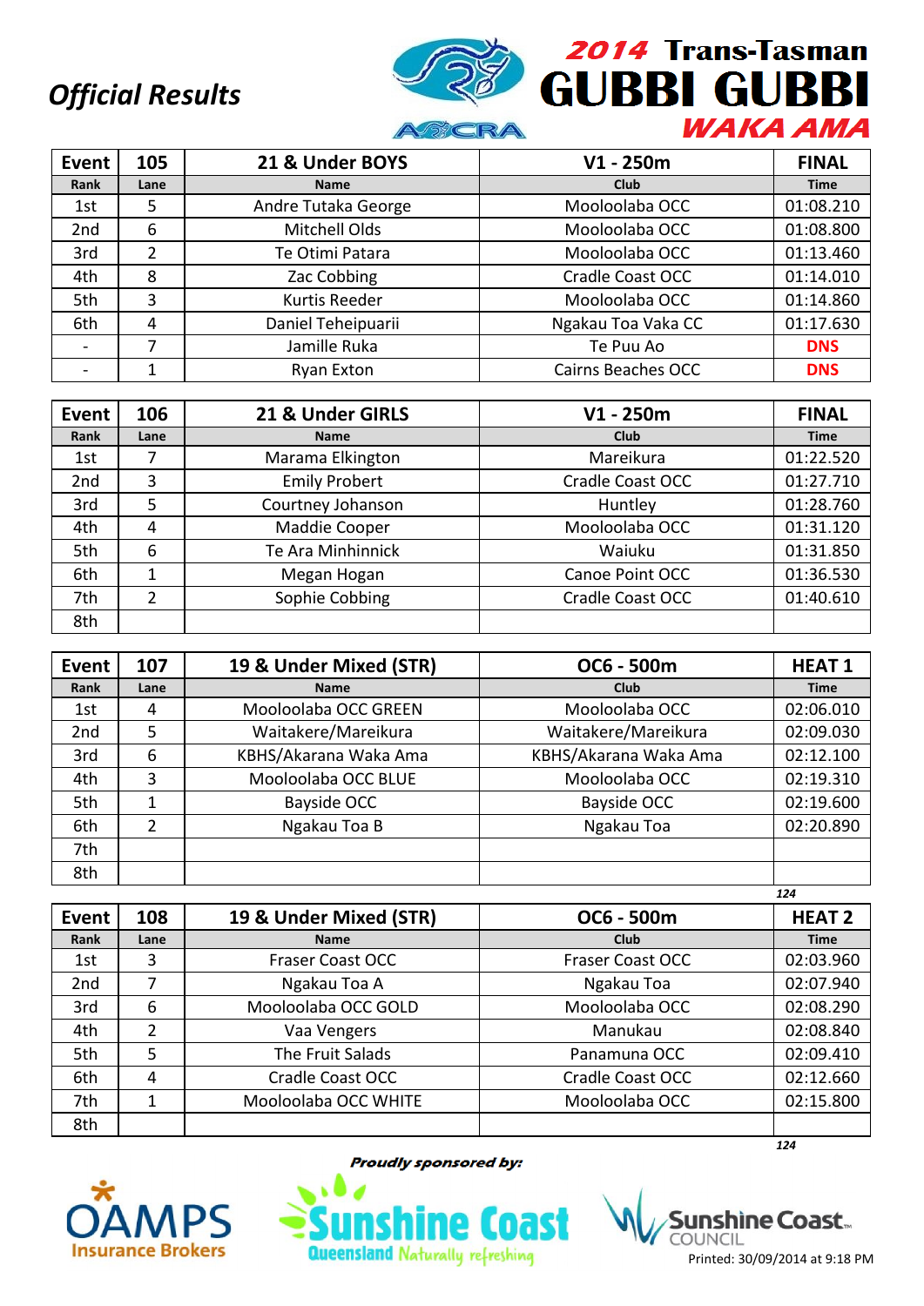*Official Results*

# 2014 Trans-Tasman GUBBI GUBBI WAKA AMA

| Event | 105 | 21 & Under BOYS | V1 - 250m | FINAL |
|---|---|---|---|---|
| Rank | Lane | Name | Club | Time |
| 1st | 5 | Andre Tutaka George | Mooloolaba OCC | 01:08.210 |
| 2nd | 6 | Mitchell Olds | Mooloolaba OCC | 01:08.800 |
| 3rd | 2 | Te Otimi Patara | Mooloolaba OCC | 01:13.460 |
| 4th | 8 | Zac Cobbing | Cradle Coast OCC | 01:14.010 |
| 5th | 3 | Kurtis Reeder | Mooloolaba OCC | 01:14.860 |
| 6th | 4 | Daniel Teheipuarii | Ngakau Toa Vaka CC | 01:17.630 |
| - | 7 | Jamille Ruka | Te Puu Ao | DNS |
| - | 1 | Ryan Exton | Cairns Beaches OCC | DNS |

| Event | 106 | 21 & Under GIRLS | V1 - 250m | FINAL |
|---|---|---|---|---|
| Rank | Lane | Name | Club | Time |
| 1st | 7 | Marama Elkington | Mareikura | 01:22.520 |
| 2nd | 3 | Emily Probert | Cradle Coast OCC | 01:27.710 |
| 3rd | 5 | Courtney Johanson | Huntley | 01:28.760 |
| 4th | 4 | Maddie Cooper | Mooloolaba OCC | 01:31.120 |
| 5th | 6 | Te Ara Minhinnick | Waiuku | 01:31.850 |
| 6th | 1 | Megan Hogan | Canoe Point OCC | 01:36.530 |
| 7th | 2 | Sophie Cobbing | Cradle Coast OCC | 01:40.610 |
| 8th | | | | |

| Event | 107 | 19 & Under Mixed (STR) | OC6 - 500m | HEAT 1 |
|---|---|---|---|---|
| Rank | Lane | Name | Club | Time |
| 1st | 4 | Mooloolaba OCC GREEN | Mooloolaba OCC | 02:06.010 |
| 2nd | 5 | Waitakere/Mareikura | Waitakere/Mareikura | 02:09.030 |
| 3rd | 6 | KBHS/Akarana Waka Ama | KBHS/Akarana Waka Ama | 02:12.100 |
| 4th | 3 | Mooloolaba OCC BLUE | Mooloolaba OCC | 02:19.310 |
| 5th | 1 | Bayside OCC | Bayside OCC | 02:19.600 |
| 6th | 2 | Ngakau Toa B | Ngakau Toa | 02:20.890 |
| 7th | | | | |
| 8th | | | | |

*124*

| Event | 108 | 19 & Under Mixed (STR) | OC6 - 500m | HEAT 2 |
|---|---|---|---|---|
| Rank | Lane | Name | Club | Time |
| 1st | 3 | Fraser Coast OCC | Fraser Coast OCC | 02:03.960 |
| 2nd | 7 | Ngakau Toa A | Ngakau Toa | 02:07.940 |
| 3rd | 6 | Mooloolaba OCC GOLD | Mooloolaba OCC | 02:08.290 |
| 4th | 2 | Vaa Vengers | Manukau | 02:08.840 |
| 5th | 5 | The Fruit Salads | Panamuna OCC | 02:09.410 |
| 6th | 4 | Cradle Coast OCC | Cradle Coast OCC | 02:12.660 |
| 7th | 1 | Mooloolaba OCC WHITE | Mooloolaba OCC | 02:15.800 |
| 8th | | | | |

*124*

*Proudly sponsored by:*

OAMPS Insurance Brokers — Sunshine Coast Queensland Naturally refreshing — Sunshine Coast Council

Printed: 30/09/2014 at 9:18 PM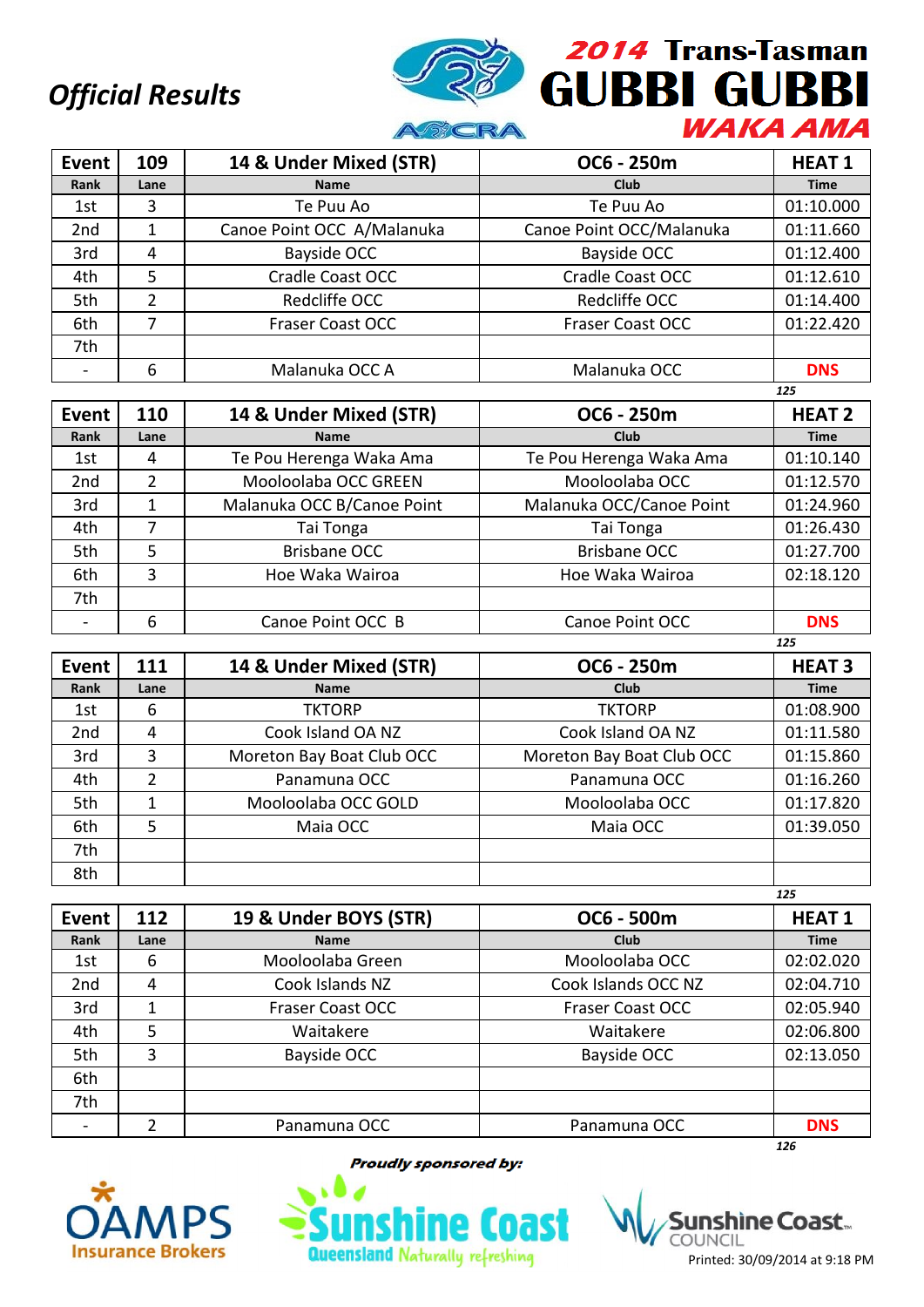*Official Results*

**2014 Trans-Tasman GUBBI GUBBI WAKA AMA**

| Event | 109 | 14 & Under Mixed (STR) | OC6 - 250m | HEAT 1 |
|---|---|---|---|---|
| Rank | Lane | Name | Club | Time |
| 1st | 3 | Te Puu Ao | Te Puu Ao | 01:10.000 |
| 2nd | 1 | Canoe Point OCC A/Malanuka | Canoe Point OCC/Malanuka | 01:11.660 |
| 3rd | 4 | Bayside OCC | Bayside OCC | 01:12.400 |
| 4th | 5 | Cradle Coast OCC | Cradle Coast OCC | 01:12.610 |
| 5th | 2 | Redcliffe OCC | Redcliffe OCC | 01:14.400 |
| 6th | 7 | Fraser Coast OCC | Fraser Coast OCC | 01:22.420 |
| 7th | | | | |
| - | 6 | Malanuka OCC A | Malanuka OCC | DNS |

125

| Event | 110 | 14 & Under Mixed (STR) | OC6 - 250m | HEAT 2 |
|---|---|---|---|---|
| Rank | Lane | Name | Club | Time |
| 1st | 4 | Te Pou Herenga Waka Ama | Te Pou Herenga Waka Ama | 01:10.140 |
| 2nd | 2 | Mooloolaba OCC GREEN | Mooloolaba OCC | 01:12.570 |
| 3rd | 1 | Malanuka OCC B/Canoe Point | Malanuka OCC/Canoe Point | 01:24.960 |
| 4th | 7 | Tai Tonga | Tai Tonga | 01:26.430 |
| 5th | 5 | Brisbane OCC | Brisbane OCC | 01:27.700 |
| 6th | 3 | Hoe Waka Wairoa | Hoe Waka Wairoa | 02:18.120 |
| 7th | | | | |
| - | 6 | Canoe Point OCC B | Canoe Point OCC | DNS |

125

| Event | 111 | 14 & Under Mixed (STR) | OC6 - 250m | HEAT 3 |
|---|---|---|---|---|
| Rank | Lane | Name | Club | Time |
| 1st | 6 | TKTORP | TKTORP | 01:08.900 |
| 2nd | 4 | Cook Island OA NZ | Cook Island OA NZ | 01:11.580 |
| 3rd | 3 | Moreton Bay Boat Club OCC | Moreton Bay Boat Club OCC | 01:15.860 |
| 4th | 2 | Panamuna OCC | Panamuna OCC | 01:16.260 |
| 5th | 1 | Mooloolaba OCC GOLD | Mooloolaba OCC | 01:17.820 |
| 6th | 5 | Maia OCC | Maia OCC | 01:39.050 |
| 7th | | | | |
| 8th | | | | |

125

| Event | 112 | 19 & Under BOYS (STR) | OC6 - 500m | HEAT 1 |
|---|---|---|---|---|
| Rank | Lane | Name | Club | Time |
| 1st | 6 | Mooloolaba Green | Mooloolaba OCC | 02:02.020 |
| 2nd | 4 | Cook Islands NZ | Cook Islands OCC NZ | 02:04.710 |
| 3rd | 1 | Fraser Coast OCC | Fraser Coast OCC | 02:05.940 |
| 4th | 5 | Waitakere | Waitakere | 02:06.800 |
| 5th | 3 | Bayside OCC | Bayside OCC | 02:13.050 |
| 6th | | | | |
| 7th | | | | |
| - | 2 | Panamuna OCC | Panamuna OCC | DNS |

126

*Proudly sponsored by:*

Printed: 30/09/2014 at 9:18 PM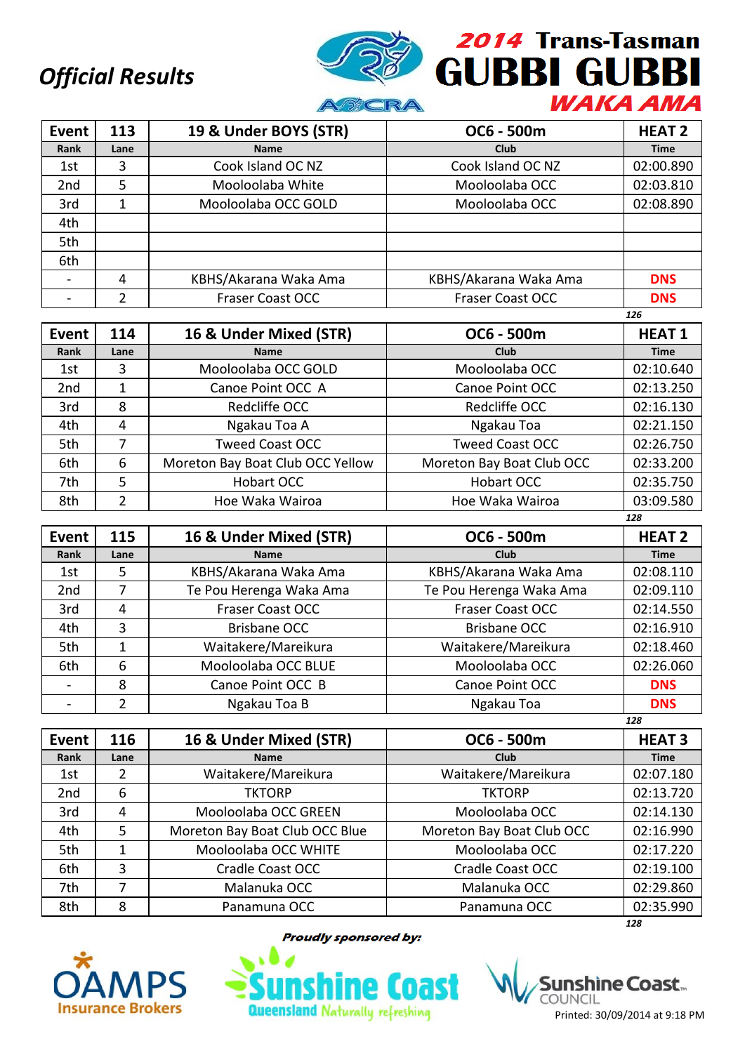*Official Results*

**2014 Trans-Tasman GUBBI GUBBI WAKA AMA**

| Event | 113 | 19 & Under BOYS (STR) | OC6 - 500m | HEAT 2 |
|---|---|---|---|---|
| Rank | Lane | Name | Club | Time |
| 1st | 3 | Cook Island OC NZ | Cook Island OC NZ | 02:00.890 |
| 2nd | 5 | Mooloolaba White | Mooloolaba OCC | 02:03.810 |
| 3rd | 1 | Mooloolaba OCC GOLD | Mooloolaba OCC | 02:08.890 |
| 4th | | | | |
| 5th | | | | |
| 6th | | | | |
| - | 4 | KBHS/Akarana Waka Ama | KBHS/Akarana Waka Ama | DNS |
| - | 2 | Fraser Coast OCC | Fraser Coast OCC | DNS |

126

| Event | 114 | 16 & Under Mixed (STR) | OC6 - 500m | HEAT 1 |
|---|---|---|---|---|
| Rank | Lane | Name | Club | Time |
| 1st | 3 | Mooloolaba OCC GOLD | Mooloolaba OCC | 02:10.640 |
| 2nd | 1 | Canoe Point OCC A | Canoe Point OCC | 02:13.250 |
| 3rd | 8 | Redcliffe OCC | Redcliffe OCC | 02:16.130 |
| 4th | 4 | Ngakau Toa A | Ngakau Toa | 02:21.150 |
| 5th | 7 | Tweed Coast OCC | Tweed Coast OCC | 02:26.750 |
| 6th | 6 | Moreton Bay Boat Club OCC Yellow | Moreton Bay Boat Club OCC | 02:33.200 |
| 7th | 5 | Hobart OCC | Hobart OCC | 02:35.750 |
| 8th | 2 | Hoe Waka Wairoa | Hoe Waka Wairoa | 03:09.580 |

128

| Event | 115 | 16 & Under Mixed (STR) | OC6 - 500m | HEAT 2 |
|---|---|---|---|---|
| Rank | Lane | Name | Club | Time |
| 1st | 5 | KBHS/Akarana Waka Ama | KBHS/Akarana Waka Ama | 02:08.110 |
| 2nd | 7 | Te Pou Herenga Waka Ama | Te Pou Herenga Waka Ama | 02:09.110 |
| 3rd | 4 | Fraser Coast OCC | Fraser Coast OCC | 02:14.550 |
| 4th | 3 | Brisbane OCC | Brisbane OCC | 02:16.910 |
| 5th | 1 | Waitakere/Mareikura | Waitakere/Mareikura | 02:18.460 |
| 6th | 6 | Mooloolaba OCC BLUE | Mooloolaba OCC | 02:26.060 |
| - | 8 | Canoe Point OCC B | Canoe Point OCC | DNS |
| - | 2 | Ngakau Toa B | Ngakau Toa | DNS |

128

| Event | 116 | 16 & Under Mixed (STR) | OC6 - 500m | HEAT 3 |
|---|---|---|---|---|
| Rank | Lane | Name | Club | Time |
| 1st | 2 | Waitakere/Mareikura | Waitakere/Mareikura | 02:07.180 |
| 2nd | 6 | TKTORP | TKTORP | 02:13.720 |
| 3rd | 4 | Mooloolaba OCC GREEN | Mooloolaba OCC | 02:14.130 |
| 4th | 5 | Moreton Bay Boat Club OCC Blue | Moreton Bay Boat Club OCC | 02:16.990 |
| 5th | 1 | Mooloolaba OCC WHITE | Mooloolaba OCC | 02:17.220 |
| 6th | 3 | Cradle Coast OCC | Cradle Coast OCC | 02:19.100 |
| 7th | 7 | Malanuka OCC | Malanuka OCC | 02:29.860 |
| 8th | 8 | Panamuna OCC | Panamuna OCC | 02:35.990 |

128

*Proudly sponsored by:*

Printed: 30/09/2014 at 9:18 PM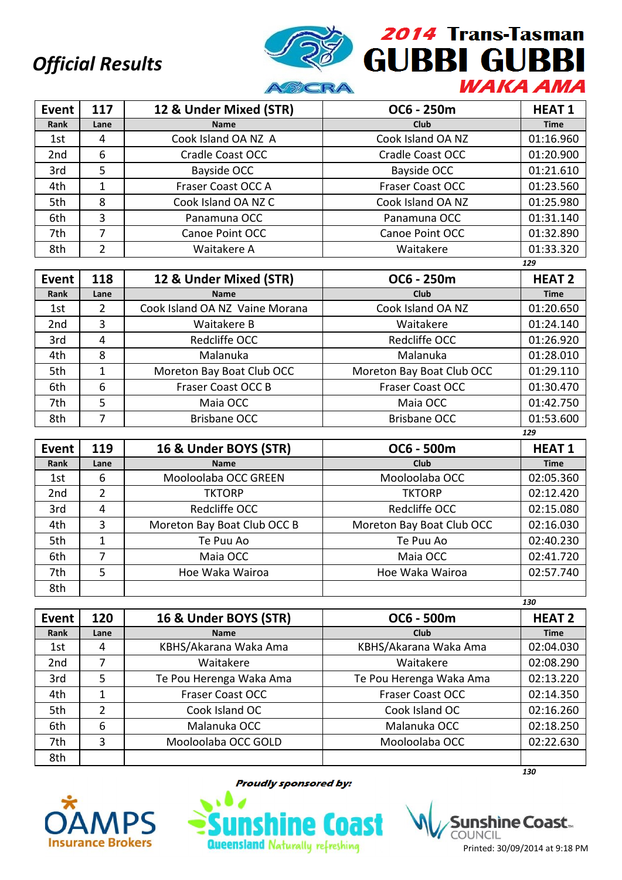*Official Results*

# 2014 Trans-Tasman GUBBI GUBBI WAKA AMA

| Event | 117 | 12 & Under Mixed (STR) | OC6 - 250m | HEAT 1 |
|---|---|---|---|---|
| Rank | Lane | Name | Club | Time |
| 1st | 4 | Cook Island OA NZ A | Cook Island OA NZ | 01:16.960 |
| 2nd | 6 | Cradle Coast OCC | Cradle Coast OCC | 01:20.900 |
| 3rd | 5 | Bayside OCC | Bayside OCC | 01:21.610 |
| 4th | 1 | Fraser Coast OCC A | Fraser Coast OCC | 01:23.560 |
| 5th | 8 | Cook Island OA NZ C | Cook Island OA NZ | 01:25.980 |
| 6th | 3 | Panamuna OCC | Panamuna OCC | 01:31.140 |
| 7th | 7 | Canoe Point OCC | Canoe Point OCC | 01:32.890 |
| 8th | 2 | Waitakere A | Waitakere | 01:33.320 |

*129*

| Event | 118 | 12 & Under Mixed (STR) | OC6 - 250m | HEAT 2 |
|---|---|---|---|---|
| Rank | Lane | Name | Club | Time |
| 1st | 2 | Cook Island OA NZ Vaine Morana | Cook Island OA NZ | 01:20.650 |
| 2nd | 3 | Waitakere B | Waitakere | 01:24.140 |
| 3rd | 4 | Redcliffe OCC | Redcliffe OCC | 01:26.920 |
| 4th | 8 | Malanuka | Malanuka | 01:28.010 |
| 5th | 1 | Moreton Bay Boat Club OCC | Moreton Bay Boat Club OCC | 01:29.110 |
| 6th | 6 | Fraser Coast OCC B | Fraser Coast OCC | 01:30.470 |
| 7th | 5 | Maia OCC | Maia OCC | 01:42.750 |
| 8th | 7 | Brisbane OCC | Brisbane OCC | 01:53.600 |

*129*

| Event | 119 | 16 & Under BOYS (STR) | OC6 - 500m | HEAT 1 |
|---|---|---|---|---|
| Rank | Lane | Name | Club | Time |
| 1st | 6 | Mooloolaba OCC GREEN | Mooloolaba OCC | 02:05.360 |
| 2nd | 2 | TKTORP | TKTORP | 02:12.420 |
| 3rd | 4 | Redcliffe OCC | Redcliffe OCC | 02:15.080 |
| 4th | 3 | Moreton Bay Boat Club OCC B | Moreton Bay Boat Club OCC | 02:16.030 |
| 5th | 1 | Te Puu Ao | Te Puu Ao | 02:40.230 |
| 6th | 7 | Maia OCC | Maia OCC | 02:41.720 |
| 7th | 5 | Hoe Waka Wairoa | Hoe Waka Wairoa | 02:57.740 |
| 8th | | | | |

*130*

| Event | 120 | 16 & Under BOYS (STR) | OC6 - 500m | HEAT 2 |
|---|---|---|---|---|
| Rank | Lane | Name | Club | Time |
| 1st | 4 | KBHS/Akarana Waka Ama | KBHS/Akarana Waka Ama | 02:04.030 |
| 2nd | 7 | Waitakere | Waitakere | 02:08.290 |
| 3rd | 5 | Te Pou Herenga Waka Ama | Te Pou Herenga Waka Ama | 02:13.220 |
| 4th | 1 | Fraser Coast OCC | Fraser Coast OCC | 02:14.350 |
| 5th | 2 | Cook Island OC | Cook Island OC | 02:16.260 |
| 6th | 6 | Malanuka OCC | Malanuka OCC | 02:18.250 |
| 7th | 3 | Mooloolaba OCC GOLD | Mooloolaba OCC | 02:22.630 |
| 8th | | | | |

*130*

*Proudly sponsored by:*

OAMPS Insurance Brokers — Sunshine Coast Queensland Naturally refreshing — Sunshine Coast Council

Printed: 30/09/2014 at 9:18 PM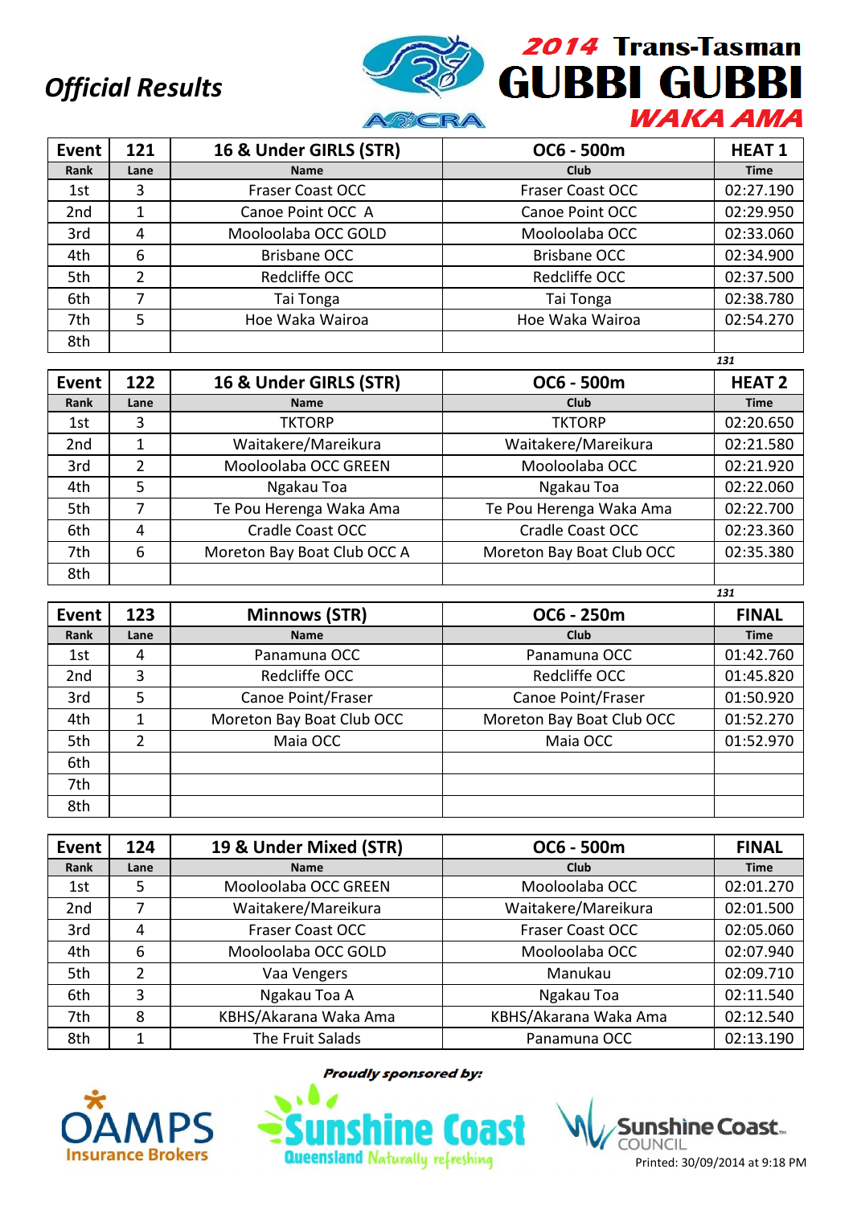# Official Results

## 2014 Trans-Tasman GUBBI GUBBI WAKA AMA

| Event | 121 | 16 & Under GIRLS (STR) | OC6 - 500m | HEAT 1 |
|---|---|---|---|---|
| Rank | Lane | Name | Club | Time |
| 1st | 3 | Fraser Coast OCC | Fraser Coast OCC | 02:27.190 |
| 2nd | 1 | Canoe Point OCC A | Canoe Point OCC | 02:29.950 |
| 3rd | 4 | Mooloolaba OCC GOLD | Mooloolaba OCC | 02:33.060 |
| 4th | 6 | Brisbane OCC | Brisbane OCC | 02:34.900 |
| 5th | 2 | Redcliffe OCC | Redcliffe OCC | 02:37.500 |
| 6th | 7 | Tai Tonga | Tai Tonga | 02:38.780 |
| 7th | 5 | Hoe Waka Wairoa | Hoe Waka Wairoa | 02:54.270 |
| 8th | | | | |

*131*

| Event | 122 | 16 & Under GIRLS (STR) | OC6 - 500m | HEAT 2 |
|---|---|---|---|---|
| Rank | Lane | Name | Club | Time |
| 1st | 3 | TKTORP | TKTORP | 02:20.650 |
| 2nd | 1 | Waitakere/Mareikura | Waitakere/Mareikura | 02:21.580 |
| 3rd | 2 | Mooloolaba OCC GREEN | Mooloolaba OCC | 02:21.920 |
| 4th | 5 | Ngakau Toa | Ngakau Toa | 02:22.060 |
| 5th | 7 | Te Pou Herenga Waka Ama | Te Pou Herenga Waka Ama | 02:22.700 |
| 6th | 4 | Cradle Coast OCC | Cradle Coast OCC | 02:23.360 |
| 7th | 6 | Moreton Bay Boat Club OCC A | Moreton Bay Boat Club OCC | 02:35.380 |
| 8th | | | | |

*131*

| Event | 123 | Minnows (STR) | OC6 - 250m | FINAL |
|---|---|---|---|---|
| Rank | Lane | Name | Club | Time |
| 1st | 4 | Panamuna OCC | Panamuna OCC | 01:42.760 |
| 2nd | 3 | Redcliffe OCC | Redcliffe OCC | 01:45.820 |
| 3rd | 5 | Canoe Point/Fraser | Canoe Point/Fraser | 01:50.920 |
| 4th | 1 | Moreton Bay Boat Club OCC | Moreton Bay Boat Club OCC | 01:52.270 |
| 5th | 2 | Maia OCC | Maia OCC | 01:52.970 |
| 6th | | | | |
| 7th | | | | |
| 8th | | | | |

| Event | 124 | 19 & Under Mixed (STR) | OC6 - 500m | FINAL |
|---|---|---|---|---|
| Rank | Lane | Name | Club | Time |
| 1st | 5 | Mooloolaba OCC GREEN | Mooloolaba OCC | 02:01.270 |
| 2nd | 7 | Waitakere/Mareikura | Waitakere/Mareikura | 02:01.500 |
| 3rd | 4 | Fraser Coast OCC | Fraser Coast OCC | 02:05.060 |
| 4th | 6 | Mooloolaba OCC GOLD | Mooloolaba OCC | 02:07.940 |
| 5th | 2 | Vaa Vengers | Manukau | 02:09.710 |
| 6th | 3 | Ngakau Toa A | Ngakau Toa | 02:11.540 |
| 7th | 8 | KBHS/Akarana Waka Ama | KBHS/Akarana Waka Ama | 02:12.540 |
| 8th | 1 | The Fruit Salads | Panamuna OCC | 02:13.190 |

*Proudly sponsored by:*

OAMPS Insurance Brokers — Sunshine Coast Queensland Naturally refreshing — Sunshine Coast Council

Printed: 30/09/2014 at 9:18 PM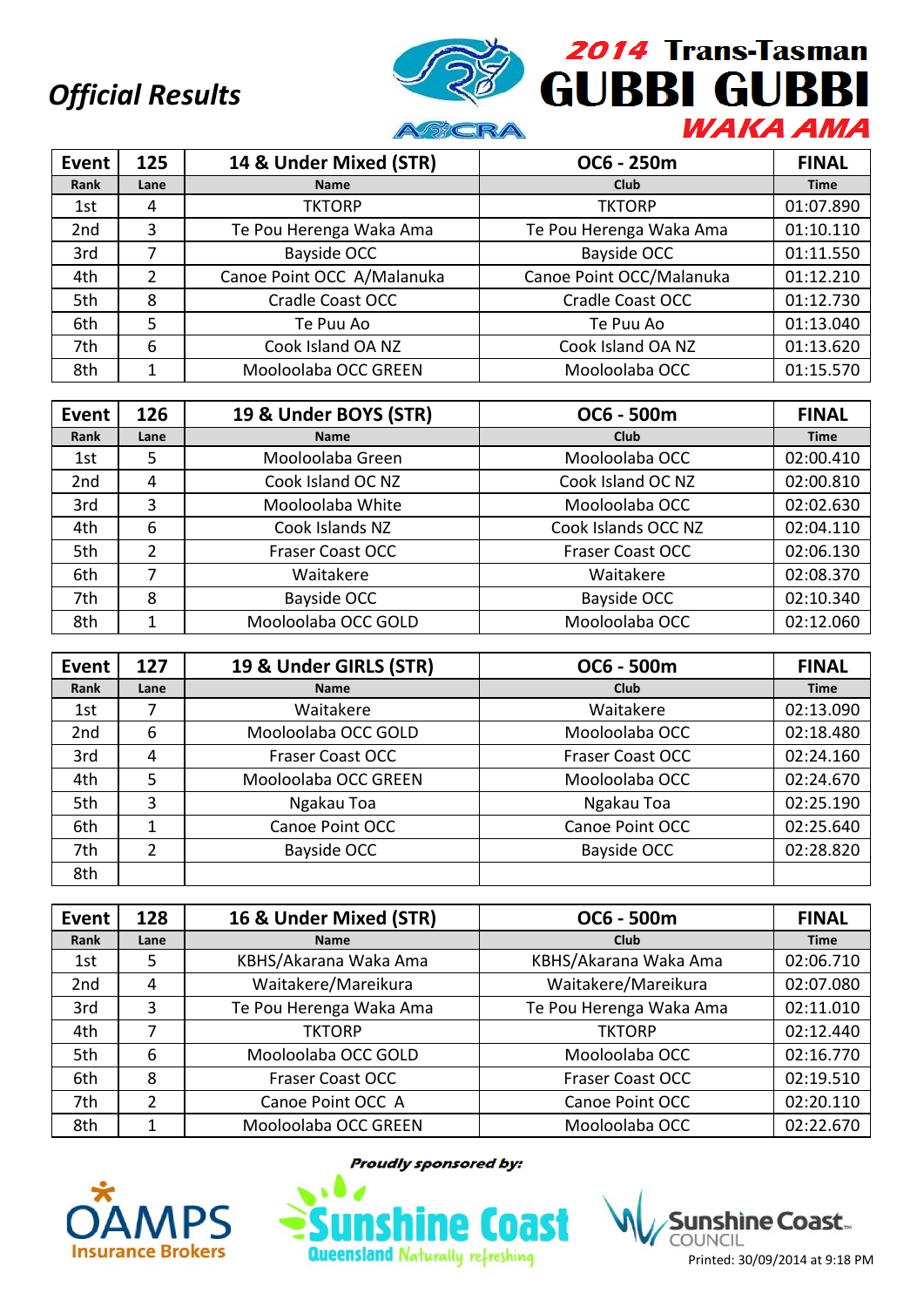*Official Results*

**2014 Trans-Tasman GUBBI GUBBI WAKA AMA**

| Event | 125 | 14 & Under Mixed (STR) | OC6 - 250m | FINAL |
|---|---|---|---|---|
| Rank | Lane | Name | Club | Time |
| 1st | 4 | TKTORP | TKTORP | 01:07.890 |
| 2nd | 3 | Te Pou Herenga Waka Ama | Te Pou Herenga Waka Ama | 01:10.110 |
| 3rd | 7 | Bayside OCC | Bayside OCC | 01:11.550 |
| 4th | 2 | Canoe Point OCC A/Malanuka | Canoe Point OCC/Malanuka | 01:12.210 |
| 5th | 8 | Cradle Coast OCC | Cradle Coast OCC | 01:12.730 |
| 6th | 5 | Te Puu Ao | Te Puu Ao | 01:13.040 |
| 7th | 6 | Cook Island OA NZ | Cook Island OA NZ | 01:13.620 |
| 8th | 1 | Mooloolaba OCC GREEN | Mooloolaba OCC | 01:15.570 |

| Event | 126 | 19 & Under BOYS (STR) | OC6 - 500m | FINAL |
|---|---|---|---|---|
| Rank | Lane | Name | Club | Time |
| 1st | 5 | Mooloolaba Green | Mooloolaba OCC | 02:00.410 |
| 2nd | 4 | Cook Island OC NZ | Cook Island OC NZ | 02:00.810 |
| 3rd | 3 | Mooloolaba White | Mooloolaba OCC | 02:02.630 |
| 4th | 6 | Cook Islands NZ | Cook Islands OCC NZ | 02:04.110 |
| 5th | 2 | Fraser Coast OCC | Fraser Coast OCC | 02:06.130 |
| 6th | 7 | Waitakere | Waitakere | 02:08.370 |
| 7th | 8 | Bayside OCC | Bayside OCC | 02:10.340 |
| 8th | 1 | Mooloolaba OCC GOLD | Mooloolaba OCC | 02:12.060 |

| Event | 127 | 19 & Under GIRLS (STR) | OC6 - 500m | FINAL |
|---|---|---|---|---|
| Rank | Lane | Name | Club | Time |
| 1st | 7 | Waitakere | Waitakere | 02:13.090 |
| 2nd | 6 | Mooloolaba OCC GOLD | Mooloolaba OCC | 02:18.480 |
| 3rd | 4 | Fraser Coast OCC | Fraser Coast OCC | 02:24.160 |
| 4th | 5 | Mooloolaba OCC GREEN | Mooloolaba OCC | 02:24.670 |
| 5th | 3 | Ngakau Toa | Ngakau Toa | 02:25.190 |
| 6th | 1 | Canoe Point OCC | Canoe Point OCC | 02:25.640 |
| 7th | 2 | Bayside OCC | Bayside OCC | 02:28.820 |
| 8th | | | | |

| Event | 128 | 16 & Under Mixed (STR) | OC6 - 500m | FINAL |
|---|---|---|---|---|
| Rank | Lane | Name | Club | Time |
| 1st | 5 | KBHS/Akarana Waka Ama | KBHS/Akarana Waka Ama | 02:06.710 |
| 2nd | 4 | Waitakere/Mareikura | Waitakere/Mareikura | 02:07.080 |
| 3rd | 3 | Te Pou Herenga Waka Ama | Te Pou Herenga Waka Ama | 02:11.010 |
| 4th | 7 | TKTORP | TKTORP | 02:12.440 |
| 5th | 6 | Mooloolaba OCC GOLD | Mooloolaba OCC | 02:16.770 |
| 6th | 8 | Fraser Coast OCC | Fraser Coast OCC | 02:19.510 |
| 7th | 2 | Canoe Point OCC A | Canoe Point OCC | 02:20.110 |
| 8th | 1 | Mooloolaba OCC GREEN | Mooloolaba OCC | 02:22.670 |

*Proudly sponsored by:*

OAMPS Insurance Brokers — Sunshine Coast Queensland Naturally refreshing — Sunshine Coast Council

Printed: 30/09/2014 at 9:18 PM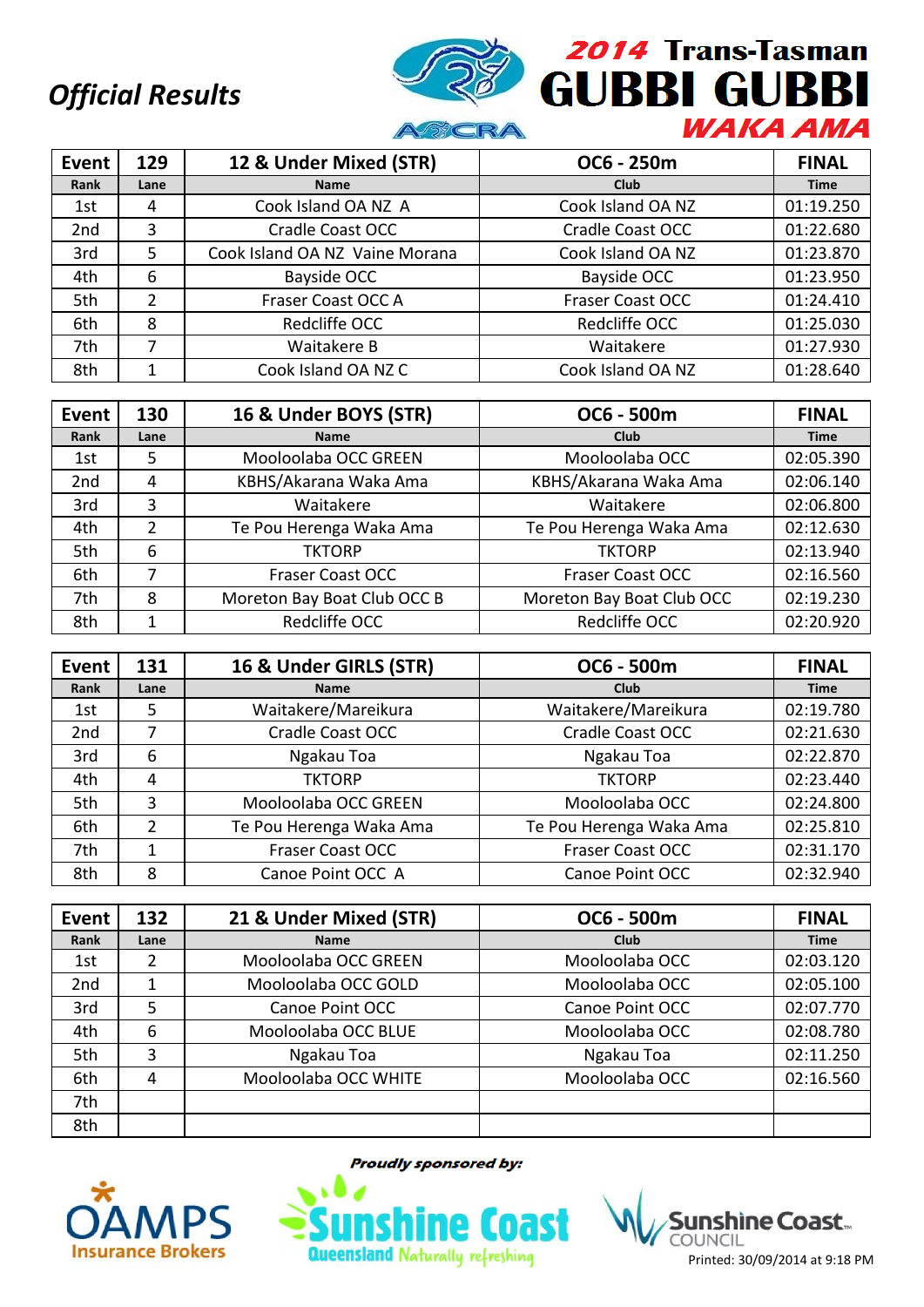# Official Results

## 2014 Trans-Tasman GUBBI GUBBI WAKA AMA

| Event | 129 | 12 & Under Mixed (STR) | OC6 - 250m | FINAL |
|---|---|---|---|---|
| Rank | Lane | Name | Club | Time |
| 1st | 4 | Cook Island OA NZ A | Cook Island OA NZ | 01:19.250 |
| 2nd | 3 | Cradle Coast OCC | Cradle Coast OCC | 01:22.680 |
| 3rd | 5 | Cook Island OA NZ Vaine Morana | Cook Island OA NZ | 01:23.870 |
| 4th | 6 | Bayside OCC | Bayside OCC | 01:23.950 |
| 5th | 2 | Fraser Coast OCC A | Fraser Coast OCC | 01:24.410 |
| 6th | 8 | Redcliffe OCC | Redcliffe OCC | 01:25.030 |
| 7th | 7 | Waitakere B | Waitakere | 01:27.930 |
| 8th | 1 | Cook Island OA NZ C | Cook Island OA NZ | 01:28.640 |

| Event | 130 | 16 & Under BOYS (STR) | OC6 - 500m | FINAL |
|---|---|---|---|---|
| Rank | Lane | Name | Club | Time |
| 1st | 5 | Mooloolaba OCC GREEN | Mooloolaba OCC | 02:05.390 |
| 2nd | 4 | KBHS/Akarana Waka Ama | KBHS/Akarana Waka Ama | 02:06.140 |
| 3rd | 3 | Waitakere | Waitakere | 02:06.800 |
| 4th | 2 | Te Pou Herenga Waka Ama | Te Pou Herenga Waka Ama | 02:12.630 |
| 5th | 6 | TKTORP | TKTORP | 02:13.940 |
| 6th | 7 | Fraser Coast OCC | Fraser Coast OCC | 02:16.560 |
| 7th | 8 | Moreton Bay Boat Club OCC B | Moreton Bay Boat Club OCC | 02:19.230 |
| 8th | 1 | Redcliffe OCC | Redcliffe OCC | 02:20.920 |

| Event | 131 | 16 & Under GIRLS (STR) | OC6 - 500m | FINAL |
|---|---|---|---|---|
| Rank | Lane | Name | Club | Time |
| 1st | 5 | Waitakere/Mareikura | Waitakere/Mareikura | 02:19.780 |
| 2nd | 7 | Cradle Coast OCC | Cradle Coast OCC | 02:21.630 |
| 3rd | 6 | Ngakau Toa | Ngakau Toa | 02:22.870 |
| 4th | 4 | TKTORP | TKTORP | 02:23.440 |
| 5th | 3 | Mooloolaba OCC GREEN | Mooloolaba OCC | 02:24.800 |
| 6th | 2 | Te Pou Herenga Waka Ama | Te Pou Herenga Waka Ama | 02:25.810 |
| 7th | 1 | Fraser Coast OCC | Fraser Coast OCC | 02:31.170 |
| 8th | 8 | Canoe Point OCC A | Canoe Point OCC | 02:32.940 |

| Event | 132 | 21 & Under Mixed (STR) | OC6 - 500m | FINAL |
|---|---|---|---|---|
| Rank | Lane | Name | Club | Time |
| 1st | 2 | Mooloolaba OCC GREEN | Mooloolaba OCC | 02:03.120 |
| 2nd | 1 | Mooloolaba OCC GOLD | Mooloolaba OCC | 02:05.100 |
| 3rd | 5 | Canoe Point OCC | Canoe Point OCC | 02:07.770 |
| 4th | 6 | Mooloolaba OCC BLUE | Mooloolaba OCC | 02:08.780 |
| 5th | 3 | Ngakau Toa | Ngakau Toa | 02:11.250 |
| 6th | 4 | Mooloolaba OCC WHITE | Mooloolaba OCC | 02:16.560 |
| 7th | | | | |
| 8th | | | | |

*Proudly sponsored by:*

OAMPS Insurance Brokers — Sunshine Coast Queensland Naturally refreshing — Sunshine Coast Council

Printed: 30/09/2014 at 9:18 PM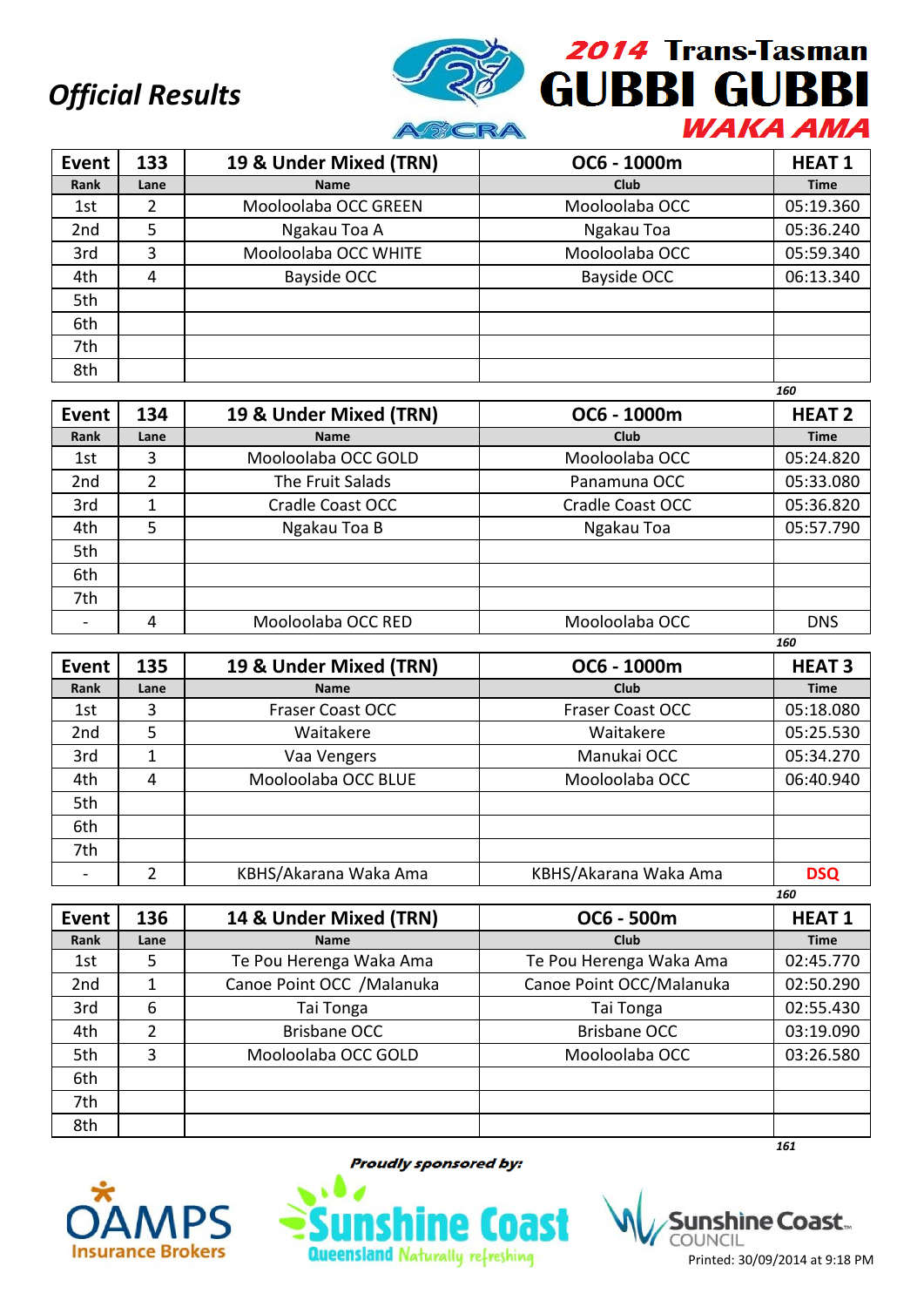# Official Results

## 2014 Trans-Tasman GUBBI GUBBI WAKA AMA

| Event | 133 | 19 & Under Mixed (TRN) | OC6 - 1000m | HEAT 1 |
|---|---|---|---|---|
| Rank | Lane | Name | Club | Time |
| 1st | 2 | Mooloolaba OCC GREEN | Mooloolaba OCC | 05:19.360 |
| 2nd | 5 | Ngakau Toa A | Ngakau Toa | 05:36.240 |
| 3rd | 3 | Mooloolaba OCC WHITE | Mooloolaba OCC | 05:59.340 |
| 4th | 4 | Bayside OCC | Bayside OCC | 06:13.340 |
| 5th | | | | |
| 6th | | | | |
| 7th | | | | |
| 8th | | | | |

*160*

| Event | 134 | 19 & Under Mixed (TRN) | OC6 - 1000m | HEAT 2 |
|---|---|---|---|---|
| Rank | Lane | Name | Club | Time |
| 1st | 3 | Mooloolaba OCC GOLD | Mooloolaba OCC | 05:24.820 |
| 2nd | 2 | The Fruit Salads | Panamuna OCC | 05:33.080 |
| 3rd | 1 | Cradle Coast OCC | Cradle Coast OCC | 05:36.820 |
| 4th | 5 | Ngakau Toa B | Ngakau Toa | 05:57.790 |
| 5th | | | | |
| 6th | | | | |
| 7th | | | | |
| - | 4 | Mooloolaba OCC RED | Mooloolaba OCC | DNS |

*160*

| Event | 135 | 19 & Under Mixed (TRN) | OC6 - 1000m | HEAT 3 |
|---|---|---|---|---|
| Rank | Lane | Name | Club | Time |
| 1st | 3 | Fraser Coast OCC | Fraser Coast OCC | 05:18.080 |
| 2nd | 5 | Waitakere | Waitakere | 05:25.530 |
| 3rd | 1 | Vaa Vengers | Manukai OCC | 05:34.270 |
| 4th | 4 | Mooloolaba OCC BLUE | Mooloolaba OCC | 06:40.940 |
| 5th | | | | |
| 6th | | | | |
| 7th | | | | |
| - | 2 | KBHS/Akarana Waka Ama | KBHS/Akarana Waka Ama | DSQ |

*160*

| Event | 136 | 14 & Under Mixed (TRN) | OC6 - 500m | HEAT 1 |
|---|---|---|---|---|
| Rank | Lane | Name | Club | Time |
| 1st | 5 | Te Pou Herenga Waka Ama | Te Pou Herenga Waka Ama | 02:45.770 |
| 2nd | 1 | Canoe Point OCC /Malanuka | Canoe Point OCC/Malanuka | 02:50.290 |
| 3rd | 6 | Tai Tonga | Tai Tonga | 02:55.430 |
| 4th | 2 | Brisbane OCC | Brisbane OCC | 03:19.090 |
| 5th | 3 | Mooloolaba OCC GOLD | Mooloolaba OCC | 03:26.580 |
| 6th | | | | |
| 7th | | | | |
| 8th | | | | |

*161*

*Proudly sponsored by:* OAMPS Insurance Brokers, Sunshine Coast Queensland Naturally refreshing, Sunshine Coast Council

Printed: 30/09/2014 at 9:18 PM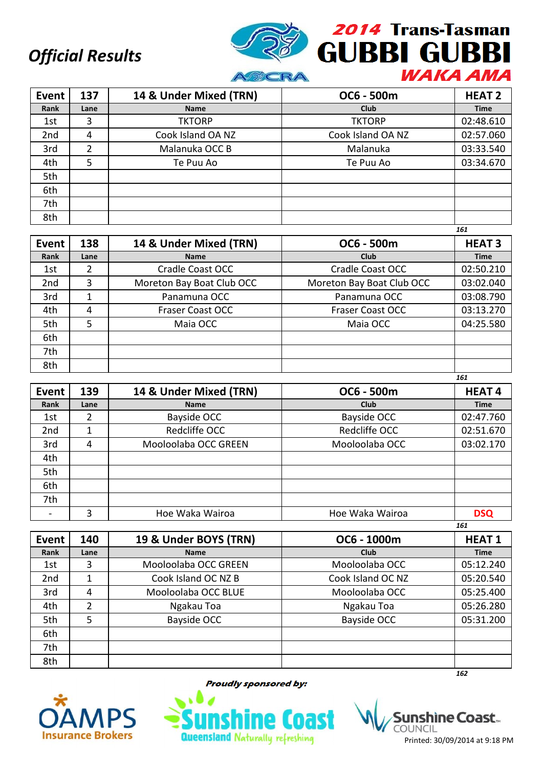*Official Results*

**2014 Trans-Tasman GUBBI GUBBI WAKA AMA**

| Event | 137 | 14 & Under Mixed (TRN) | OC6 - 500m | HEAT 2 |
|---|---|---|---|---|
| Rank | Lane | Name | Club | Time |
| 1st | 3 | TKTORP | TKTORP | 02:48.610 |
| 2nd | 4 | Cook Island OA NZ | Cook Island OA NZ | 02:57.060 |
| 3rd | 2 | Malanuka OCC B | Malanuka | 03:33.540 |
| 4th | 5 | Te Puu Ao | Te Puu Ao | 03:34.670 |
| 5th | | | | |
| 6th | | | | |
| 7th | | | | |
| 8th | | | | |

*161*

| Event | 138 | 14 & Under Mixed (TRN) | OC6 - 500m | HEAT 3 |
|---|---|---|---|---|
| Rank | Lane | Name | Club | Time |
| 1st | 2 | Cradle Coast OCC | Cradle Coast OCC | 02:50.210 |
| 2nd | 3 | Moreton Bay Boat Club OCC | Moreton Bay Boat Club OCC | 03:02.040 |
| 3rd | 1 | Panamuna OCC | Panamuna OCC | 03:08.790 |
| 4th | 4 | Fraser Coast OCC | Fraser Coast OCC | 03:13.270 |
| 5th | 5 | Maia OCC | Maia OCC | 04:25.580 |
| 6th | | | | |
| 7th | | | | |
| 8th | | | | |

*161*

| Event | 139 | 14 & Under Mixed (TRN) | OC6 - 500m | HEAT 4 |
|---|---|---|---|---|
| Rank | Lane | Name | Club | Time |
| 1st | 2 | Bayside OCC | Bayside OCC | 02:47.760 |
| 2nd | 1 | Redcliffe OCC | Redcliffe OCC | 02:51.670 |
| 3rd | 4 | Mooloolaba OCC GREEN | Mooloolaba OCC | 03:02.170 |
| 4th | | | | |
| 5th | | | | |
| 6th | | | | |
| 7th | | | | |
| - | 3 | Hoe Waka Wairoa | Hoe Waka Wairoa | DSQ |

*161*

| Event | 140 | 19 & Under BOYS (TRN) | OC6 - 1000m | HEAT 1 |
|---|---|---|---|---|
| Rank | Lane | Name | Club | Time |
| 1st | 3 | Mooloolaba OCC GREEN | Mooloolaba OCC | 05:12.240 |
| 2nd | 1 | Cook Island OC NZ B | Cook Island OC NZ | 05:20.540 |
| 3rd | 4 | Mooloolaba OCC BLUE | Mooloolaba OCC | 05:25.400 |
| 4th | 2 | Ngakau Toa | Ngakau Toa | 05:26.280 |
| 5th | 5 | Bayside OCC | Bayside OCC | 05:31.200 |
| 6th | | | | |
| 7th | | | | |
| 8th | | | | |

*162*

*Proudly sponsored by:*

OAMPS Insurance Brokers — Sunshine Coast Queensland Naturally refreshing — Sunshine Coast Council

Printed: 30/09/2014 at 9:18 PM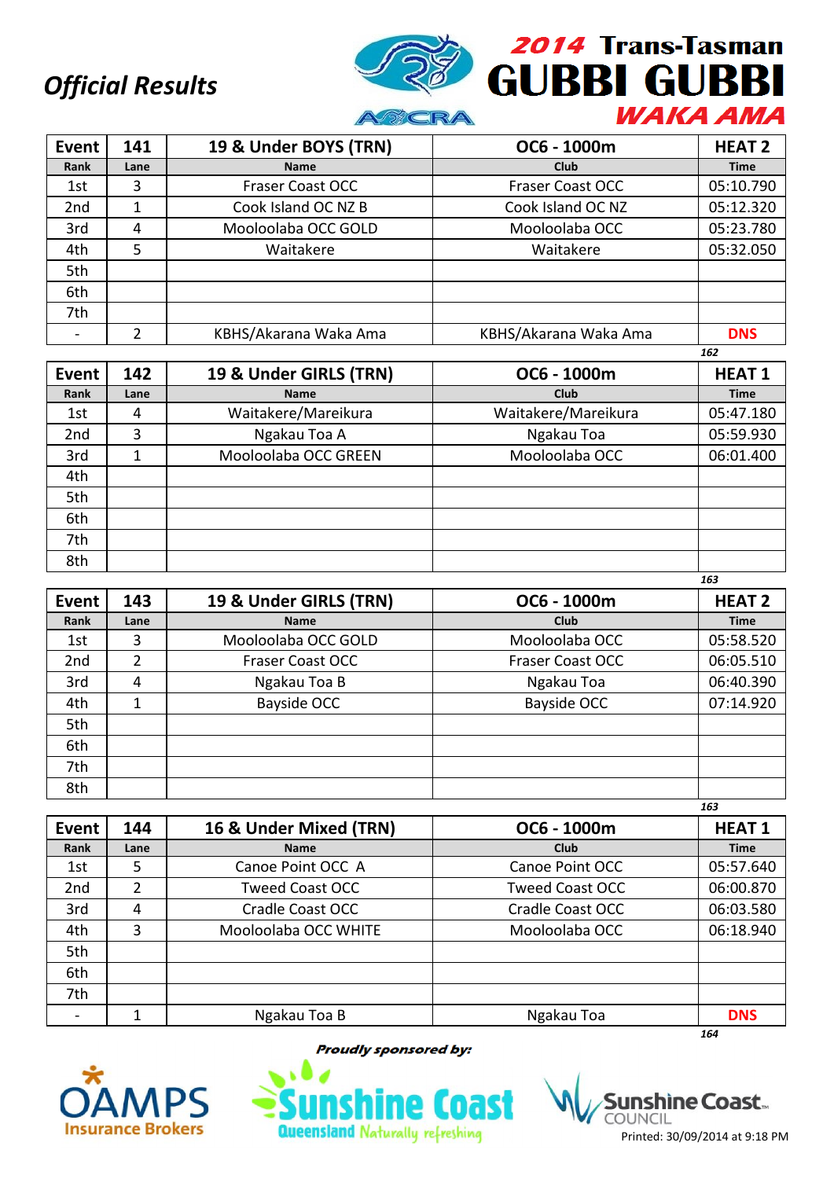# Official Results

## 2014 Trans-Tasman GUBBI GUBBI WAKA AMA

| Event | 141 | 19 & Under BOYS (TRN) | OC6 - 1000m | HEAT 2 |
|---|---|---|---|---|
| Rank | Lane | Name | Club | Time |
| 1st | 3 | Fraser Coast OCC | Fraser Coast OCC | 05:10.790 |
| 2nd | 1 | Cook Island OC NZ B | Cook Island OC NZ | 05:12.320 |
| 3rd | 4 | Mooloolaba OCC GOLD | Mooloolaba OCC | 05:23.780 |
| 4th | 5 | Waitakere | Waitakere | 05:32.050 |
| 5th | | | | |
| 6th | | | | |
| 7th | | | | |
| - | 2 | KBHS/Akarana Waka Ama | KBHS/Akarana Waka Ama | DNS |

162

| Event | 142 | 19 & Under GIRLS (TRN) | OC6 - 1000m | HEAT 1 |
|---|---|---|---|---|
| Rank | Lane | Name | Club | Time |
| 1st | 4 | Waitakere/Mareikura | Waitakere/Mareikura | 05:47.180 |
| 2nd | 3 | Ngakau Toa A | Ngakau Toa | 05:59.930 |
| 3rd | 1 | Mooloolaba OCC GREEN | Mooloolaba OCC | 06:01.400 |
| 4th | | | | |
| 5th | | | | |
| 6th | | | | |
| 7th | | | | |
| 8th | | | | |

163

| Event | 143 | 19 & Under GIRLS (TRN) | OC6 - 1000m | HEAT 2 |
|---|---|---|---|---|
| Rank | Lane | Name | Club | Time |
| 1st | 3 | Mooloolaba OCC GOLD | Mooloolaba OCC | 05:58.520 |
| 2nd | 2 | Fraser Coast OCC | Fraser Coast OCC | 06:05.510 |
| 3rd | 4 | Ngakau Toa B | Ngakau Toa | 06:40.390 |
| 4th | 1 | Bayside OCC | Bayside OCC | 07:14.920 |
| 5th | | | | |
| 6th | | | | |
| 7th | | | | |
| 8th | | | | |

163

| Event | 144 | 16 & Under Mixed (TRN) | OC6 - 1000m | HEAT 1 |
|---|---|---|---|---|
| Rank | Lane | Name | Club | Time |
| 1st | 5 | Canoe Point OCC A | Canoe Point OCC | 05:57.640 |
| 2nd | 2 | Tweed Coast OCC | Tweed Coast OCC | 06:00.870 |
| 3rd | 4 | Cradle Coast OCC | Cradle Coast OCC | 06:03.580 |
| 4th | 3 | Mooloolaba OCC WHITE | Mooloolaba OCC | 06:18.940 |
| 5th | | | | |
| 6th | | | | |
| 7th | | | | |
| - | 1 | Ngakau Toa B | Ngakau Toa | DNS |

164

*Proudly sponsored by:*

OAMPS Insurance Brokers — Sunshine Coast Queensland Naturally refreshing — Sunshine Coast Council

Printed: 30/09/2014 at 9:18 PM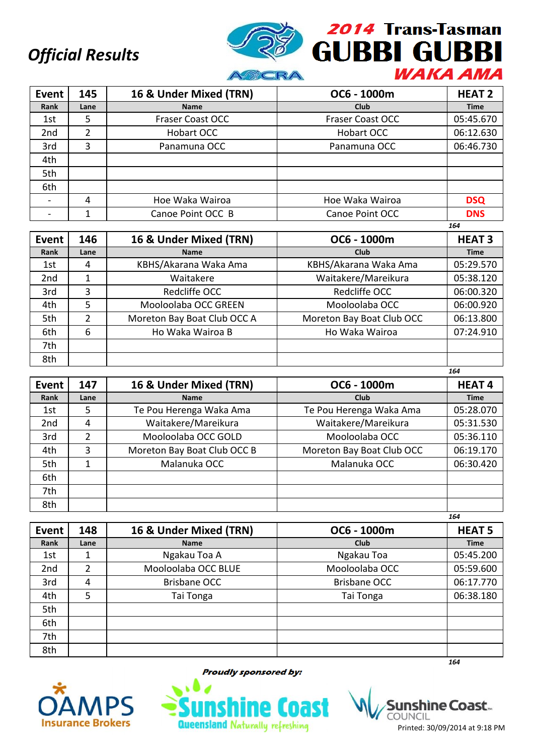## Official Results

# 2014 Trans-Tasman GUBBI GUBBI WAKA AMA

| Event | 145 | 16 & Under Mixed (TRN) | OC6 - 1000m | HEAT 2 |
|---|---|---|---|---|
| Rank | Lane | Name | Club | Time |
| 1st | 5 | Fraser Coast OCC | Fraser Coast OCC | 05:45.670 |
| 2nd | 2 | Hobart OCC | Hobart OCC | 06:12.630 |
| 3rd | 3 | Panamuna OCC | Panamuna OCC | 06:46.730 |
| 4th | | | | |
| 5th | | | | |
| 6th | | | | |
| - | 4 | Hoe Waka Wairoa | Hoe Waka Wairoa | DSQ |
| - | 1 | Canoe Point OCC B | Canoe Point OCC | DNS |

164

| Event | 146 | 16 & Under Mixed (TRN) | OC6 - 1000m | HEAT 3 |
|---|---|---|---|---|
| Rank | Lane | Name | Club | Time |
| 1st | 4 | KBHS/Akarana Waka Ama | KBHS/Akarana Waka Ama | 05:29.570 |
| 2nd | 1 | Waitakere | Waitakere/Mareikura | 05:38.120 |
| 3rd | 3 | Redcliffe OCC | Redcliffe OCC | 06:00.320 |
| 4th | 5 | Mooloolaba OCC GREEN | Mooloolaba OCC | 06:00.920 |
| 5th | 2 | Moreton Bay Boat Club OCC A | Moreton Bay Boat Club OCC | 06:13.800 |
| 6th | 6 | Ho Waka Wairoa B | Ho Waka Wairoa | 07:24.910 |
| 7th | | | | |
| 8th | | | | |

164

| Event | 147 | 16 & Under Mixed (TRN) | OC6 - 1000m | HEAT 4 |
|---|---|---|---|---|
| Rank | Lane | Name | Club | Time |
| 1st | 5 | Te Pou Herenga Waka Ama | Te Pou Herenga Waka Ama | 05:28.070 |
| 2nd | 4 | Waitakere/Mareikura | Waitakere/Mareikura | 05:31.530 |
| 3rd | 2 | Mooloolaba OCC GOLD | Mooloolaba OCC | 05:36.110 |
| 4th | 3 | Moreton Bay Boat Club OCC B | Moreton Bay Boat Club OCC | 06:19.170 |
| 5th | 1 | Malanuka OCC | Malanuka OCC | 06:30.420 |
| 6th | | | | |
| 7th | | | | |
| 8th | | | | |

164

| Event | 148 | 16 & Under Mixed (TRN) | OC6 - 1000m | HEAT 5 |
|---|---|---|---|---|
| Rank | Lane | Name | Club | Time |
| 1st | 1 | Ngakau Toa A | Ngakau Toa | 05:45.200 |
| 2nd | 2 | Mooloolaba OCC BLUE | Mooloolaba OCC | 05:59.600 |
| 3rd | 4 | Brisbane OCC | Brisbane OCC | 06:17.770 |
| 4th | 5 | Tai Tonga | Tai Tonga | 06:38.180 |
| 5th | | | | |
| 6th | | | | |
| 7th | | | | |
| 8th | | | | |

164

*Proudly sponsored by:*

Printed: 30/09/2014 at 9:18 PM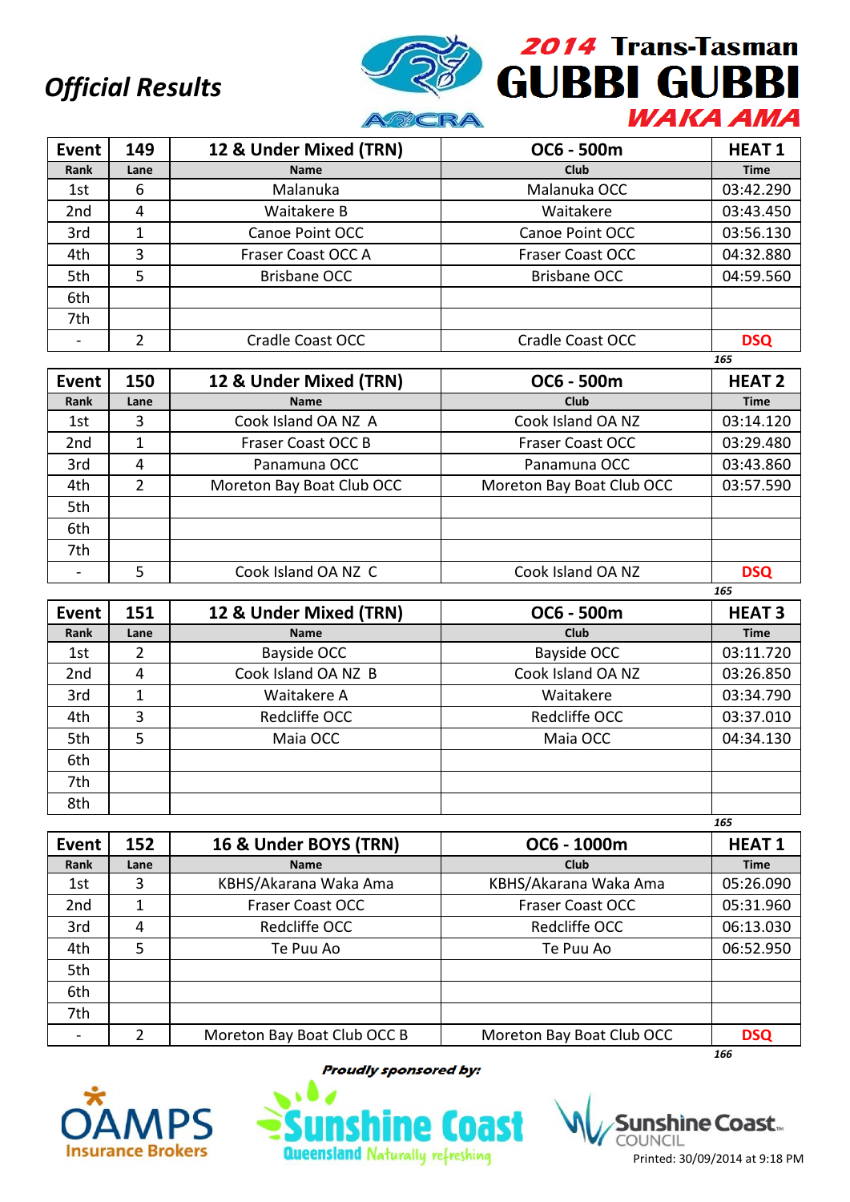*Official Results*

# 2014 Trans-Tasman GUBBI GUBBI WAKA AMA

| Event | 149 | 12 & Under Mixed (TRN) | OC6 - 500m | HEAT 1 |
|---|---|---|---|---|
| Rank | Lane | Name | Club | Time |
| 1st | 6 | Malanuka | Malanuka OCC | 03:42.290 |
| 2nd | 4 | Waitakere B | Waitakere | 03:43.450 |
| 3rd | 1 | Canoe Point OCC | Canoe Point OCC | 03:56.130 |
| 4th | 3 | Fraser Coast OCC A | Fraser Coast OCC | 04:32.880 |
| 5th | 5 | Brisbane OCC | Brisbane OCC | 04:59.560 |
| 6th | | | | |
| 7th | | | | |
| - | 2 | Cradle Coast OCC | Cradle Coast OCC | DSQ |

165

| Event | 150 | 12 & Under Mixed (TRN) | OC6 - 500m | HEAT 2 |
|---|---|---|---|---|
| Rank | Lane | Name | Club | Time |
| 1st | 3 | Cook Island OA NZ A | Cook Island OA NZ | 03:14.120 |
| 2nd | 1 | Fraser Coast OCC B | Fraser Coast OCC | 03:29.480 |
| 3rd | 4 | Panamuna OCC | Panamuna OCC | 03:43.860 |
| 4th | 2 | Moreton Bay Boat Club OCC | Moreton Bay Boat Club OCC | 03:57.590 |
| 5th | | | | |
| 6th | | | | |
| 7th | | | | |
| - | 5 | Cook Island OA NZ C | Cook Island OA NZ | DSQ |

165

| Event | 151 | 12 & Under Mixed (TRN) | OC6 - 500m | HEAT 3 |
|---|---|---|---|---|
| Rank | Lane | Name | Club | Time |
| 1st | 2 | Bayside OCC | Bayside OCC | 03:11.720 |
| 2nd | 4 | Cook Island OA NZ B | Cook Island OA NZ | 03:26.850 |
| 3rd | 1 | Waitakere A | Waitakere | 03:34.790 |
| 4th | 3 | Redcliffe OCC | Redcliffe OCC | 03:37.010 |
| 5th | 5 | Maia OCC | Maia OCC | 04:34.130 |
| 6th | | | | |
| 7th | | | | |
| 8th | | | | |

165

| Event | 152 | 16 & Under BOYS (TRN) | OC6 - 1000m | HEAT 1 |
|---|---|---|---|---|
| Rank | Lane | Name | Club | Time |
| 1st | 3 | KBHS/Akarana Waka Ama | KBHS/Akarana Waka Ama | 05:26.090 |
| 2nd | 1 | Fraser Coast OCC | Fraser Coast OCC | 05:31.960 |
| 3rd | 4 | Redcliffe OCC | Redcliffe OCC | 06:13.030 |
| 4th | 5 | Te Puu Ao | Te Puu Ao | 06:52.950 |
| 5th | | | | |
| 6th | | | | |
| 7th | | | | |
| - | 2 | Moreton Bay Boat Club OCC B | Moreton Bay Boat Club OCC | DSQ |

166

*Proudly sponsored by:*

OAMPS Insurance Brokers — Sunshine Coast Queensland Naturally refreshing — Sunshine Coast Council

Printed: 30/09/2014 at 9:18 PM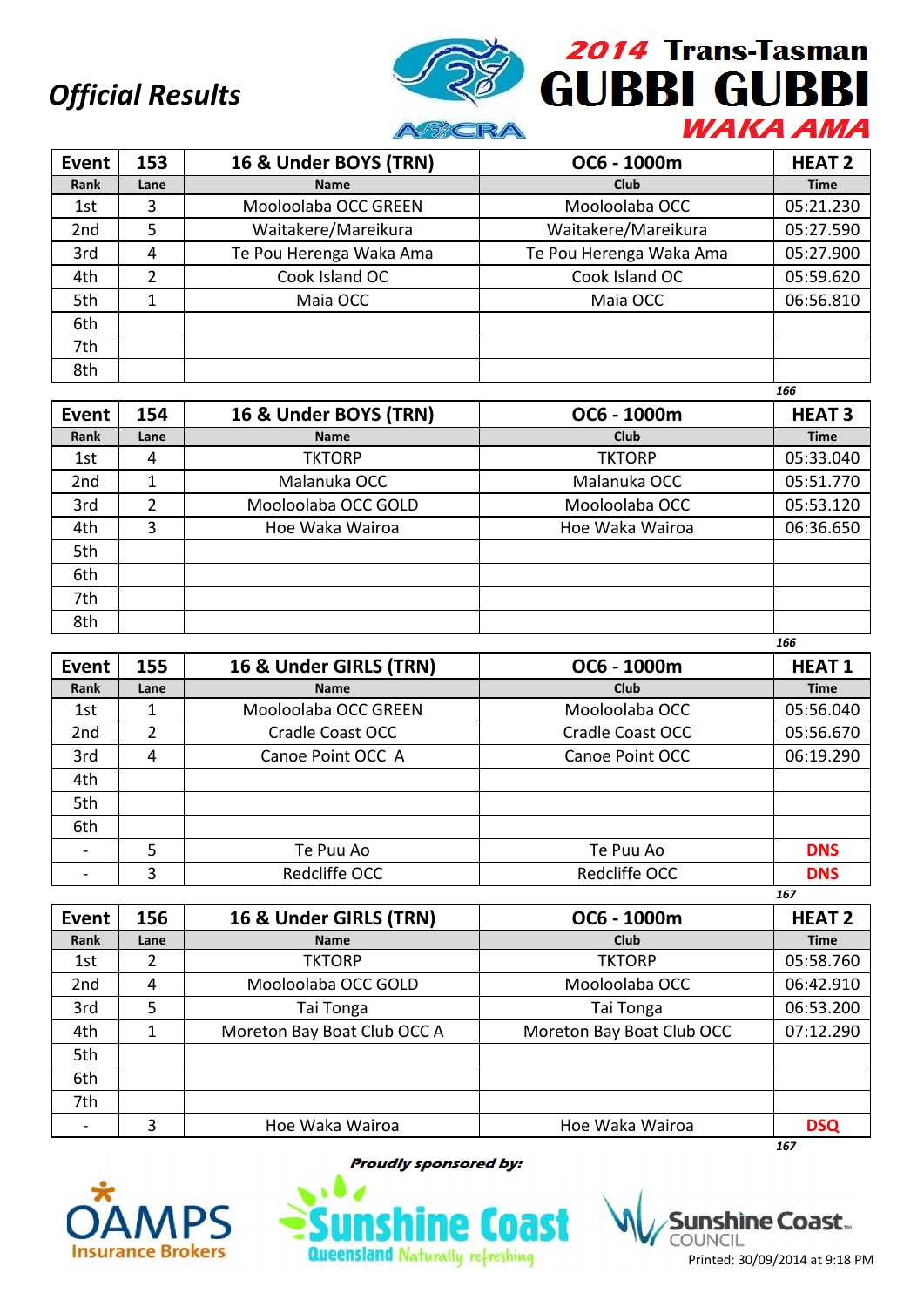*Official Results*

**2014 Trans-Tasman GUBBI GUBBI WAKA AMA**

| Event | 153 | 16 & Under BOYS (TRN) | OC6 - 1000m | HEAT 2 |
|---|---|---|---|---|
| Rank | Lane | Name | Club | Time |
| 1st | 3 | Mooloolaba OCC GREEN | Mooloolaba OCC | 05:21.230 |
| 2nd | 5 | Waitakere/Mareikura | Waitakere/Mareikura | 05:27.590 |
| 3rd | 4 | Te Pou Herenga Waka Ama | Te Pou Herenga Waka Ama | 05:27.900 |
| 4th | 2 | Cook Island OC | Cook Island OC | 05:59.620 |
| 5th | 1 | Maia OCC | Maia OCC | 06:56.810 |
| 6th | | | | |
| 7th | | | | |
| 8th | | | | |

166

| Event | 154 | 16 & Under BOYS (TRN) | OC6 - 1000m | HEAT 3 |
|---|---|---|---|---|
| Rank | Lane | Name | Club | Time |
| 1st | 4 | TKTORP | TKTORP | 05:33.040 |
| 2nd | 1 | Malanuka OCC | Malanuka OCC | 05:51.770 |
| 3rd | 2 | Mooloolaba OCC GOLD | Mooloolaba OCC | 05:53.120 |
| 4th | 3 | Hoe Waka Wairoa | Hoe Waka Wairoa | 06:36.650 |
| 5th | | | | |
| 6th | | | | |
| 7th | | | | |
| 8th | | | | |

166

| Event | 155 | 16 & Under GIRLS (TRN) | OC6 - 1000m | HEAT 1 |
|---|---|---|---|---|
| Rank | Lane | Name | Club | Time |
| 1st | 1 | Mooloolaba OCC GREEN | Mooloolaba OCC | 05:56.040 |
| 2nd | 2 | Cradle Coast OCC | Cradle Coast OCC | 05:56.670 |
| 3rd | 4 | Canoe Point OCC A | Canoe Point OCC | 06:19.290 |
| 4th | | | | |
| 5th | | | | |
| 6th | | | | |
| - | 5 | Te Puu Ao | Te Puu Ao | DNS |
| - | 3 | Redcliffe OCC | Redcliffe OCC | DNS |

167

| Event | 156 | 16 & Under GIRLS (TRN) | OC6 - 1000m | HEAT 2 |
|---|---|---|---|---|
| Rank | Lane | Name | Club | Time |
| 1st | 2 | TKTORP | TKTORP | 05:58.760 |
| 2nd | 4 | Mooloolaba OCC GOLD | Mooloolaba OCC | 06:42.910 |
| 3rd | 5 | Tai Tonga | Tai Tonga | 06:53.200 |
| 4th | 1 | Moreton Bay Boat Club OCC A | Moreton Bay Boat Club OCC | 07:12.290 |
| 5th | | | | |
| 6th | | | | |
| 7th | | | | |
| - | 3 | Hoe Waka Wairoa | Hoe Waka Wairoa | DSQ |

167

*Proudly sponsored by:*

Printed: 30/09/2014 at 9:18 PM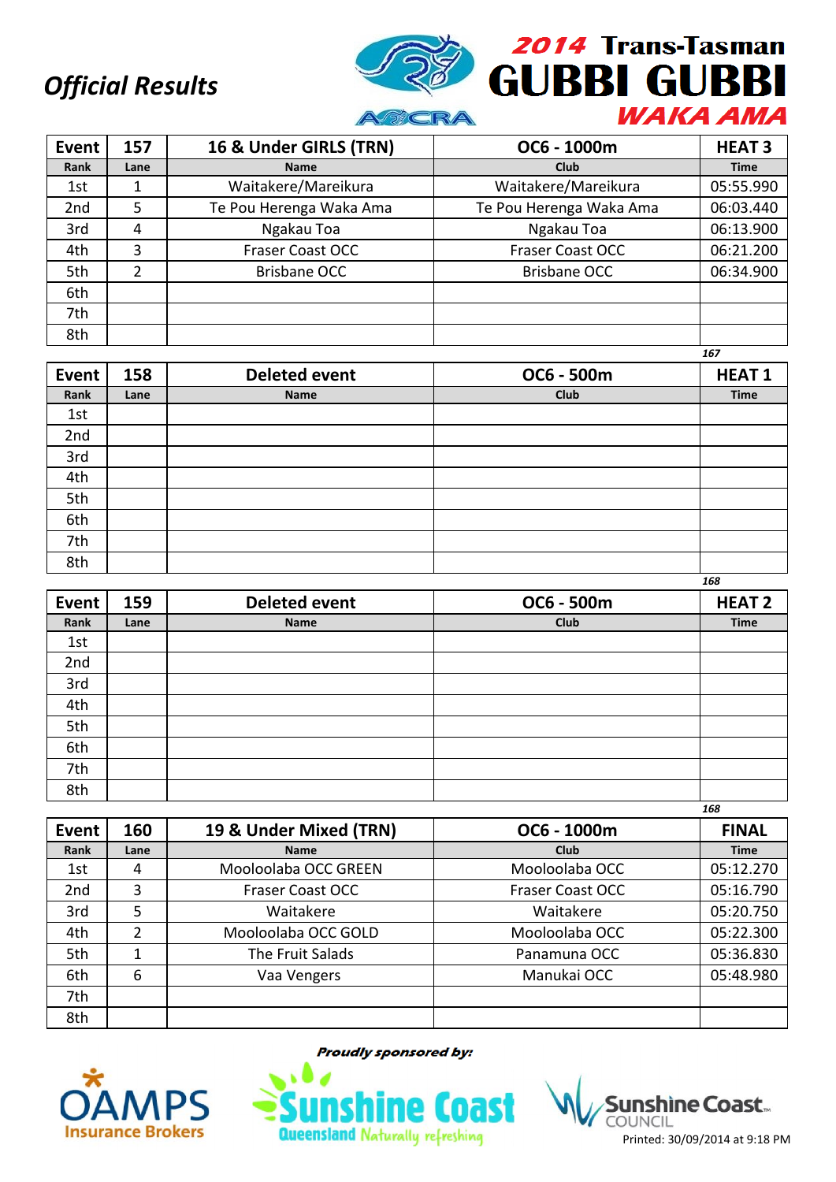*Official Results*

**2014 Trans-Tasman GUBBI GUBBI WAKA AMA**

| Event | 157 | 16 & Under GIRLS (TRN) | OC6 - 1000m | HEAT 3 |
|---|---|---|---|---|
| Rank | Lane | Name | Club | Time |
| 1st | 1 | Waitakere/Mareikura | Waitakere/Mareikura | 05:55.990 |
| 2nd | 5 | Te Pou Herenga Waka Ama | Te Pou Herenga Waka Ama | 06:03.440 |
| 3rd | 4 | Ngakau Toa | Ngakau Toa | 06:13.900 |
| 4th | 3 | Fraser Coast OCC | Fraser Coast OCC | 06:21.200 |
| 5th | 2 | Brisbane OCC | Brisbane OCC | 06:34.900 |
| 6th | | | | |
| 7th | | | | |
| 8th | | | | |

*167*

| Event | 158 | Deleted event | OC6 - 500m | HEAT 1 |
|---|---|---|---|---|
| Rank | Lane | Name | Club | Time |
| 1st | | | | |
| 2nd | | | | |
| 3rd | | | | |
| 4th | | | | |
| 5th | | | | |
| 6th | | | | |
| 7th | | | | |
| 8th | | | | |

*168*

| Event | 159 | Deleted event | OC6 - 500m | HEAT 2 |
|---|---|---|---|---|
| Rank | Lane | Name | Club | Time |
| 1st | | | | |
| 2nd | | | | |
| 3rd | | | | |
| 4th | | | | |
| 5th | | | | |
| 6th | | | | |
| 7th | | | | |
| 8th | | | | |

*168*

| Event | 160 | 19 & Under Mixed (TRN) | OC6 - 1000m | FINAL |
|---|---|---|---|---|
| Rank | Lane | Name | Club | Time |
| 1st | 4 | Mooloolaba OCC GREEN | Mooloolaba OCC | 05:12.270 |
| 2nd | 3 | Fraser Coast OCC | Fraser Coast OCC | 05:16.790 |
| 3rd | 5 | Waitakere | Waitakere | 05:20.750 |
| 4th | 2 | Mooloolaba OCC GOLD | Mooloolaba OCC | 05:22.300 |
| 5th | 1 | The Fruit Salads | Panamuna OCC | 05:36.830 |
| 6th | 6 | Vaa Vengers | Manukai OCC | 05:48.980 |
| 7th | | | | |
| 8th | | | | |

*Proudly sponsored by:*

OAMPS Insurance Brokers · Sunshine Coast Queensland Naturally refreshing · Sunshine Coast Council

Printed: 30/09/2014 at 9:18 PM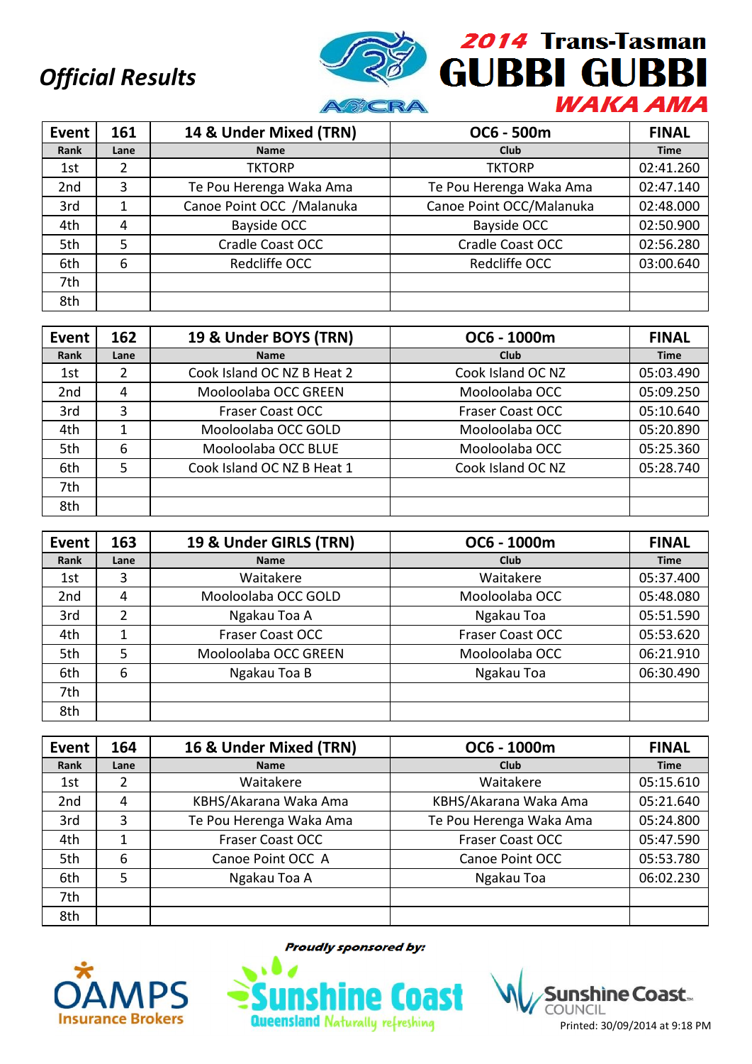*Official Results*

**2014 Trans-Tasman GUBBI GUBBI WAKA AMA**

| Event | 161 | 14 & Under Mixed (TRN) | OC6 - 500m | FINAL |
|---|---|---|---|---|
| Rank | Lane | Name | Club | Time |
| 1st | 2 | TKTORP | TKTORP | 02:41.260 |
| 2nd | 3 | Te Pou Herenga Waka Ama | Te Pou Herenga Waka Ama | 02:47.140 |
| 3rd | 1 | Canoe Point OCC /Malanuka | Canoe Point OCC/Malanuka | 02:48.000 |
| 4th | 4 | Bayside OCC | Bayside OCC | 02:50.900 |
| 5th | 5 | Cradle Coast OCC | Cradle Coast OCC | 02:56.280 |
| 6th | 6 | Redcliffe OCC | Redcliffe OCC | 03:00.640 |
| 7th | | | | |
| 8th | | | | |

| Event | 162 | 19 & Under BOYS (TRN) | OC6 - 1000m | FINAL |
|---|---|---|---|---|
| Rank | Lane | Name | Club | Time |
| 1st | 2 | Cook Island OC NZ B Heat 2 | Cook Island OC NZ | 05:03.490 |
| 2nd | 4 | Mooloolaba OCC GREEN | Mooloolaba OCC | 05:09.250 |
| 3rd | 3 | Fraser Coast OCC | Fraser Coast OCC | 05:10.640 |
| 4th | 1 | Mooloolaba OCC GOLD | Mooloolaba OCC | 05:20.890 |
| 5th | 6 | Mooloolaba OCC BLUE | Mooloolaba OCC | 05:25.360 |
| 6th | 5 | Cook Island OC NZ B Heat 1 | Cook Island OC NZ | 05:28.740 |
| 7th | | | | |
| 8th | | | | |

| Event | 163 | 19 & Under GIRLS (TRN) | OC6 - 1000m | FINAL |
|---|---|---|---|---|
| Rank | Lane | Name | Club | Time |
| 1st | 3 | Waitakere | Waitakere | 05:37.400 |
| 2nd | 4 | Mooloolaba OCC GOLD | Mooloolaba OCC | 05:48.080 |
| 3rd | 2 | Ngakau Toa A | Ngakau Toa | 05:51.590 |
| 4th | 1 | Fraser Coast OCC | Fraser Coast OCC | 05:53.620 |
| 5th | 5 | Mooloolaba OCC GREEN | Mooloolaba OCC | 06:21.910 |
| 6th | 6 | Ngakau Toa B | Ngakau Toa | 06:30.490 |
| 7th | | | | |
| 8th | | | | |

| Event | 164 | 16 & Under Mixed (TRN) | OC6 - 1000m | FINAL |
|---|---|---|---|---|
| Rank | Lane | Name | Club | Time |
| 1st | 2 | Waitakere | Waitakere | 05:15.610 |
| 2nd | 4 | KBHS/Akarana Waka Ama | KBHS/Akarana Waka Ama | 05:21.640 |
| 3rd | 3 | Te Pou Herenga Waka Ama | Te Pou Herenga Waka Ama | 05:24.800 |
| 4th | 1 | Fraser Coast OCC | Fraser Coast OCC | 05:47.590 |
| 5th | 6 | Canoe Point OCC A | Canoe Point OCC | 05:53.780 |
| 6th | 5 | Ngakau Toa A | Ngakau Toa | 06:02.230 |
| 7th | | | | |
| 8th | | | | |

*Proudly sponsored by:*

OAMPS Insurance Brokers — Sunshine Coast Queensland Naturally refreshing — Sunshine Coast Council

Printed: 30/09/2014 at 9:18 PM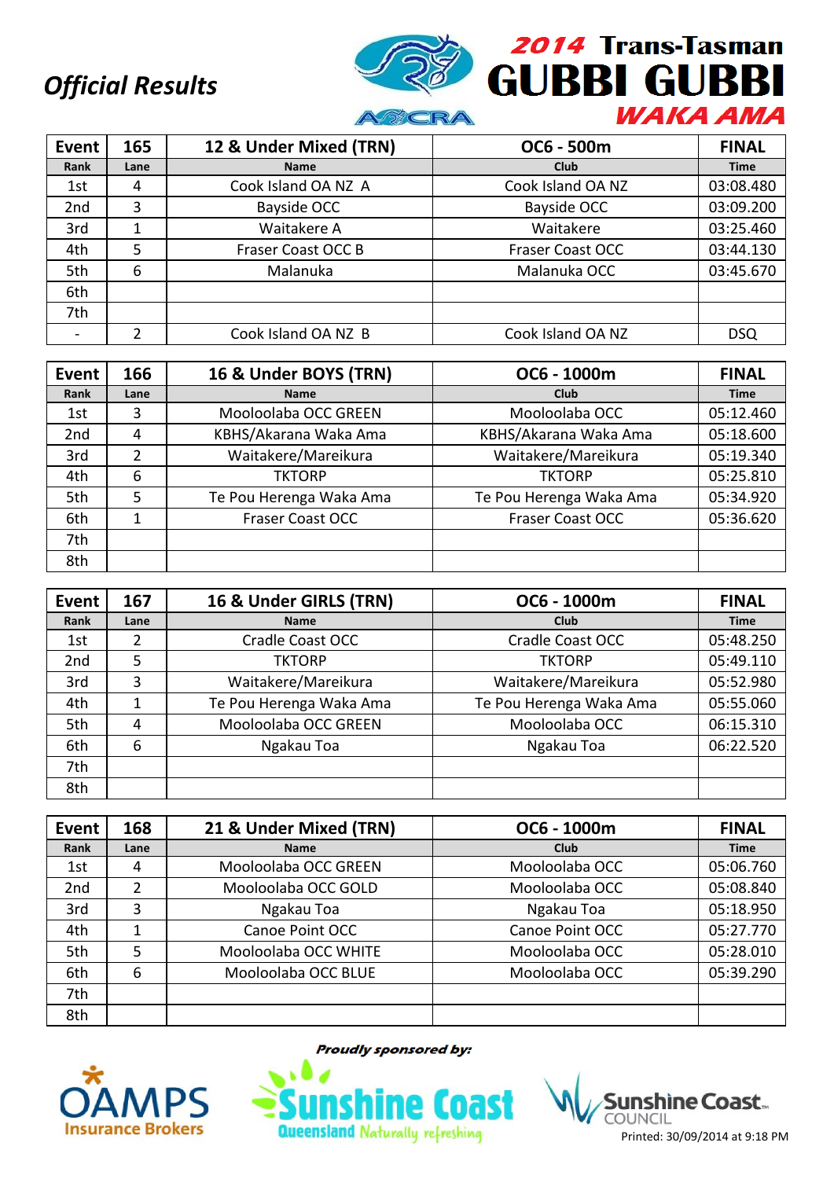# Official Results

## 2014 Trans-Tasman GUBBI GUBBI WAKA AMA

AOCRA

| Event | 165 | 12 & Under Mixed (TRN) | OC6 - 500m | FINAL |
|---|---|---|---|---|
| Rank | Lane | Name | Club | Time |
| 1st | 4 | Cook Island OA NZ A | Cook Island OA NZ | 03:08.480 |
| 2nd | 3 | Bayside OCC | Bayside OCC | 03:09.200 |
| 3rd | 1 | Waitakere A | Waitakere | 03:25.460 |
| 4th | 5 | Fraser Coast OCC B | Fraser Coast OCC | 03:44.130 |
| 5th | 6 | Malanuka | Malanuka OCC | 03:45.670 |
| 6th | | | | |
| 7th | | | | |
| - | 2 | Cook Island OA NZ B | Cook Island OA NZ | DSQ |

| Event | 166 | 16 & Under BOYS (TRN) | OC6 - 1000m | FINAL |
|---|---|---|---|---|
| Rank | Lane | Name | Club | Time |
| 1st | 3 | Mooloolaba OCC GREEN | Mooloolaba OCC | 05:12.460 |
| 2nd | 4 | KBHS/Akarana Waka Ama | KBHS/Akarana Waka Ama | 05:18.600 |
| 3rd | 2 | Waitakere/Mareikura | Waitakere/Mareikura | 05:19.340 |
| 4th | 6 | TKTORP | TKTORP | 05:25.810 |
| 5th | 5 | Te Pou Herenga Waka Ama | Te Pou Herenga Waka Ama | 05:34.920 |
| 6th | 1 | Fraser Coast OCC | Fraser Coast OCC | 05:36.620 |
| 7th | | | | |
| 8th | | | | |

| Event | 167 | 16 & Under GIRLS (TRN) | OC6 - 1000m | FINAL |
|---|---|---|---|---|
| Rank | Lane | Name | Club | Time |
| 1st | 2 | Cradle Coast OCC | Cradle Coast OCC | 05:48.250 |
| 2nd | 5 | TKTORP | TKTORP | 05:49.110 |
| 3rd | 3 | Waitakere/Mareikura | Waitakere/Mareikura | 05:52.980 |
| 4th | 1 | Te Pou Herenga Waka Ama | Te Pou Herenga Waka Ama | 05:55.060 |
| 5th | 4 | Mooloolaba OCC GREEN | Mooloolaba OCC | 06:15.310 |
| 6th | 6 | Ngakau Toa | Ngakau Toa | 06:22.520 |
| 7th | | | | |
| 8th | | | | |

| Event | 168 | 21 & Under Mixed (TRN) | OC6 - 1000m | FINAL |
|---|---|---|---|---|
| Rank | Lane | Name | Club | Time |
| 1st | 4 | Mooloolaba OCC GREEN | Mooloolaba OCC | 05:06.760 |
| 2nd | 2 | Mooloolaba OCC GOLD | Mooloolaba OCC | 05:08.840 |
| 3rd | 3 | Ngakau Toa | Ngakau Toa | 05:18.950 |
| 4th | 1 | Canoe Point OCC | Canoe Point OCC | 05:27.770 |
| 5th | 5 | Mooloolaba OCC WHITE | Mooloolaba OCC | 05:28.010 |
| 6th | 6 | Mooloolaba OCC BLUE | Mooloolaba OCC | 05:39.290 |
| 7th | | | | |
| 8th | | | | |

*Proudly sponsored by:*

OAMPS Insurance Brokers — Sunshine Coast Queensland Naturally refreshing — Sunshine Coast Council

Printed: 30/09/2014 at 9:18 PM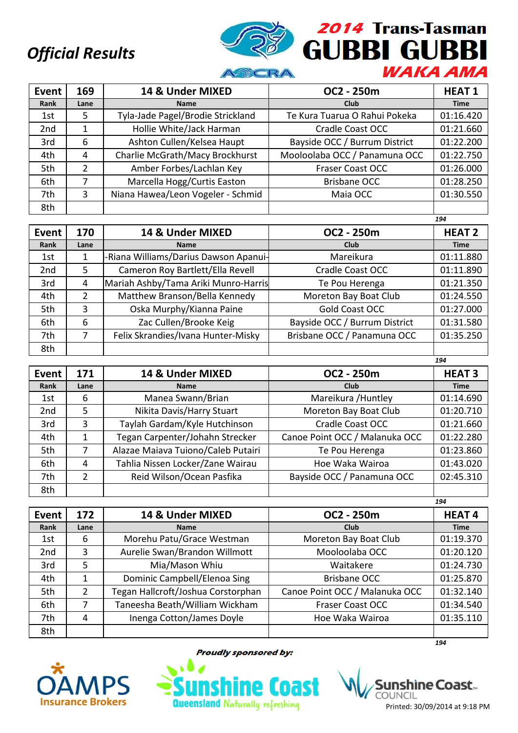# Official Results

## 2014 Trans-Tasman GUBBI GUBBI WAKA AMA

| Event | 169 | 14 & Under MIXED | OC2 - 250m | HEAT 1 |
|---|---|---|---|---|
| Rank | Lane | Name | Club | Time |
| 1st | 5 | Tyla-Jade Pagel/Brodie Strickland | Te Kura Tuarua O Rahui Pokeka | 01:16.420 |
| 2nd | 1 | Hollie White/Jack Harman | Cradle Coast OCC | 01:21.660 |
| 3rd | 6 | Ashton Cullen/Kelsea Haupt | Bayside OCC / Burrum District | 01:22.200 |
| 4th | 4 | Charlie McGrath/Macy Brockhurst | Mooloolaba OCC / Panamuna OCC | 01:22.750 |
| 5th | 2 | Amber Forbes/Lachlan Key | Fraser Coast OCC | 01:26.000 |
| 6th | 7 | Marcella Hogg/Curtis Easton | Brisbane OCC | 01:28.250 |
| 7th | 3 | Niana Hawea/Leon Vogeler - Schmid | Maia OCC | 01:30.550 |
| 8th | | | | |

194

| Event | 170 | 14 & Under MIXED | OC2 - 250m | HEAT 2 |
|---|---|---|---|---|
| Rank | Lane | Name | Club | Time |
| 1st | 1 | -Riana Williams/Darius Dawson Apanui- | Mareikura | 01:11.880 |
| 2nd | 5 | Cameron Roy Bartlett/Ella Revell | Cradle Coast OCC | 01:11.890 |
| 3rd | 4 | Mariah Ashby/Tama Ariki Munro-Harris | Te Pou Herenga | 01:21.350 |
| 4th | 2 | Matthew Branson/Bella Kennedy | Moreton Bay Boat Club | 01:24.550 |
| 5th | 3 | Oska Murphy/Kianna Paine | Gold Coast OCC | 01:27.000 |
| 6th | 6 | Zac Cullen/Brooke Keig | Bayside OCC / Burrum District | 01:31.580 |
| 7th | 7 | Felix Skrandies/Ivana Hunter-Misky | Brisbane OCC / Panamuna OCC | 01:35.250 |
| 8th | | | | |

194

| Event | 171 | 14 & Under MIXED | OC2 - 250m | HEAT 3 |
|---|---|---|---|---|
| Rank | Lane | Name | Club | Time |
| 1st | 6 | Manea Swann/Brian | Mareikura /Huntley | 01:14.690 |
| 2nd | 5 | Nikita Davis/Harry Stuart | Moreton Bay Boat Club | 01:20.710 |
| 3rd | 3 | Taylah Gardam/Kyle Hutchinson | Cradle Coast OCC | 01:21.660 |
| 4th | 1 | Tegan Carpenter/Johahn Strecker | Canoe Point OCC / Malanuka OCC | 01:22.280 |
| 5th | 7 | Alazae Maiava Tuiono/Caleb Putairi | Te Pou Herenga | 01:23.860 |
| 6th | 4 | Tahlia Nissen Locker/Zane Wairau | Hoe Waka Wairoa | 01:43.020 |
| 7th | 2 | Reid Wilson/Ocean Pasfika | Bayside OCC / Panamuna OCC | 02:45.310 |
| 8th | | | | |

194

| Event | 172 | 14 & Under MIXED | OC2 - 250m | HEAT 4 |
|---|---|---|---|---|
| Rank | Lane | Name | Club | Time |
| 1st | 6 | Morehu Patu/Grace Westman | Moreton Bay Boat Club | 01:19.370 |
| 2nd | 3 | Aurelie Swan/Brandon Willmott | Mooloolaba OCC | 01:20.120 |
| 3rd | 5 | Mia/Mason Whiu | Waitakere | 01:24.730 |
| 4th | 1 | Dominic Campbell/Elenoa Sing | Brisbane OCC | 01:25.870 |
| 5th | 2 | Tegan Hallcroft/Joshua Corstorphan | Canoe Point OCC / Malanuka OCC | 01:32.140 |
| 6th | 7 | Taneesha Beath/William Wickham | Fraser Coast OCC | 01:34.540 |
| 7th | 4 | Inenga Cotton/James Doyle | Hoe Waka Wairoa | 01:35.110 |
| 8th | | | | |

194

*Proudly sponsored by:*

OAMPS Insurance Brokers — Sunshine Coast Queensland Naturally refreshing — Sunshine Coast Council

Printed: 30/09/2014 at 9:18 PM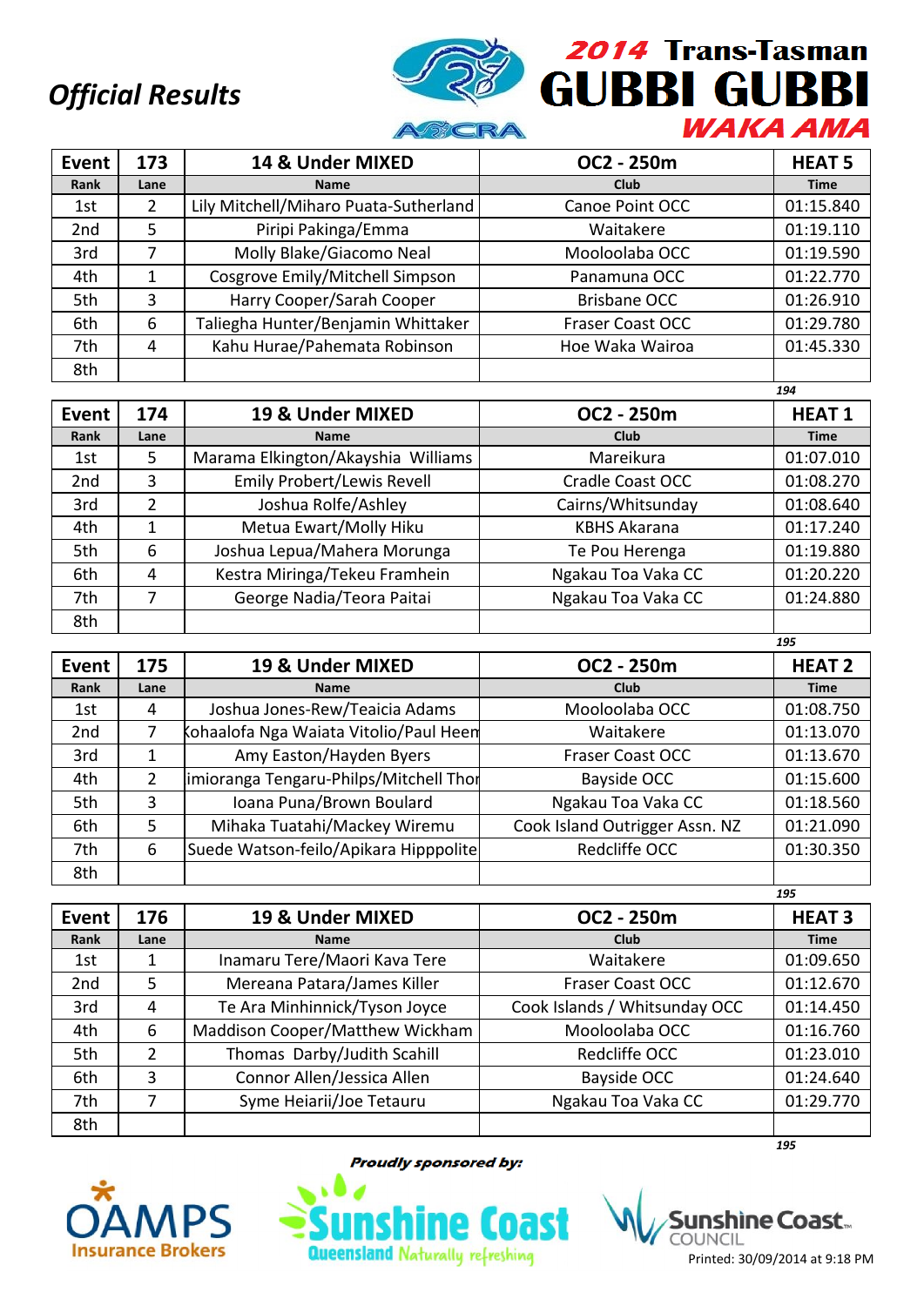# Official Results

## 2014 Trans-Tasman GUBBI GUBBI WAKA AMA

| Event | 173 | 14 & Under MIXED | OC2 - 250m | HEAT 5 |
|---|---|---|---|---|
| Rank | Lane | Name | Club | Time |
| 1st | 2 | Lily Mitchell/Miharo Puata-Sutherland | Canoe Point OCC | 01:15.840 |
| 2nd | 5 | Piripi Pakinga/Emma | Waitakere | 01:19.110 |
| 3rd | 7 | Molly Blake/Giacomo Neal | Mooloolaba OCC | 01:19.590 |
| 4th | 1 | Cosgrove Emily/Mitchell Simpson | Panamuna OCC | 01:22.770 |
| 5th | 3 | Harry Cooper/Sarah Cooper | Brisbane OCC | 01:26.910 |
| 6th | 6 | Taliegha Hunter/Benjamin Whittaker | Fraser Coast OCC | 01:29.780 |
| 7th | 4 | Kahu Hurae/Pahemata Robinson | Hoe Waka Wairoa | 01:45.330 |
| 8th | | | | |

194

| Event | 174 | 19 & Under MIXED | OC2 - 250m | HEAT 1 |
|---|---|---|---|---|
| Rank | Lane | Name | Club | Time |
| 1st | 5 | Marama Elkington/Akayshia Williams | Mareikura | 01:07.010 |
| 2nd | 3 | Emily Probert/Lewis Revell | Cradle Coast OCC | 01:08.270 |
| 3rd | 2 | Joshua Rolfe/Ashley | Cairns/Whitsunday | 01:08.640 |
| 4th | 1 | Metua Ewart/Molly Hiku | KBHS Akarana | 01:17.240 |
| 5th | 6 | Joshua Lepua/Mahera Morunga | Te Pou Herenga | 01:19.880 |
| 6th | 4 | Kestra Miringa/Tekeu Framhein | Ngakau Toa Vaka CC | 01:20.220 |
| 7th | 7 | George Nadia/Teora Paitai | Ngakau Toa Vaka CC | 01:24.880 |
| 8th | | | | |

195

| Event | 175 | 19 & Under MIXED | OC2 - 250m | HEAT 2 |
|---|---|---|---|---|
| Rank | Lane | Name | Club | Time |
| 1st | 4 | Joshua Jones-Rew/Teaicia Adams | Mooloolaba OCC | 01:08.750 |
| 2nd | 7 | Kohaalofa Nga Waiata Vitolio/Paul Heen | Waitakere | 01:13.070 |
| 3rd | 1 | Amy Easton/Hayden Byers | Fraser Coast OCC | 01:13.670 |
| 4th | 2 | imioranga Tengaru-Philps/Mitchell Thor | Bayside OCC | 01:15.600 |
| 5th | 3 | Ioana Puna/Brown Boulard | Ngakau Toa Vaka CC | 01:18.560 |
| 6th | 5 | Mihaka Tuatahi/Mackey Wiremu | Cook Island Outrigger Assn. NZ | 01:21.090 |
| 7th | 6 | Suede Watson-feilo/Apikara Hipppolite | Redcliffe OCC | 01:30.350 |
| 8th | | | | |

195

| Event | 176 | 19 & Under MIXED | OC2 - 250m | HEAT 3 |
|---|---|---|---|---|
| Rank | Lane | Name | Club | Time |
| 1st | 1 | Inamaru Tere/Maori Kava Tere | Waitakere | 01:09.650 |
| 2nd | 5 | Mereana Patara/James Killer | Fraser Coast OCC | 01:12.670 |
| 3rd | 4 | Te Ara Minhinnick/Tyson Joyce | Cook Islands / Whitsunday OCC | 01:14.450 |
| 4th | 6 | Maddison Cooper/Matthew Wickham | Mooloolaba OCC | 01:16.760 |
| 5th | 2 | Thomas Darby/Judith Scahill | Redcliffe OCC | 01:23.010 |
| 6th | 3 | Connor Allen/Jessica Allen | Bayside OCC | 01:24.640 |
| 7th | 7 | Syme Heiarii/Joe Tetauru | Ngakau Toa Vaka CC | 01:29.770 |
| 8th | | | | |

195

*Proudly sponsored by:*

OAMPS Insurance Brokers — Sunshine Coast Queensland Naturally refreshing — Sunshine Coast Council

Printed: 30/09/2014 at 9:18 PM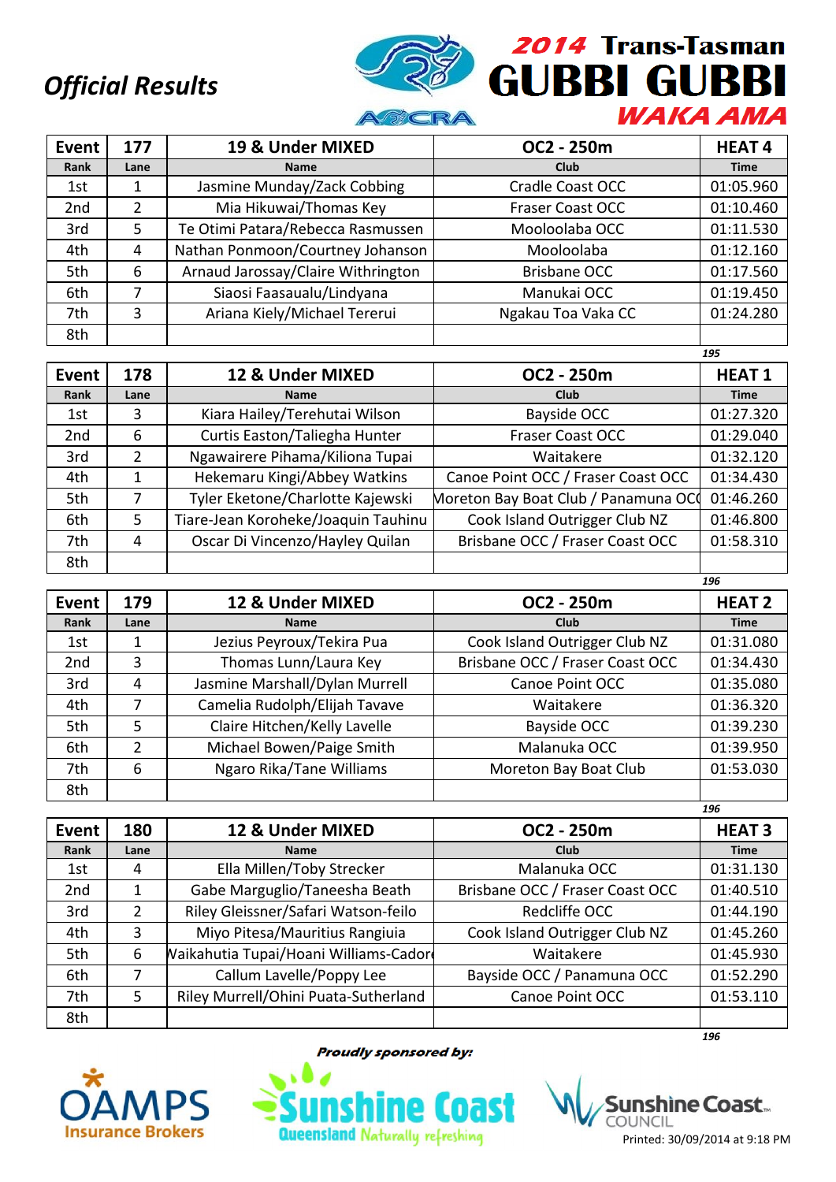# Official Results

**2014 Trans-Tasman GUBBI GUBBI WAKA AMA**

| Event | 177 | 19 & Under MIXED | OC2 - 250m | HEAT 4 |
|---|---|---|---|---|
| Rank | Lane | Name | Club | Time |
| 1st | 1 | Jasmine Munday/Zack Cobbing | Cradle Coast OCC | 01:05.960 |
| 2nd | 2 | Mia Hikuwai/Thomas Key | Fraser Coast OCC | 01:10.460 |
| 3rd | 5 | Te Otimi Patara/Rebecca Rasmussen | Mooloolaba OCC | 01:11.530 |
| 4th | 4 | Nathan Ponmoon/Courtney Johanson | Mooloolaba | 01:12.160 |
| 5th | 6 | Arnaud Jarossay/Claire Withrington | Brisbane OCC | 01:17.560 |
| 6th | 7 | Siaosi Faasaualu/Lindyana | Manukai OCC | 01:19.450 |
| 7th | 3 | Ariana Kiely/Michael Tererui | Ngakau Toa Vaka CC | 01:24.280 |
| 8th | | | | |

*195*

| Event | 178 | 12 & Under MIXED | OC2 - 250m | HEAT 1 |
|---|---|---|---|---|
| Rank | Lane | Name | Club | Time |
| 1st | 3 | Kiara Hailey/Terehutai Wilson | Bayside OCC | 01:27.320 |
| 2nd | 6 | Curtis Easton/Taliegha Hunter | Fraser Coast OCC | 01:29.040 |
| 3rd | 2 | Ngawairere Pihama/Kiliona Tupai | Waitakere | 01:32.120 |
| 4th | 1 | Hekemaru Kingi/Abbey Watkins | Canoe Point OCC / Fraser Coast OCC | 01:34.430 |
| 5th | 7 | Tyler Eketone/Charlotte Kajewski | Moreton Bay Boat Club / Panamuna OCC | 01:46.260 |
| 6th | 5 | Tiare-Jean Koroheke/Joaquin Tauhinu | Cook Island Outrigger Club NZ | 01:46.800 |
| 7th | 4 | Oscar Di Vincenzo/Hayley Quilan | Brisbane OCC / Fraser Coast OCC | 01:58.310 |
| 8th | | | | |

*196*

| Event | 179 | 12 & Under MIXED | OC2 - 250m | HEAT 2 |
|---|---|---|---|---|
| Rank | Lane | Name | Club | Time |
| 1st | 1 | Jezius Peyroux/Tekira Pua | Cook Island Outrigger Club NZ | 01:31.080 |
| 2nd | 3 | Thomas Lunn/Laura Key | Brisbane OCC / Fraser Coast OCC | 01:34.430 |
| 3rd | 4 | Jasmine Marshall/Dylan Murrell | Canoe Point OCC | 01:35.080 |
| 4th | 7 | Camelia Rudolph/Elijah Tavave | Waitakere | 01:36.320 |
| 5th | 5 | Claire Hitchen/Kelly Lavelle | Bayside OCC | 01:39.230 |
| 6th | 2 | Michael Bowen/Paige Smith | Malanuka OCC | 01:39.950 |
| 7th | 6 | Ngaro Rika/Tane Williams | Moreton Bay Boat Club | 01:53.030 |
| 8th | | | | |

*196*

| Event | 180 | 12 & Under MIXED | OC2 - 250m | HEAT 3 |
|---|---|---|---|---|
| Rank | Lane | Name | Club | Time |
| 1st | 4 | Ella Millen/Toby Strecker | Malanuka OCC | 01:31.130 |
| 2nd | 1 | Gabe Marguglio/Taneesha Beath | Brisbane OCC / Fraser Coast OCC | 01:40.510 |
| 3rd | 2 | Riley Gleissner/Safari Watson-feilo | Redcliffe OCC | 01:44.190 |
| 4th | 3 | Miyo Pitesa/Mauritius Rangiuia | Cook Island Outrigger Club NZ | 01:45.260 |
| 5th | 6 | Waikahutia Tupai/Hoani Williams-Cador | Waitakere | 01:45.930 |
| 6th | 7 | Callum Lavelle/Poppy Lee | Bayside OCC / Panamuna OCC | 01:52.290 |
| 7th | 5 | Riley Murrell/Ohini Puata-Sutherland | Canoe Point OCC | 01:53.110 |
| 8th | | | | |

*196*

*Proudly sponsored by:*

OAMPS Insurance Brokers — Sunshine Coast Queensland Naturally refreshing — Sunshine Coast Council

Printed: 30/09/2014 at 9:18 PM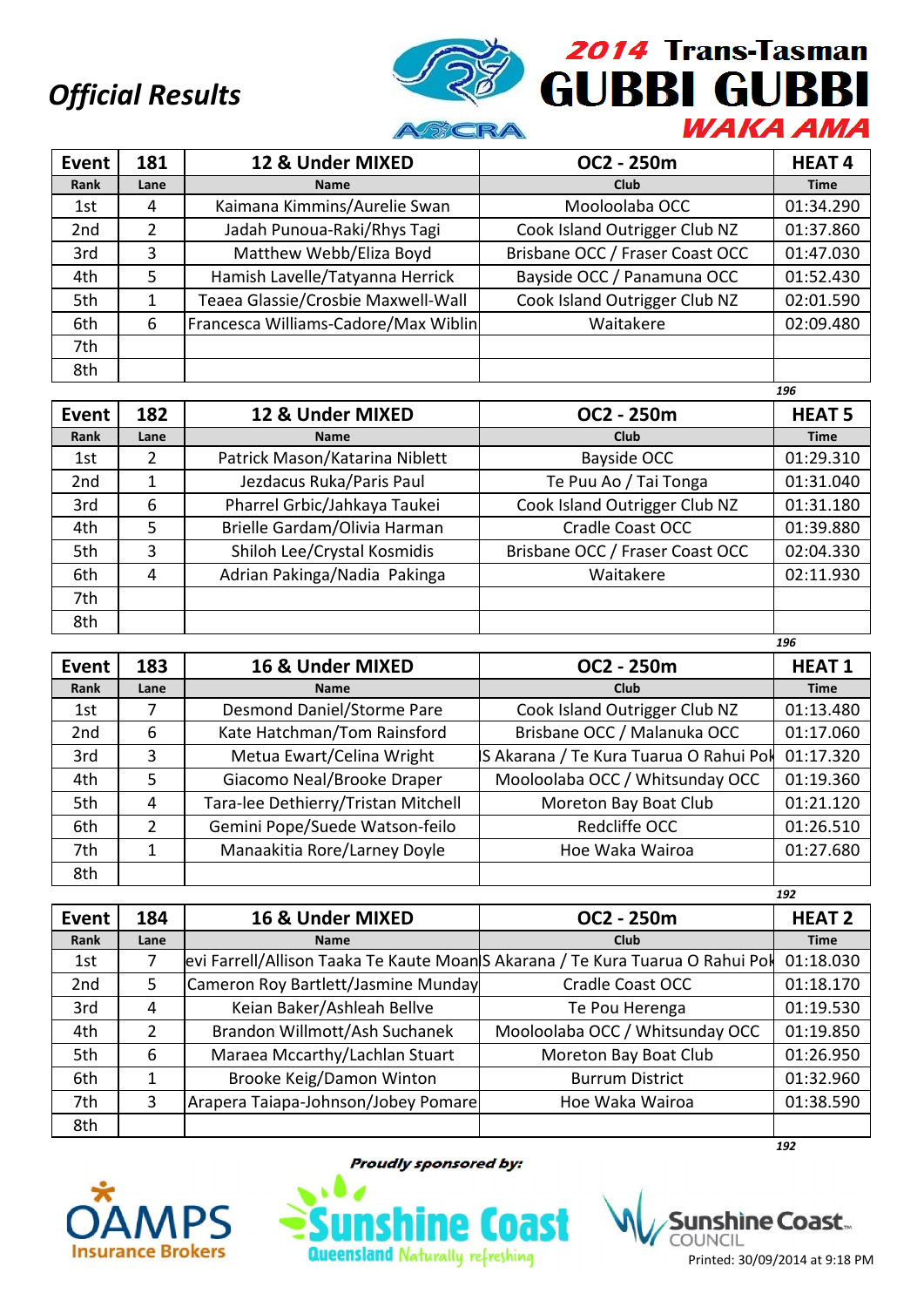*Official Results*

# 2014 Trans-Tasman GUBBI GUBBI WAKA AMA

| Event | 181 | 12 & Under MIXED | OC2 - 250m | HEAT 4 |
|---|---|---|---|---|
| Rank | Lane | Name | Club | Time |
| 1st | 4 | Kaimana Kimmins/Aurelie Swan | Mooloolaba OCC | 01:34.290 |
| 2nd | 2 | Jadah Punoua-Raki/Rhys Tagi | Cook Island Outrigger Club NZ | 01:37.860 |
| 3rd | 3 | Matthew Webb/Eliza Boyd | Brisbane OCC / Fraser Coast OCC | 01:47.030 |
| 4th | 5 | Hamish Lavelle/Tatyanna Herrick | Bayside OCC / Panamuna OCC | 01:52.430 |
| 5th | 1 | Teaea Glassie/Crosbie Maxwell-Wall | Cook Island Outrigger Club NZ | 02:01.590 |
| 6th | 6 | Francesca Williams-Cadore/Max Wiblin | Waitakere | 02:09.480 |
| 7th | | | | |
| 8th | | | | |

*196*

| Event | 182 | 12 & Under MIXED | OC2 - 250m | HEAT 5 |
|---|---|---|---|---|
| Rank | Lane | Name | Club | Time |
| 1st | 2 | Patrick Mason/Katarina Niblett | Bayside OCC | 01:29.310 |
| 2nd | 1 | Jezdacus Ruka/Paris Paul | Te Puu Ao / Tai Tonga | 01:31.040 |
| 3rd | 6 | Pharrel Grbic/Jahkaya Taukei | Cook Island Outrigger Club NZ | 01:31.180 |
| 4th | 5 | Brielle Gardam/Olivia Harman | Cradle Coast OCC | 01:39.880 |
| 5th | 3 | Shiloh Lee/Crystal Kosmidis | Brisbane OCC / Fraser Coast OCC | 02:04.330 |
| 6th | 4 | Adrian Pakinga/Nadia Pakinga | Waitakere | 02:11.930 |
| 7th | | | | |
| 8th | | | | |

*196*

| Event | 183 | 16 & Under MIXED | OC2 - 250m | HEAT 1 |
|---|---|---|---|---|
| Rank | Lane | Name | Club | Time |
| 1st | 7 | Desmond Daniel/Storme Pare | Cook Island Outrigger Club NZ | 01:13.480 |
| 2nd | 6 | Kate Hatchman/Tom Rainsford | Brisbane OCC / Malanuka OCC | 01:17.060 |
| 3rd | 3 | Metua Ewart/Celina Wright | S Akarana / Te Kura Tuarua O Rahui Pok | 01:17.320 |
| 4th | 5 | Giacomo Neal/Brooke Draper | Mooloolaba OCC / Whitsunday OCC | 01:19.360 |
| 5th | 4 | Tara-lee Dethierry/Tristan Mitchell | Moreton Bay Boat Club | 01:21.120 |
| 6th | 2 | Gemini Pope/Suede Watson-feilo | Redcliffe OCC | 01:26.510 |
| 7th | 1 | Manaakitia Rore/Larney Doyle | Hoe Waka Wairoa | 01:27.680 |
| 8th | | | | |

*192*

| Event | 184 | 16 & Under MIXED | OC2 - 250m | HEAT 2 |
|---|---|---|---|---|
| Rank | Lane | Name | Club | Time |
| 1st | 7 | evi Farrell/Allison Taaka Te Kaute Moan | S Akarana / Te Kura Tuarua O Rahui Pok | 01:18.030 |
| 2nd | 5 | Cameron Roy Bartlett/Jasmine Munday | Cradle Coast OCC | 01:18.170 |
| 3rd | 4 | Keian Baker/Ashleah Bellve | Te Pou Herenga | 01:19.530 |
| 4th | 2 | Brandon Willmott/Ash Suchanek | Mooloolaba OCC / Whitsunday OCC | 01:19.850 |
| 5th | 6 | Maraea Mccarthy/Lachlan Stuart | Moreton Bay Boat Club | 01:26.950 |
| 6th | 1 | Brooke Keig/Damon Winton | Burrum District | 01:32.960 |
| 7th | 3 | Arapera Taiapa-Johnson/Jobey Pomare | Hoe Waka Wairoa | 01:38.590 |
| 8th | | | | |

*192*

**Proudly sponsored by:**

OAMPS Insurance Brokers — Sunshine Coast Queensland Naturally refreshing — Sunshine Coast Council

Printed: 30/09/2014 at 9:18 PM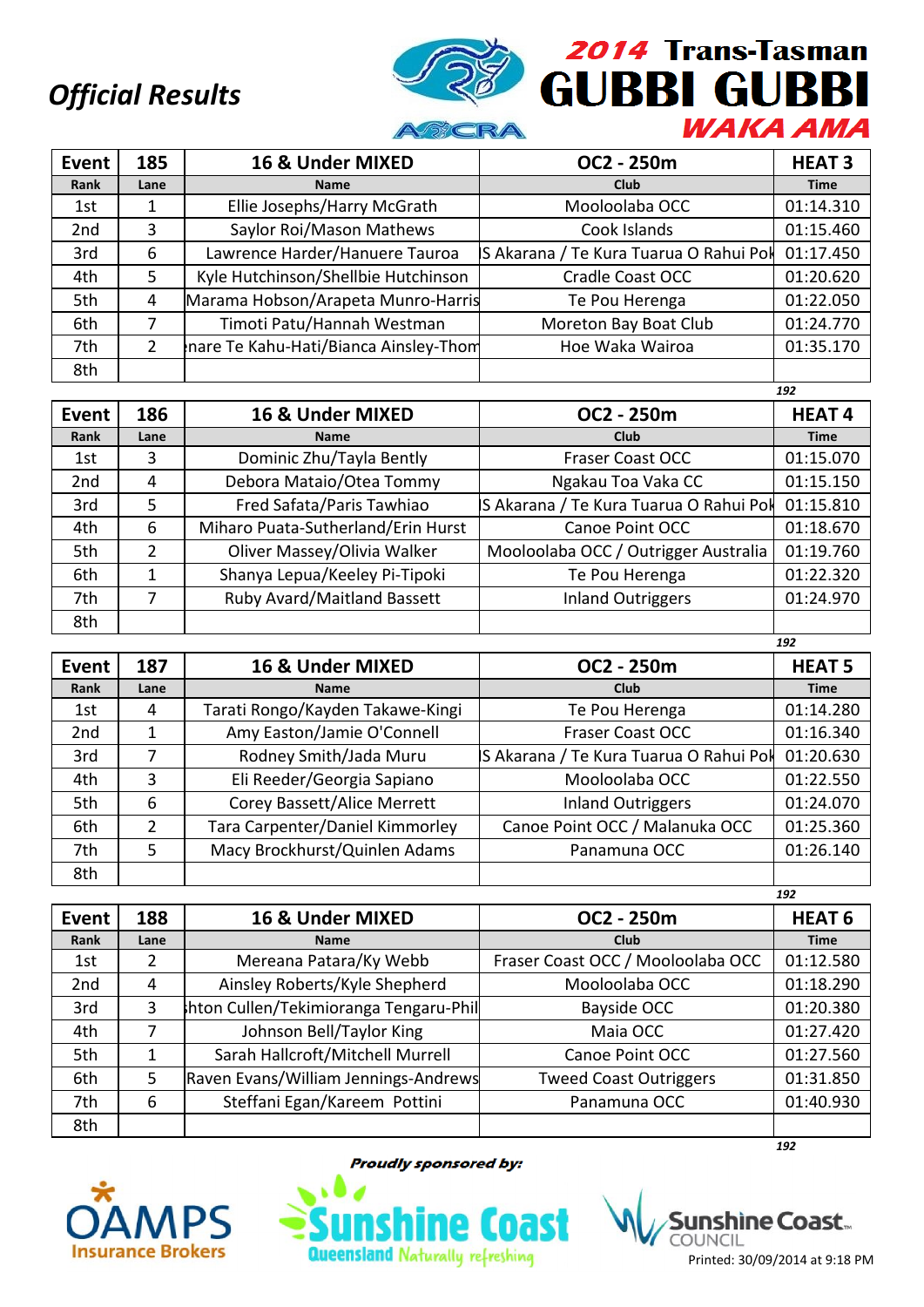*Official Results*

**2014 Trans-Tasman GUBBI GUBBI WAKA AMA**

| Event | 185 | 16 & Under MIXED | OC2 - 250m | HEAT 3 |
|---|---|---|---|---|
| Rank | Lane | Name | Club | Time |
| 1st | 1 | Ellie Josephs/Harry McGrath | Mooloolaba OCC | 01:14.310 |
| 2nd | 3 | Saylor Roi/Mason Mathews | Cook Islands | 01:15.460 |
| 3rd | 6 | Lawrence Harder/Hanuere Tauroa | S Akarana / Te Kura Tuarua O Rahui Pok | 01:17.450 |
| 4th | 5 | Kyle Hutchinson/Shellbie Hutchinson | Cradle Coast OCC | 01:20.620 |
| 5th | 4 | Marama Hobson/Arapeta Munro-Harris | Te Pou Herenga | 01:22.050 |
| 6th | 7 | Timoti Patu/Hannah Westman | Moreton Bay Boat Club | 01:24.770 |
| 7th | 2 | nare Te Kahu-Hati/Bianca Ainsley-Thom | Hoe Waka Wairoa | 01:35.170 |
| 8th | | | | |

192

| Event | 186 | 16 & Under MIXED | OC2 - 250m | HEAT 4 |
|---|---|---|---|---|
| Rank | Lane | Name | Club | Time |
| 1st | 3 | Dominic Zhu/Tayla Bently | Fraser Coast OCC | 01:15.070 |
| 2nd | 4 | Debora Mataio/Otea Tommy | Ngakau Toa Vaka CC | 01:15.150 |
| 3rd | 5 | Fred Safata/Paris Tawhiao | S Akarana / Te Kura Tuarua O Rahui Pok | 01:15.810 |
| 4th | 6 | Miharo Puata-Sutherland/Erin Hurst | Canoe Point OCC | 01:18.670 |
| 5th | 2 | Oliver Massey/Olivia Walker | Mooloolaba OCC / Outrigger Australia | 01:19.760 |
| 6th | 1 | Shanya Lepua/Keeley Pi-Tipoki | Te Pou Herenga | 01:22.320 |
| 7th | 7 | Ruby Avard/Maitland Bassett | Inland Outriggers | 01:24.970 |
| 8th | | | | |

192

| Event | 187 | 16 & Under MIXED | OC2 - 250m | HEAT 5 |
|---|---|---|---|---|
| Rank | Lane | Name | Club | Time |
| 1st | 4 | Tarati Rongo/Kayden Takawe-Kingi | Te Pou Herenga | 01:14.280 |
| 2nd | 1 | Amy Easton/Jamie O'Connell | Fraser Coast OCC | 01:16.340 |
| 3rd | 7 | Rodney Smith/Jada Muru | S Akarana / Te Kura Tuarua O Rahui Pok | 01:20.630 |
| 4th | 3 | Eli Reeder/Georgia Sapiano | Mooloolaba OCC | 01:22.550 |
| 5th | 6 | Corey Bassett/Alice Merrett | Inland Outriggers | 01:24.070 |
| 6th | 2 | Tara Carpenter/Daniel Kimmorley | Canoe Point OCC / Malanuka OCC | 01:25.360 |
| 7th | 5 | Macy Brockhurst/Quinlen Adams | Panamuna OCC | 01:26.140 |
| 8th | | | | |

192

| Event | 188 | 16 & Under MIXED | OC2 - 250m | HEAT 6 |
|---|---|---|---|---|
| Rank | Lane | Name | Club | Time |
| 1st | 2 | Mereana Patara/Ky Webb | Fraser Coast OCC / Mooloolaba OCC | 01:12.580 |
| 2nd | 4 | Ainsley Roberts/Kyle Shepherd | Mooloolaba OCC | 01:18.290 |
| 3rd | 3 | hton Cullen/Tekimioranga Tengaru-Phil | Bayside OCC | 01:20.380 |
| 4th | 7 | Johnson Bell/Taylor King | Maia OCC | 01:27.420 |
| 5th | 1 | Sarah Hallcroft/Mitchell Murrell | Canoe Point OCC | 01:27.560 |
| 6th | 5 | Raven Evans/William Jennings-Andrews | Tweed Coast Outriggers | 01:31.850 |
| 7th | 6 | Steffani Egan/Kareem Pottini | Panamuna OCC | 01:40.930 |
| 8th | | | | |

192

*Proudly sponsored by:*

OAMPS Insurance Brokers | Sunshine Coast Queensland Naturally refreshing | Sunshine Coast Council

Printed: 30/09/2014 at 9:18 PM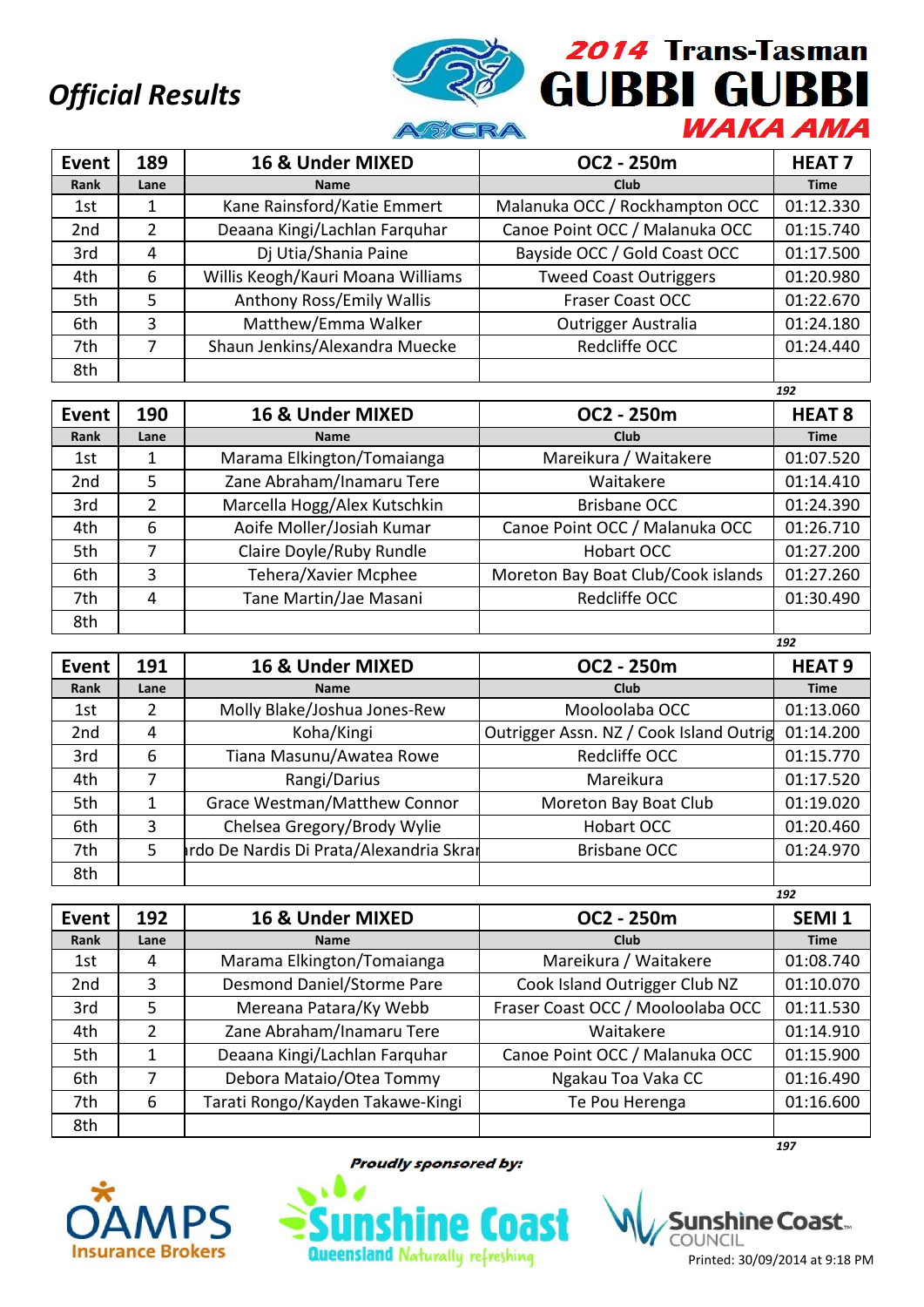# Official Results

## 2014 Trans-Tasman GUBBI GUBBI WAKA AMA

| Event | 189 | 16 & Under MIXED | OC2 - 250m | HEAT 7 |
|---|---|---|---|---|
| Rank | Lane | Name | Club | Time |
| 1st | 1 | Kane Rainsford/Katie Emmert | Malanuka OCC / Rockhampton OCC | 01:12.330 |
| 2nd | 2 | Deaana Kingi/Lachlan Farquhar | Canoe Point OCC / Malanuka OCC | 01:15.740 |
| 3rd | 4 | Dj Utia/Shania Paine | Bayside OCC / Gold Coast OCC | 01:17.500 |
| 4th | 6 | Willis Keogh/Kauri Moana Williams | Tweed Coast Outriggers | 01:20.980 |
| 5th | 5 | Anthony Ross/Emily Wallis | Fraser Coast OCC | 01:22.670 |
| 6th | 3 | Matthew/Emma Walker | Outrigger Australia | 01:24.180 |
| 7th | 7 | Shaun Jenkins/Alexandra Muecke | Redcliffe OCC | 01:24.440 |
| 8th | | | | |

192

| Event | 190 | 16 & Under MIXED | OC2 - 250m | HEAT 8 |
|---|---|---|---|---|
| Rank | Lane | Name | Club | Time |
| 1st | 1 | Marama Elkington/Tomaianga | Mareikura / Waitakere | 01:07.520 |
| 2nd | 5 | Zane Abraham/Inamaru Tere | Waitakere | 01:14.410 |
| 3rd | 2 | Marcella Hogg/Alex Kutschkin | Brisbane OCC | 01:24.390 |
| 4th | 6 | Aoife Moller/Josiah Kumar | Canoe Point OCC / Malanuka OCC | 01:26.710 |
| 5th | 7 | Claire Doyle/Ruby Rundle | Hobart OCC | 01:27.200 |
| 6th | 3 | Tehera/Xavier Mcphee | Moreton Bay Boat Club/Cook islands | 01:27.260 |
| 7th | 4 | Tane Martin/Jae Masani | Redcliffe OCC | 01:30.490 |
| 8th | | | | |

192

| Event | 191 | 16 & Under MIXED | OC2 - 250m | HEAT 9 |
|---|---|---|---|---|
| Rank | Lane | Name | Club | Time |
| 1st | 2 | Molly Blake/Joshua Jones-Rew | Mooloolaba OCC | 01:13.060 |
| 2nd | 4 | Koha/Kingi | Outrigger Assn. NZ / Cook Island Outrig | 01:14.200 |
| 3rd | 6 | Tiana Masunu/Awatea Rowe | Redcliffe OCC | 01:15.770 |
| 4th | 7 | Rangi/Darius | Mareikura | 01:17.520 |
| 5th | 1 | Grace Westman/Matthew Connor | Moreton Bay Boat Club | 01:19.020 |
| 6th | 3 | Chelsea Gregory/Brody Wylie | Hobart OCC | 01:20.460 |
| 7th | 5 | rdo De Nardis Di Prata/Alexandria Skrar | Brisbane OCC | 01:24.970 |
| 8th | | | | |

192

| Event | 192 | 16 & Under MIXED | OC2 - 250m | SEMI 1 |
|---|---|---|---|---|
| Rank | Lane | Name | Club | Time |
| 1st | 4 | Marama Elkington/Tomaianga | Mareikura / Waitakere | 01:08.740 |
| 2nd | 3 | Desmond Daniel/Storme Pare | Cook Island Outrigger Club NZ | 01:10.070 |
| 3rd | 5 | Mereana Patara/Ky Webb | Fraser Coast OCC / Mooloolaba OCC | 01:11.530 |
| 4th | 2 | Zane Abraham/Inamaru Tere | Waitakere | 01:14.910 |
| 5th | 1 | Deaana Kingi/Lachlan Farquhar | Canoe Point OCC / Malanuka OCC | 01:15.900 |
| 6th | 7 | Debora Mataio/Otea Tommy | Ngakau Toa Vaka CC | 01:16.490 |
| 7th | 6 | Tarati Rongo/Kayden Takawe-Kingi | Te Pou Herenga | 01:16.600 |
| 8th | | | | |

197

Proudly sponsored by:

Printed: 30/09/2014 at 9:18 PM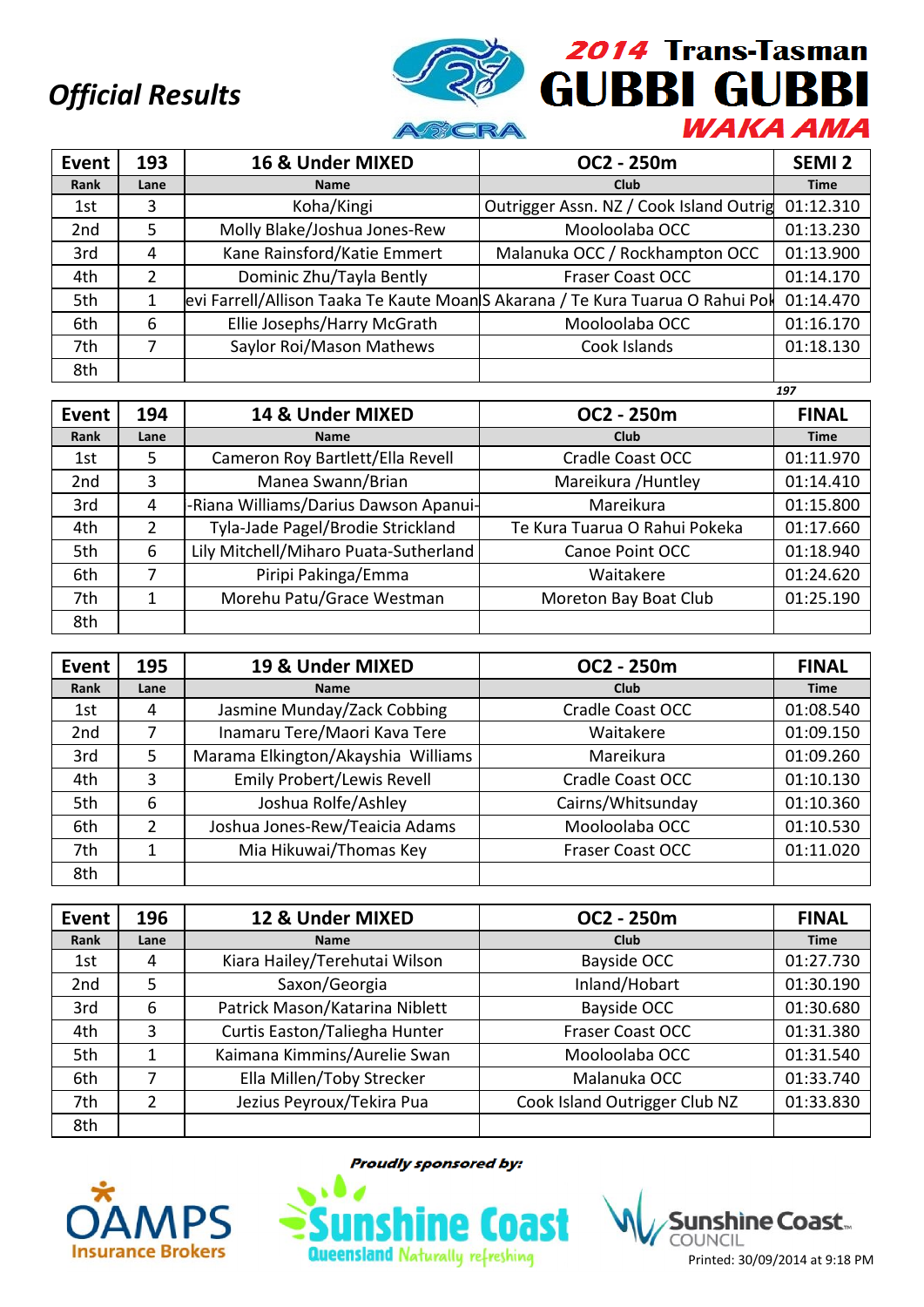*Official Results*

**2014 Trans-Tasman GUBBI GUBBI WAKA AMA**

| Event | 193 | 16 & Under MIXED | OC2 - 250m | SEMI 2 |
|---|---|---|---|---|
| Rank | Lane | Name | Club | Time |
| 1st | 3 | Koha/Kingi | Outrigger Assn. NZ / Cook Island Outrig | 01:12.310 |
| 2nd | 5 | Molly Blake/Joshua Jones-Rew | Mooloolaba OCC | 01:13.230 |
| 3rd | 4 | Kane Rainsford/Katie Emmert | Malanuka OCC / Rockhampton OCC | 01:13.900 |
| 4th | 2 | Dominic Zhu/Tayla Bently | Fraser Coast OCC | 01:14.170 |
| 5th | 1 | evi Farrell/Allison Taaka Te Kaute Moan | S Akarana / Te Kura Tuarua O Rahui Pok | 01:14.470 |
| 6th | 6 | Ellie Josephs/Harry McGrath | Mooloolaba OCC | 01:16.170 |
| 7th | 7 | Saylor Roi/Mason Mathews | Cook Islands | 01:18.130 |
| 8th | | | | |

197

| Event | 194 | 14 & Under MIXED | OC2 - 250m | FINAL |
|---|---|---|---|---|
| Rank | Lane | Name | Club | Time |
| 1st | 5 | Cameron Roy Bartlett/Ella Revell | Cradle Coast OCC | 01:11.970 |
| 2nd | 3 | Manea Swann/Brian | Mareikura /Huntley | 01:14.410 |
| 3rd | 4 | -Riana Williams/Darius Dawson Apanui- | Mareikura | 01:15.800 |
| 4th | 2 | Tyla-Jade Pagel/Brodie Strickland | Te Kura Tuarua O Rahui Pokeka | 01:17.660 |
| 5th | 6 | Lily Mitchell/Miharo Puata-Sutherland | Canoe Point OCC | 01:18.940 |
| 6th | 7 | Piripi Pakinga/Emma | Waitakere | 01:24.620 |
| 7th | 1 | Morehu Patu/Grace Westman | Moreton Bay Boat Club | 01:25.190 |
| 8th | | | | |

| Event | 195 | 19 & Under MIXED | OC2 - 250m | FINAL |
|---|---|---|---|---|
| Rank | Lane | Name | Club | Time |
| 1st | 4 | Jasmine Munday/Zack Cobbing | Cradle Coast OCC | 01:08.540 |
| 2nd | 7 | Inamaru Tere/Maori Kava Tere | Waitakere | 01:09.150 |
| 3rd | 5 | Marama Elkington/Akayshia Williams | Mareikura | 01:09.260 |
| 4th | 3 | Emily Probert/Lewis Revell | Cradle Coast OCC | 01:10.130 |
| 5th | 6 | Joshua Rolfe/Ashley | Cairns/Whitsunday | 01:10.360 |
| 6th | 2 | Joshua Jones-Rew/Teaicia Adams | Mooloolaba OCC | 01:10.530 |
| 7th | 1 | Mia Hikuwai/Thomas Key | Fraser Coast OCC | 01:11.020 |
| 8th | | | | |

| Event | 196 | 12 & Under MIXED | OC2 - 250m | FINAL |
|---|---|---|---|---|
| Rank | Lane | Name | Club | Time |
| 1st | 4 | Kiara Hailey/Terehutai Wilson | Bayside OCC | 01:27.730 |
| 2nd | 5 | Saxon/Georgia | Inland/Hobart | 01:30.190 |
| 3rd | 6 | Patrick Mason/Katarina Niblett | Bayside OCC | 01:30.680 |
| 4th | 3 | Curtis Easton/Taliegha Hunter | Fraser Coast OCC | 01:31.380 |
| 5th | 1 | Kaimana Kimmins/Aurelie Swan | Mooloolaba OCC | 01:31.540 |
| 6th | 7 | Ella Millen/Toby Strecker | Malanuka OCC | 01:33.740 |
| 7th | 2 | Jezius Peyroux/Tekira Pua | Cook Island Outrigger Club NZ | 01:33.830 |
| 8th | | | | |

*Proudly sponsored by:*

OAMPS Insurance Brokers — Sunshine Coast Queensland Naturally refreshing — Sunshine Coast Council

Printed: 30/09/2014 at 9:18 PM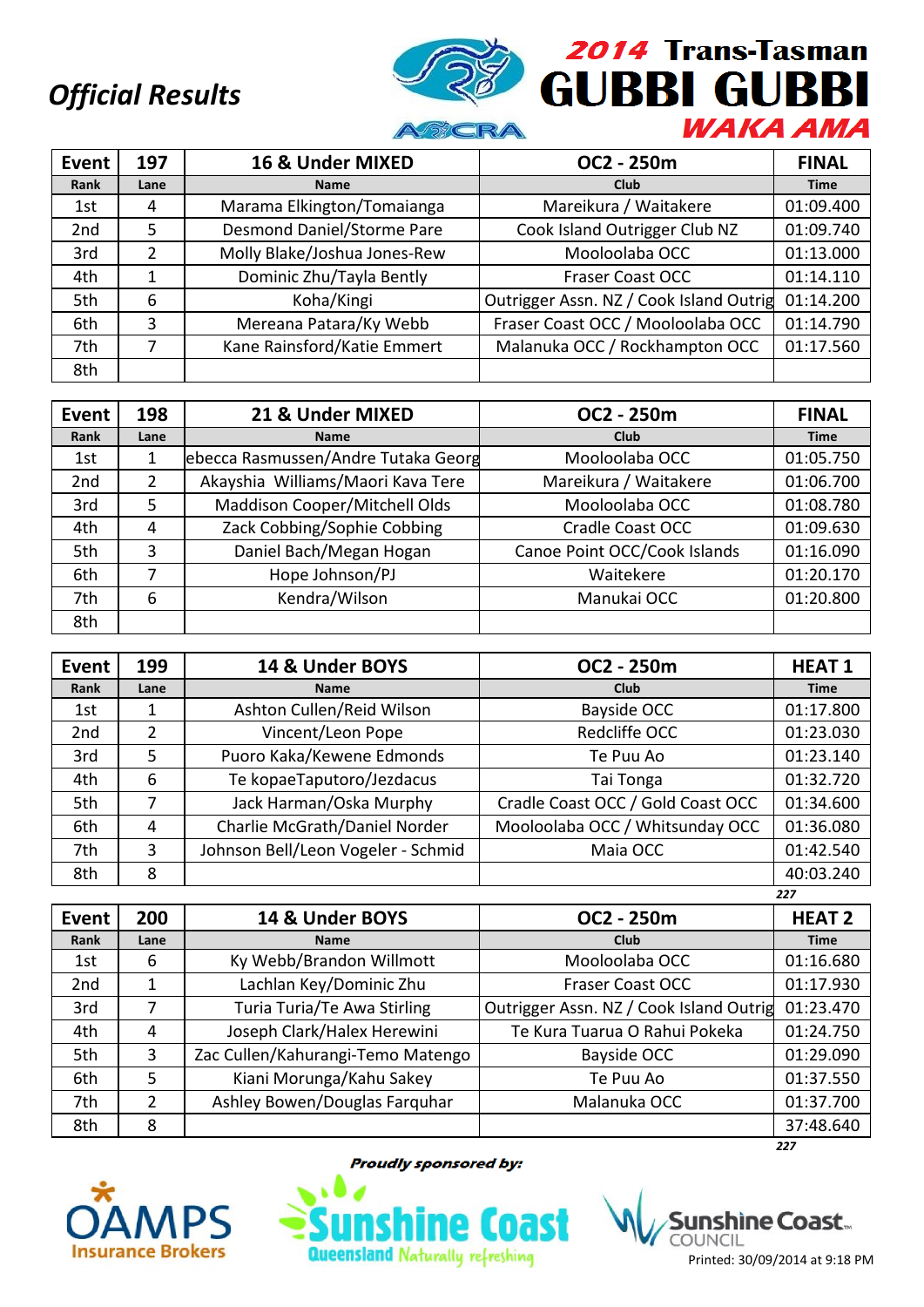# Official Results

## 2014 Trans-Tasman GUBBI GUBBI WAKA AMA

AOCRA

| Event | 197 | 16 & Under MIXED | OC2 - 250m | FINAL |
|---|---|---|---|---|
| Rank | Lane | Name | Club | Time |
| 1st | 4 | Marama Elkington/Tomaianga | Mareikura / Waitakere | 01:09.400 |
| 2nd | 5 | Desmond Daniel/Storme Pare | Cook Island Outrigger Club NZ | 01:09.740 |
| 3rd | 2 | Molly Blake/Joshua Jones-Rew | Mooloolaba OCC | 01:13.000 |
| 4th | 1 | Dominic Zhu/Tayla Bently | Fraser Coast OCC | 01:14.110 |
| 5th | 6 | Koha/Kingi | Outrigger Assn. NZ / Cook Island Outrig | 01:14.200 |
| 6th | 3 | Mereana Patara/Ky Webb | Fraser Coast OCC / Mooloolaba OCC | 01:14.790 |
| 7th | 7 | Kane Rainsford/Katie Emmert | Malanuka OCC / Rockhampton OCC | 01:17.560 |
| 8th | | | | |

| Event | 198 | 21 & Under MIXED | OC2 - 250m | FINAL |
|---|---|---|---|---|
| Rank | Lane | Name | Club | Time |
| 1st | 1 | ebecca Rasmussen/Andre Tutaka Georg | Mooloolaba OCC | 01:05.750 |
| 2nd | 2 | Akayshia Williams/Maori Kava Tere | Mareikura / Waitakere | 01:06.700 |
| 3rd | 5 | Maddison Cooper/Mitchell Olds | Mooloolaba OCC | 01:08.780 |
| 4th | 4 | Zack Cobbing/Sophie Cobbing | Cradle Coast OCC | 01:09.630 |
| 5th | 3 | Daniel Bach/Megan Hogan | Canoe Point OCC/Cook Islands | 01:16.090 |
| 6th | 7 | Hope Johnson/PJ | Waitekere | 01:20.170 |
| 7th | 6 | Kendra/Wilson | Manukai OCC | 01:20.800 |
| 8th | | | | |

| Event | 199 | 14 & Under BOYS | OC2 - 250m | HEAT 1 |
|---|---|---|---|---|
| Rank | Lane | Name | Club | Time |
| 1st | 1 | Ashton Cullen/Reid Wilson | Bayside OCC | 01:17.800 |
| 2nd | 2 | Vincent/Leon Pope | Redcliffe OCC | 01:23.030 |
| 3rd | 5 | Puoro Kaka/Kewene Edmonds | Te Puu Ao | 01:23.140 |
| 4th | 6 | Te kopaeTaputoro/Jezdacus | Tai Tonga | 01:32.720 |
| 5th | 7 | Jack Harman/Oska Murphy | Cradle Coast OCC / Gold Coast OCC | 01:34.600 |
| 6th | 4 | Charlie McGrath/Daniel Norder | Mooloolaba OCC / Whitsunday OCC | 01:36.080 |
| 7th | 3 | Johnson Bell/Leon Vogeler - Schmid | Maia OCC | 01:42.540 |
| 8th | 8 | | | 40:03.240 |

227

| Event | 200 | 14 & Under BOYS | OC2 - 250m | HEAT 2 |
|---|---|---|---|---|
| Rank | Lane | Name | Club | Time |
| 1st | 6 | Ky Webb/Brandon Willmott | Mooloolaba OCC | 01:16.680 |
| 2nd | 1 | Lachlan Key/Dominic Zhu | Fraser Coast OCC | 01:17.930 |
| 3rd | 7 | Turia Turia/Te Awa Stirling | Outrigger Assn. NZ / Cook Island Outrig | 01:23.470 |
| 4th | 4 | Joseph Clark/Halex Herewini | Te Kura Tuarua O Rahui Pokeka | 01:24.750 |
| 5th | 3 | Zac Cullen/Kahurangi-Temo Matengo | Bayside OCC | 01:29.090 |
| 6th | 5 | Kiani Morunga/Kahu Sakey | Te Puu Ao | 01:37.550 |
| 7th | 2 | Ashley Bowen/Douglas Farquhar | Malanuka OCC | 01:37.700 |
| 8th | 8 | | | 37:48.640 |

227

*Proudly sponsored by:*

OAMPS Insurance Brokers — Sunshine Coast Queensland Naturally refreshing — Sunshine Coast Council

Printed: 30/09/2014 at 9:18 PM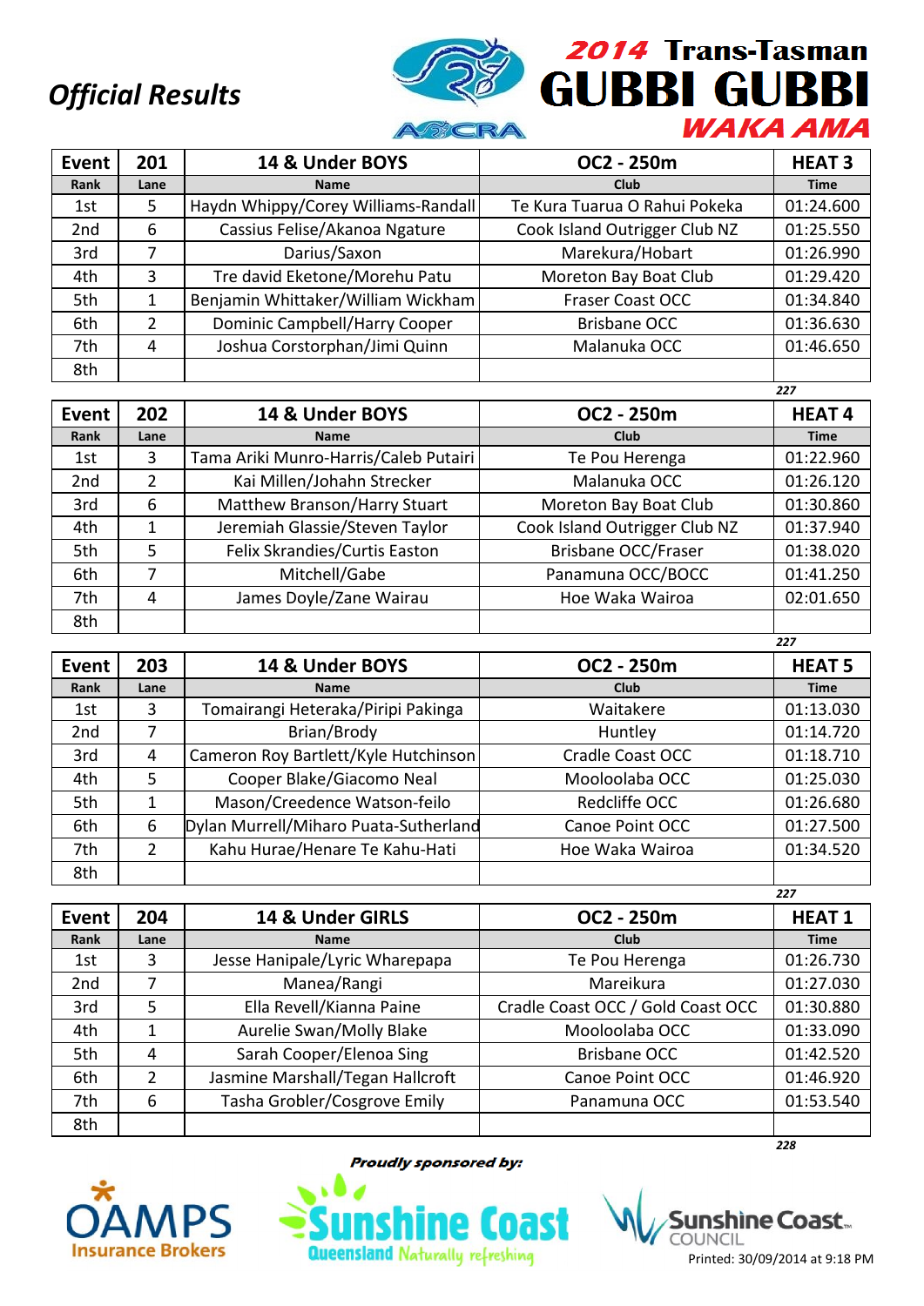# Official Results

## 2014 Trans-Tasman GUBBI GUBBI WAKA AMA

| Event | 201 | 14 & Under BOYS | OC2 - 250m | HEAT 3 |
|---|---|---|---|---|
| Rank | Lane | Name | Club | Time |
| 1st | 5 | Haydn Whippy/Corey Williams-Randall | Te Kura Tuarua O Rahui Pokeka | 01:24.600 |
| 2nd | 6 | Cassius Felise/Akanoa Ngature | Cook Island Outrigger Club NZ | 01:25.550 |
| 3rd | 7 | Darius/Saxon | Marekura/Hobart | 01:26.990 |
| 4th | 3 | Tre david Eketone/Morehu Patu | Moreton Bay Boat Club | 01:29.420 |
| 5th | 1 | Benjamin Whittaker/William Wickham | Fraser Coast OCC | 01:34.840 |
| 6th | 2 | Dominic Campbell/Harry Cooper | Brisbane OCC | 01:36.630 |
| 7th | 4 | Joshua Corstorphan/Jimi Quinn | Malanuka OCC | 01:46.650 |
| 8th | | | | |

227

| Event | 202 | 14 & Under BOYS | OC2 - 250m | HEAT 4 |
|---|---|---|---|---|
| Rank | Lane | Name | Club | Time |
| 1st | 3 | Tama Ariki Munro-Harris/Caleb Putairi | Te Pou Herenga | 01:22.960 |
| 2nd | 2 | Kai Millen/Johahn Strecker | Malanuka OCC | 01:26.120 |
| 3rd | 6 | Matthew Branson/Harry Stuart | Moreton Bay Boat Club | 01:30.860 |
| 4th | 1 | Jeremiah Glassie/Steven Taylor | Cook Island Outrigger Club NZ | 01:37.940 |
| 5th | 5 | Felix Skrandies/Curtis Easton | Brisbane OCC/Fraser | 01:38.020 |
| 6th | 7 | Mitchell/Gabe | Panamuna OCC/BOCC | 01:41.250 |
| 7th | 4 | James Doyle/Zane Wairau | Hoe Waka Wairoa | 02:01.650 |
| 8th | | | | |

227

| Event | 203 | 14 & Under BOYS | OC2 - 250m | HEAT 5 |
|---|---|---|---|---|
| Rank | Lane | Name | Club | Time |
| 1st | 3 | Tomairangi Heteraka/Piripi Pakinga | Waitakere | 01:13.030 |
| 2nd | 7 | Brian/Brody | Huntley | 01:14.720 |
| 3rd | 4 | Cameron Roy Bartlett/Kyle Hutchinson | Cradle Coast OCC | 01:18.710 |
| 4th | 5 | Cooper Blake/Giacomo Neal | Mooloolaba OCC | 01:25.030 |
| 5th | 1 | Mason/Creedence Watson-feilo | Redcliffe OCC | 01:26.680 |
| 6th | 6 | Dylan Murrell/Miharo Puata-Sutherland | Canoe Point OCC | 01:27.500 |
| 7th | 2 | Kahu Hurae/Henare Te Kahu-Hati | Hoe Waka Wairoa | 01:34.520 |
| 8th | | | | |

227

| Event | 204 | 14 & Under GIRLS | OC2 - 250m | HEAT 1 |
|---|---|---|---|---|
| Rank | Lane | Name | Club | Time |
| 1st | 3 | Jesse Hanipale/Lyric Wharepapa | Te Pou Herenga | 01:26.730 |
| 2nd | 7 | Manea/Rangi | Mareikura | 01:27.030 |
| 3rd | 5 | Ella Revell/Kianna Paine | Cradle Coast OCC / Gold Coast OCC | 01:30.880 |
| 4th | 1 | Aurelie Swan/Molly Blake | Mooloolaba OCC | 01:33.090 |
| 5th | 4 | Sarah Cooper/Elenoa Sing | Brisbane OCC | 01:42.520 |
| 6th | 2 | Jasmine Marshall/Tegan Hallcroft | Canoe Point OCC | 01:46.920 |
| 7th | 6 | Tasha Grobler/Cosgrove Emily | Panamuna OCC | 01:53.540 |
| 8th | | | | |

228

Proudly sponsored by:

OAMPS Insurance Brokers | Sunshine Coast Queensland Naturally refreshing | Sunshine Coast Council

Printed: 30/09/2014 at 9:18 PM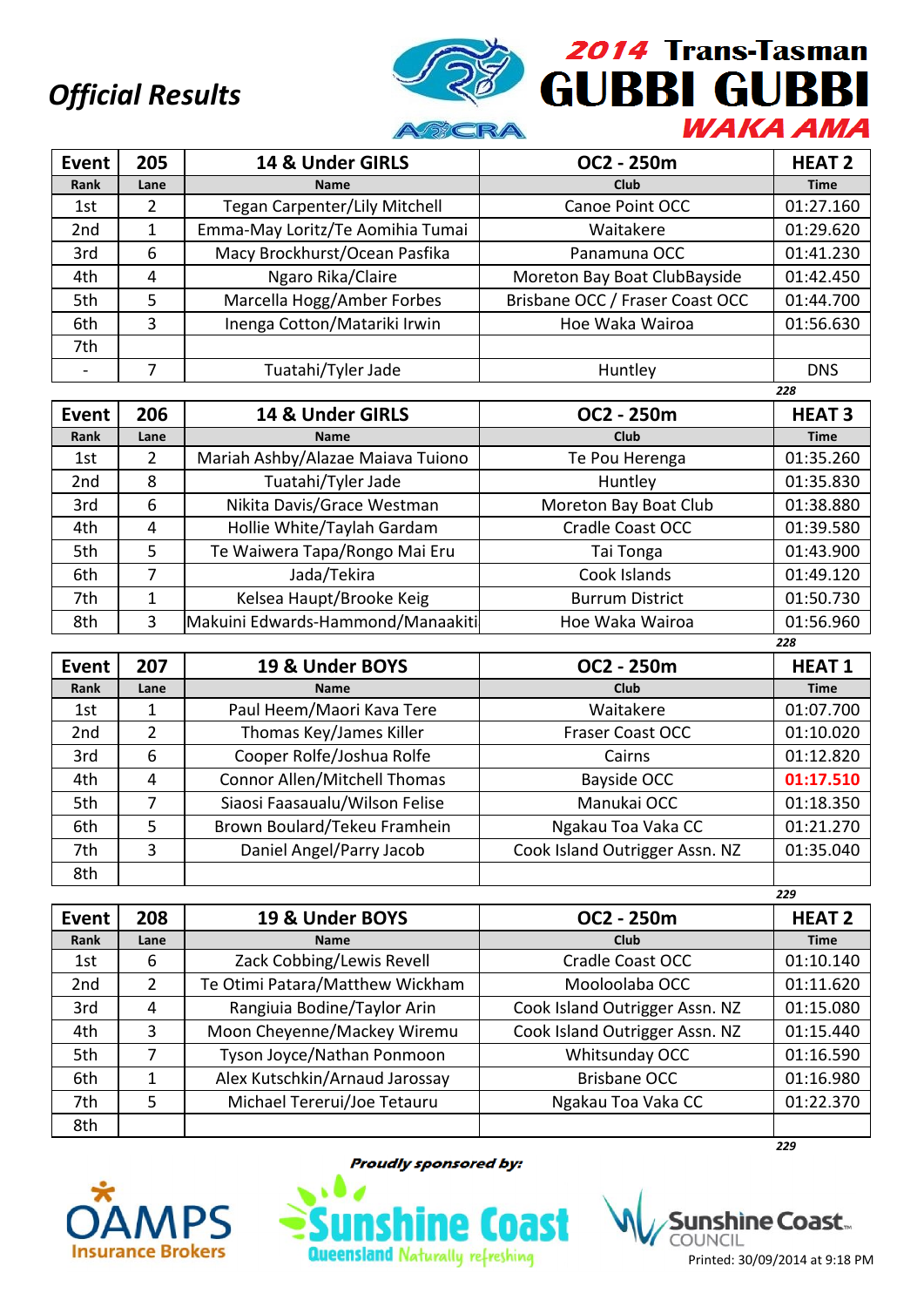*Official Results*

# 2014 Trans-Tasman GUBBI GUBBI WAKA AMA

| Event | 205 | 14 & Under GIRLS | OC2 - 250m | HEAT 2 |
|---|---|---|---|---|
| Rank | Lane | Name | Club | Time |
| 1st | 2 | Tegan Carpenter/Lily Mitchell | Canoe Point OCC | 01:27.160 |
| 2nd | 1 | Emma-May Loritz/Te Aomihia Tumai | Waitakere | 01:29.620 |
| 3rd | 6 | Macy Brockhurst/Ocean Pasfika | Panamuna OCC | 01:41.230 |
| 4th | 4 | Ngaro Rika/Claire | Moreton Bay Boat ClubBayside | 01:42.450 |
| 5th | 5 | Marcella Hogg/Amber Forbes | Brisbane OCC / Fraser Coast OCC | 01:44.700 |
| 6th | 3 | Inenga Cotton/Matariki Irwin | Hoe Waka Wairoa | 01:56.630 |
| 7th | | | | |
| - | 7 | Tuatahi/Tyler Jade | Huntley | DNS |

228

| Event | 206 | 14 & Under GIRLS | OC2 - 250m | HEAT 3 |
|---|---|---|---|---|
| Rank | Lane | Name | Club | Time |
| 1st | 2 | Mariah Ashby/Alazae Maiava Tuiono | Te Pou Herenga | 01:35.260 |
| 2nd | 8 | Tuatahi/Tyler Jade | Huntley | 01:35.830 |
| 3rd | 6 | Nikita Davis/Grace Westman | Moreton Bay Boat Club | 01:38.880 |
| 4th | 4 | Hollie White/Taylah Gardam | Cradle Coast OCC | 01:39.580 |
| 5th | 5 | Te Waiwera Tapa/Rongo Mai Eru | Tai Tonga | 01:43.900 |
| 6th | 7 | Jada/Tekira | Cook Islands | 01:49.120 |
| 7th | 1 | Kelsea Haupt/Brooke Keig | Burrum District | 01:50.730 |
| 8th | 3 | Makuini Edwards-Hammond/Manaakiti | Hoe Waka Wairoa | 01:56.960 |

228

| Event | 207 | 19 & Under BOYS | OC2 - 250m | HEAT 1 |
|---|---|---|---|---|
| Rank | Lane | Name | Club | Time |
| 1st | 1 | Paul Heem/Maori Kava Tere | Waitakere | 01:07.700 |
| 2nd | 2 | Thomas Key/James Killer | Fraser Coast OCC | 01:10.020 |
| 3rd | 6 | Cooper Rolfe/Joshua Rolfe | Cairns | 01:12.820 |
| 4th | 4 | Connor Allen/Mitchell Thomas | Bayside OCC | 01:17.510 |
| 5th | 7 | Siaosi Faasaualu/Wilson Felise | Manukai OCC | 01:18.350 |
| 6th | 5 | Brown Boulard/Tekeu Framhein | Ngakau Toa Vaka CC | 01:21.270 |
| 7th | 3 | Daniel Angel/Parry Jacob | Cook Island Outrigger Assn. NZ | 01:35.040 |
| 8th | | | | |

229

| Event | 208 | 19 & Under BOYS | OC2 - 250m | HEAT 2 |
|---|---|---|---|---|
| Rank | Lane | Name | Club | Time |
| 1st | 6 | Zack Cobbing/Lewis Revell | Cradle Coast OCC | 01:10.140 |
| 2nd | 2 | Te Otimi Patara/Matthew Wickham | Mooloolaba OCC | 01:11.620 |
| 3rd | 4 | Rangiuia Bodine/Taylor Arin | Cook Island Outrigger Assn. NZ | 01:15.080 |
| 4th | 3 | Moon Cheyenne/Mackey Wiremu | Cook Island Outrigger Assn. NZ | 01:15.440 |
| 5th | 7 | Tyson Joyce/Nathan Ponmoon | Whitsunday OCC | 01:16.590 |
| 6th | 1 | Alex Kutschkin/Arnaud Jarossay | Brisbane OCC | 01:16.980 |
| 7th | 5 | Michael Tererui/Joe Tetauru | Ngakau Toa Vaka CC | 01:22.370 |
| 8th | | | | |

229

*Proudly sponsored by:*

OAMPS Insurance Brokers — Sunshine Coast Queensland Naturally refreshing — Sunshine Coast Council

Printed: 30/09/2014 at 9:18 PM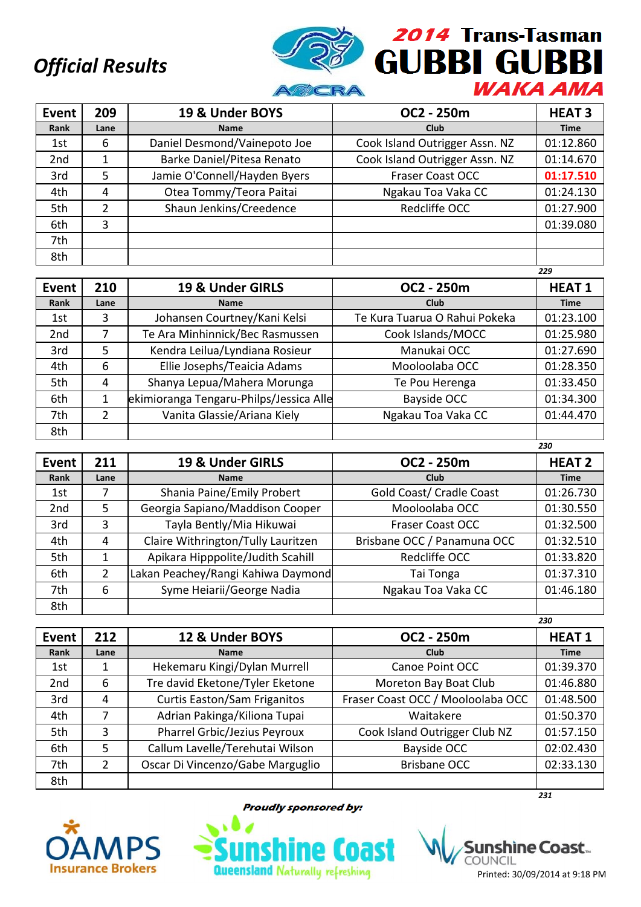*Official Results*

**2014 Trans-Tasman GUBBI GUBBI WAKA AMA**

| Event | 209 | 19 & Under BOYS | OC2 - 250m | HEAT 3 |
|---|---|---|---|---|
| Rank | Lane | Name | Club | Time |
| 1st | 6 | Daniel Desmond/Vainepoto Joe | Cook Island Outrigger Assn. NZ | 01:12.860 |
| 2nd | 1 | Barke Daniel/Pitesa Renato | Cook Island Outrigger Assn. NZ | 01:14.670 |
| 3rd | 5 | Jamie O'Connell/Hayden Byers | Fraser Coast OCC | 01:17.510 |
| 4th | 4 | Otea Tommy/Teora Paitai | Ngakau Toa Vaka CC | 01:24.130 |
| 5th | 2 | Shaun Jenkins/Creedence | Redcliffe OCC | 01:27.900 |
| 6th | 3 | | | 01:39.080 |
| 7th | | | | |
| 8th | | | | |

229

| Event | 210 | 19 & Under GIRLS | OC2 - 250m | HEAT 1 |
|---|---|---|---|---|
| Rank | Lane | Name | Club | Time |
| 1st | 3 | Johansen Courtney/Kani Kelsi | Te Kura Tuarua O Rahui Pokeka | 01:23.100 |
| 2nd | 7 | Te Ara Minhinnick/Bec Rasmussen | Cook Islands/MOCC | 01:25.980 |
| 3rd | 5 | Kendra Leilua/Lyndiana Rosieur | Manukai OCC | 01:27.690 |
| 4th | 6 | Ellie Josephs/Teaicia Adams | Mooloolaba OCC | 01:28.350 |
| 5th | 4 | Shanya Lepua/Mahera Morunga | Te Pou Herenga | 01:33.450 |
| 6th | 1 | ekimioranga Tengaru-Philps/Jessica Alle | Bayside OCC | 01:34.300 |
| 7th | 2 | Vanita Glassie/Ariana Kiely | Ngakau Toa Vaka CC | 01:44.470 |
| 8th | | | | |

230

| Event | 211 | 19 & Under GIRLS | OC2 - 250m | HEAT 2 |
|---|---|---|---|---|
| Rank | Lane | Name | Club | Time |
| 1st | 7 | Shania Paine/Emily Probert | Gold Coast/ Cradle Coast | 01:26.730 |
| 2nd | 5 | Georgia Sapiano/Maddison Cooper | Mooloolaba OCC | 01:30.550 |
| 3rd | 3 | Tayla Bently/Mia Hikuwai | Fraser Coast OCC | 01:32.500 |
| 4th | 4 | Claire Withrington/Tully Lauritzen | Brisbane OCC / Panamuna OCC | 01:32.510 |
| 5th | 1 | Apikara Hipppolite/Judith Scahill | Redcliffe OCC | 01:33.820 |
| 6th | 2 | Lakan Peachey/Rangi Kahiwa Daymond | Tai Tonga | 01:37.310 |
| 7th | 6 | Syme Heiarii/George Nadia | Ngakau Toa Vaka CC | 01:46.180 |
| 8th | | | | |

230

| Event | 212 | 12 & Under BOYS | OC2 - 250m | HEAT 1 |
|---|---|---|---|---|
| Rank | Lane | Name | Club | Time |
| 1st | 1 | Hekemaru Kingi/Dylan Murrell | Canoe Point OCC | 01:39.370 |
| 2nd | 6 | Tre david Eketone/Tyler Eketone | Moreton Bay Boat Club | 01:46.880 |
| 3rd | 4 | Curtis Easton/Sam Friganitos | Fraser Coast OCC / Mooloolaba OCC | 01:48.500 |
| 4th | 7 | Adrian Pakinga/Kiliona Tupai | Waitakere | 01:50.370 |
| 5th | 3 | Pharrel Grbic/Jezius Peyroux | Cook Island Outrigger Club NZ | 01:57.150 |
| 6th | 5 | Callum Lavelle/Terehutai Wilson | Bayside OCC | 02:02.430 |
| 7th | 2 | Oscar Di Vincenzo/Gabe Marguglio | Brisbane OCC | 02:33.130 |
| 8th | | | | |

231

*Proudly sponsored by:*

OAMPS Insurance Brokers | Sunshine Coast Queensland Naturally refreshing | Sunshine Coast Council

Printed: 30/09/2014 at 9:18 PM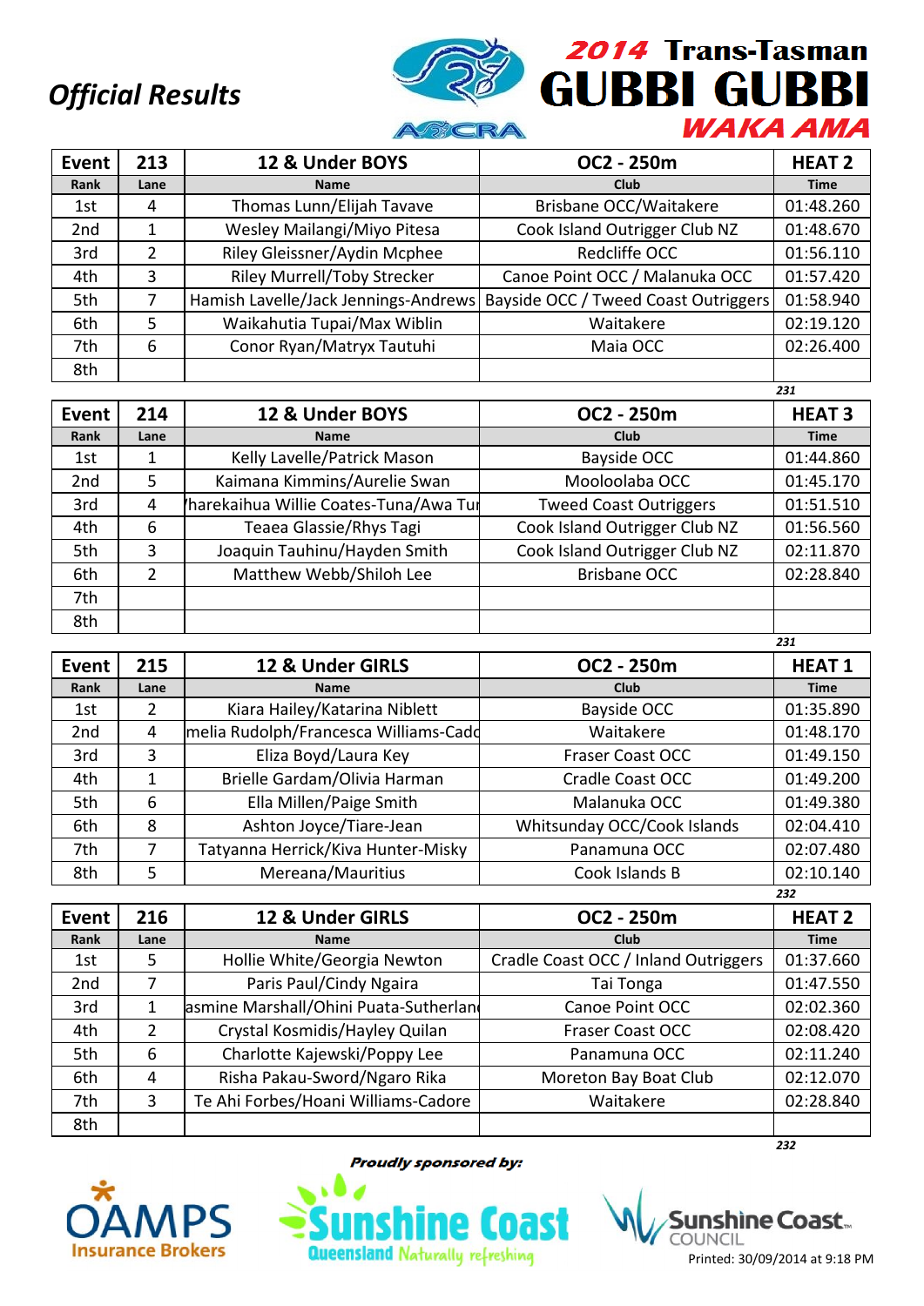# Official Results

## 2014 Trans-Tasman GUBBI GUBBI WAKA AMA

| Event | 213 | 12 & Under BOYS | OC2 - 250m | HEAT 2 |
|---|---|---|---|---|
| Rank | Lane | Name | Club | Time |
| 1st | 4 | Thomas Lunn/Elijah Tavave | Brisbane OCC/Waitakere | 01:48.260 |
| 2nd | 1 | Wesley Mailangi/Miyo Pitesa | Cook Island Outrigger Club NZ | 01:48.670 |
| 3rd | 2 | Riley Gleissner/Aydin Mcphee | Redcliffe OCC | 01:56.110 |
| 4th | 3 | Riley Murrell/Toby Strecker | Canoe Point OCC / Malanuka OCC | 01:57.420 |
| 5th | 7 | Hamish Lavelle/Jack Jennings-Andrews | Bayside OCC / Tweed Coast Outriggers | 01:58.940 |
| 6th | 5 | Waikahutia Tupai/Max Wiblin | Waitakere | 02:19.120 |
| 7th | 6 | Conor Ryan/Matryx Tautuhi | Maia OCC | 02:26.400 |
| 8th | | | | |

231

| Event | 214 | 12 & Under BOYS | OC2 - 250m | HEAT 3 |
|---|---|---|---|---|
| Rank | Lane | Name | Club | Time |
| 1st | 1 | Kelly Lavelle/Patrick Mason | Bayside OCC | 01:44.860 |
| 2nd | 5 | Kaimana Kimmins/Aurelie Swan | Mooloolaba OCC | 01:45.170 |
| 3rd | 4 | 'harekaihua Willie Coates-Tuna/Awa Tu | Tweed Coast Outriggers | 01:51.510 |
| 4th | 6 | Teaea Glassie/Rhys Tagi | Cook Island Outrigger Club NZ | 01:56.560 |
| 5th | 3 | Joaquin Tauhinu/Hayden Smith | Cook Island Outrigger Club NZ | 02:11.870 |
| 6th | 2 | Matthew Webb/Shiloh Lee | Brisbane OCC | 02:28.840 |
| 7th | | | | |
| 8th | | | | |

231

| Event | 215 | 12 & Under GIRLS | OC2 - 250m | HEAT 1 |
|---|---|---|---|---|
| Rank | Lane | Name | Club | Time |
| 1st | 2 | Kiara Hailey/Katarina Niblett | Bayside OCC | 01:35.890 |
| 2nd | 4 | melia Rudolph/Francesca Williams-Cadc | Waitakere | 01:48.170 |
| 3rd | 3 | Eliza Boyd/Laura Key | Fraser Coast OCC | 01:49.150 |
| 4th | 1 | Brielle Gardam/Olivia Harman | Cradle Coast OCC | 01:49.200 |
| 5th | 6 | Ella Millen/Paige Smith | Malanuka OCC | 01:49.380 |
| 6th | 8 | Ashton Joyce/Tiare-Jean | Whitsunday OCC/Cook Islands | 02:04.410 |
| 7th | 7 | Tatyanna Herrick/Kiva Hunter-Misky | Panamuna OCC | 02:07.480 |
| 8th | 5 | Mereana/Mauritius | Cook Islands B | 02:10.140 |

232

| Event | 216 | 12 & Under GIRLS | OC2 - 250m | HEAT 2 |
|---|---|---|---|---|
| Rank | Lane | Name | Club | Time |
| 1st | 5 | Hollie White/Georgia Newton | Cradle Coast OCC / Inland Outriggers | 01:37.660 |
| 2nd | 7 | Paris Paul/Cindy Ngaira | Tai Tonga | 01:47.550 |
| 3rd | 1 | asmine Marshall/Ohini Puata-Sutherlan | Canoe Point OCC | 02:02.360 |
| 4th | 2 | Crystal Kosmidis/Hayley Quilan | Fraser Coast OCC | 02:08.420 |
| 5th | 6 | Charlotte Kajewski/Poppy Lee | Panamuna OCC | 02:11.240 |
| 6th | 4 | Risha Pakau-Sword/Ngaro Rika | Moreton Bay Boat Club | 02:12.070 |
| 7th | 3 | Te Ahi Forbes/Hoani Williams-Cadore | Waitakere | 02:28.840 |
| 8th | | | | |

232

*Proudly sponsored by:* OAMPS Insurance Brokers, Sunshine Coast Queensland Naturally refreshing, Sunshine Coast Council

Printed: 30/09/2014 at 9:18 PM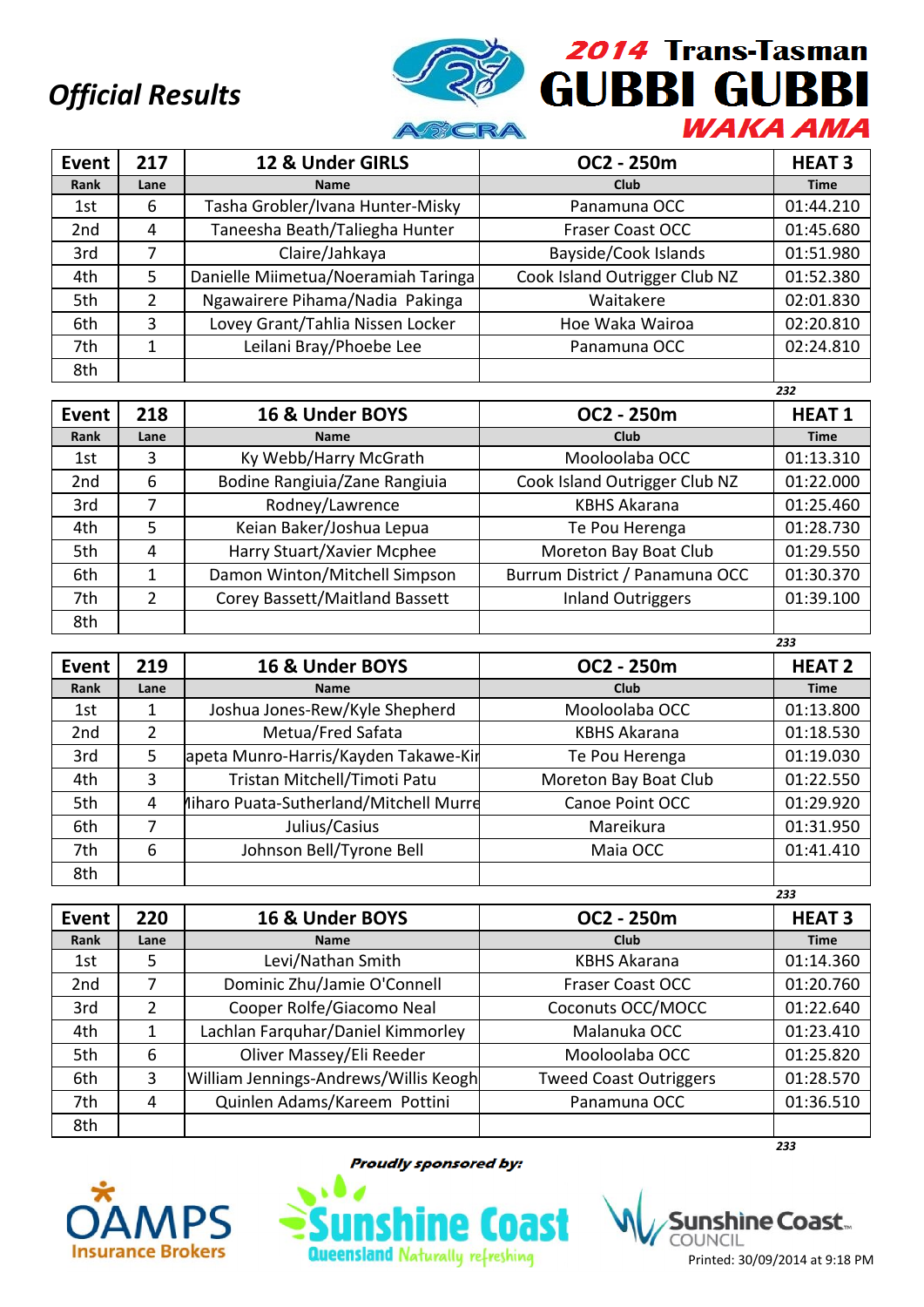# Official Results

## 2014 Trans-Tasman GUBBI GUBBI WAKA AMA

| Event | 217 | 12 & Under GIRLS | OC2 - 250m | HEAT 3 |
|---|---|---|---|---|
| Rank | Lane | Name | Club | Time |
| 1st | 6 | Tasha Grobler/Ivana Hunter-Misky | Panamuna OCC | 01:44.210 |
| 2nd | 4 | Taneesha Beath/Taliegha Hunter | Fraser Coast OCC | 01:45.680 |
| 3rd | 7 | Claire/Jahkaya | Bayside/Cook Islands | 01:51.980 |
| 4th | 5 | Danielle Miimetua/Noeramiah Taringa | Cook Island Outrigger Club NZ | 01:52.380 |
| 5th | 2 | Ngawairere Pihama/Nadia Pakinga | Waitakere | 02:01.830 |
| 6th | 3 | Lovey Grant/Tahlia Nissen Locker | Hoe Waka Wairoa | 02:20.810 |
| 7th | 1 | Leilani Bray/Phoebe Lee | Panamuna OCC | 02:24.810 |
| 8th | | | | |

232

| Event | 218 | 16 & Under BOYS | OC2 - 250m | HEAT 1 |
|---|---|---|---|---|
| Rank | Lane | Name | Club | Time |
| 1st | 3 | Ky Webb/Harry McGrath | Mooloolaba OCC | 01:13.310 |
| 2nd | 6 | Bodine Rangiuia/Zane Rangiuia | Cook Island Outrigger Club NZ | 01:22.000 |
| 3rd | 7 | Rodney/Lawrence | KBHS Akarana | 01:25.460 |
| 4th | 5 | Keian Baker/Joshua Lepua | Te Pou Herenga | 01:28.730 |
| 5th | 4 | Harry Stuart/Xavier Mcphee | Moreton Bay Boat Club | 01:29.550 |
| 6th | 1 | Damon Winton/Mitchell Simpson | Burrum District / Panamuna OCC | 01:30.370 |
| 7th | 2 | Corey Bassett/Maitland Bassett | Inland Outriggers | 01:39.100 |
| 8th | | | | |

233

| Event | 219 | 16 & Under BOYS | OC2 - 250m | HEAT 2 |
|---|---|---|---|---|
| Rank | Lane | Name | Club | Time |
| 1st | 1 | Joshua Jones-Rew/Kyle Shepherd | Mooloolaba OCC | 01:13.800 |
| 2nd | 2 | Metua/Fred Safata | KBHS Akarana | 01:18.530 |
| 3rd | 5 | apeta Munro-Harris/Kayden Takawe-Kir | Te Pou Herenga | 01:19.030 |
| 4th | 3 | Tristan Mitchell/Timoti Patu | Moreton Bay Boat Club | 01:22.550 |
| 5th | 4 | Ɩihar​o Puata-Sutherland/Mitchell Murre | Canoe Point OCC | 01:29.920 |
| 6th | 7 | Julius/Casius | Mareikura | 01:31.950 |
| 7th | 6 | Johnson Bell/Tyrone Bell | Maia OCC | 01:41.410 |
| 8th | | | | |

233

| Event | 220 | 16 & Under BOYS | OC2 - 250m | HEAT 3 |
|---|---|---|---|---|
| Rank | Lane | Name | Club | Time |
| 1st | 5 | Levi/Nathan Smith | KBHS Akarana | 01:14.360 |
| 2nd | 7 | Dominic Zhu/Jamie O'Connell | Fraser Coast OCC | 01:20.760 |
| 3rd | 2 | Cooper Rolfe/Giacomo Neal | Coconuts OCC/MOCC | 01:22.640 |
| 4th | 1 | Lachlan Farquhar/Daniel Kimmorley | Malanuka OCC | 01:23.410 |
| 5th | 6 | Oliver Massey/Eli Reeder | Mooloolaba OCC | 01:25.820 |
| 6th | 3 | William Jennings-Andrews/Willis Keogh | Tweed Coast Outriggers | 01:28.570 |
| 7th | 4 | Quinlen Adams/Kareem Pottini | Panamuna OCC | 01:36.510 |
| 8th | | | | |

233

Proudly sponsored by:

Printed: 30/09/2014 at 9:18 PM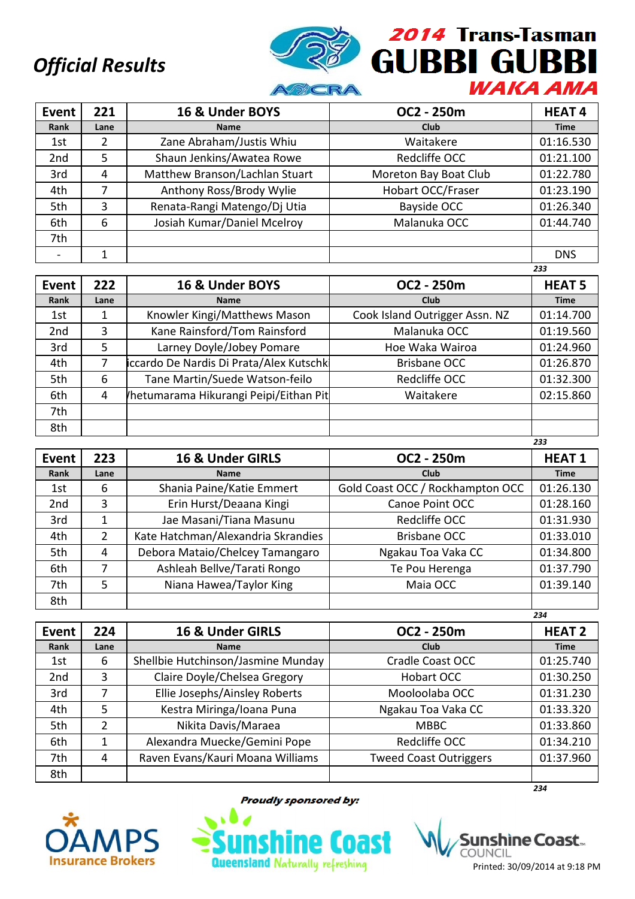## Official Results

# 2014 Trans-Tasman GUBBI GUBBI WAKA AMA

| Event | 221 | 16 & Under BOYS | OC2 - 250m | HEAT 4 |
|---|---|---|---|---|
| Rank | Lane | Name | Club | Time |
| 1st | 2 | Zane Abraham/Justis Whiu | Waitakere | 01:16.530 |
| 2nd | 5 | Shaun Jenkins/Awatea Rowe | Redcliffe OCC | 01:21.100 |
| 3rd | 4 | Matthew Branson/Lachlan Stuart | Moreton Bay Boat Club | 01:22.780 |
| 4th | 7 | Anthony Ross/Brody Wylie | Hobart OCC/Fraser | 01:23.190 |
| 5th | 3 | Renata-Rangi Matengo/Dj Utia | Bayside OCC | 01:26.340 |
| 6th | 6 | Josiah Kumar/Daniel Mcelroy | Malanuka OCC | 01:44.740 |
| 7th | | | | |
| - | 1 | | | DNS |

233

| Event | 222 | 16 & Under BOYS | OC2 - 250m | HEAT 5 |
|---|---|---|---|---|
| Rank | Lane | Name | Club | Time |
| 1st | 1 | Knowler Kingi/Matthews Mason | Cook Island Outrigger Assn. NZ | 01:14.700 |
| 2nd | 3 | Kane Rainsford/Tom Rainsford | Malanuka OCC | 01:19.560 |
| 3rd | 5 | Larney Doyle/Jobey Pomare | Hoe Waka Wairoa | 01:24.960 |
| 4th | 7 | iccardo De Nardis Di Prata/Alex Kutschk | Brisbane OCC | 01:26.870 |
| 5th | 6 | Tane Martin/Suede Watson-feilo | Redcliffe OCC | 01:32.300 |
| 6th | 4 | /hetumarama Hikurangi Peipi/Eithan Pit | Waitakere | 02:15.860 |
| 7th | | | | |
| 8th | | | | |

233

| Event | 223 | 16 & Under GIRLS | OC2 - 250m | HEAT 1 |
|---|---|---|---|---|
| Rank | Lane | Name | Club | Time |
| 1st | 6 | Shania Paine/Katie Emmert | Gold Coast OCC / Rockhampton OCC | 01:26.130 |
| 2nd | 3 | Erin Hurst/Deaana Kingi | Canoe Point OCC | 01:28.160 |
| 3rd | 1 | Jae Masani/Tiana Masunu | Redcliffe OCC | 01:31.930 |
| 4th | 2 | Kate Hatchman/Alexandria Skrandies | Brisbane OCC | 01:33.010 |
| 5th | 4 | Debora Mataio/Chelcey Tamangaro | Ngakau Toa Vaka CC | 01:34.800 |
| 6th | 7 | Ashleah Bellve/Tarati Rongo | Te Pou Herenga | 01:37.790 |
| 7th | 5 | Niana Hawea/Taylor King | Maia OCC | 01:39.140 |
| 8th | | | | |

234

| Event | 224 | 16 & Under GIRLS | OC2 - 250m | HEAT 2 |
|---|---|---|---|---|
| Rank | Lane | Name | Club | Time |
| 1st | 6 | Shellbie Hutchinson/Jasmine Munday | Cradle Coast OCC | 01:25.740 |
| 2nd | 3 | Claire Doyle/Chelsea Gregory | Hobart OCC | 01:30.250 |
| 3rd | 7 | Ellie Josephs/Ainsley Roberts | Mooloolaba OCC | 01:31.230 |
| 4th | 5 | Kestra Miringa/Ioana Puna | Ngakau Toa Vaka CC | 01:33.320 |
| 5th | 2 | Nikita Davis/Maraea | MBBC | 01:33.860 |
| 6th | 1 | Alexandra Muecke/Gemini Pope | Redcliffe OCC | 01:34.210 |
| 7th | 4 | Raven Evans/Kauri Moana Williams | Tweed Coast Outriggers | 01:37.960 |
| 8th | | | | |

234

*Proudly sponsored by:*

OAMPS Insurance Brokers — Sunshine Coast Queensland Naturally refreshing — Sunshine Coast Council

Printed: 30/09/2014 at 9:18 PM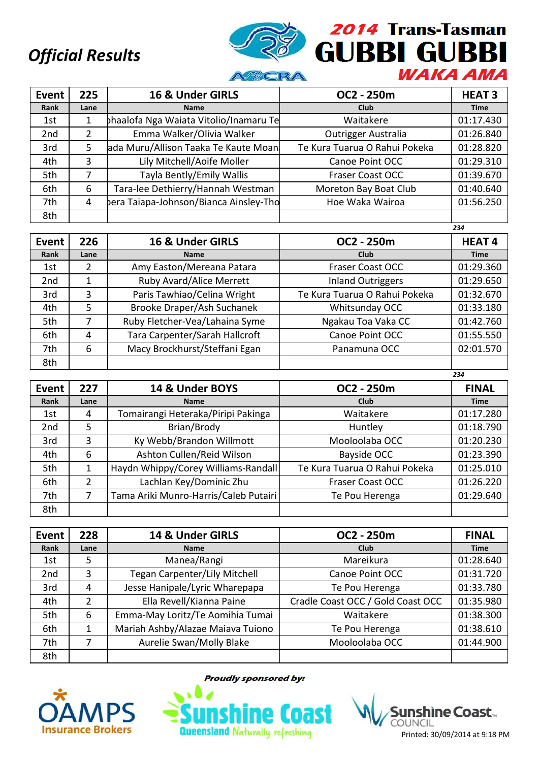*Official Results*

**2014 Trans-Tasman GUBBI GUBBI WAKA AMA**

| Event | 225 | 16 & Under GIRLS | OC2 - 250m | HEAT 3 |
|---|---|---|---|---|
| Rank | Lane | Name | Club | Time |
| 1st | 1 | phaalofa Nga Waiata Vitolio/Inamaru Te | Waitakere | 01:17.430 |
| 2nd | 2 | Emma Walker/Olivia Walker | Outrigger Australia | 01:26.840 |
| 3rd | 5 | ada Muru/Allison Taaka Te Kaute Moan | Te Kura Tuarua O Rahui Pokeka | 01:28.820 |
| 4th | 3 | Lily Mitchell/Aoife Moller | Canoe Point OCC | 01:29.310 |
| 5th | 7 | Tayla Bently/Emily Wallis | Fraser Coast OCC | 01:39.670 |
| 6th | 6 | Tara-lee Dethierry/Hannah Westman | Moreton Bay Boat Club | 01:40.640 |
| 7th | 4 | pera Taiapa-Johnson/Bianca Ainsley-Tho | Hoe Waka Wairoa | 01:56.250 |
| 8th | | | | |

234

| Event | 226 | 16 & Under GIRLS | OC2 - 250m | HEAT 4 |
|---|---|---|---|---|
| Rank | Lane | Name | Club | Time |
| 1st | 2 | Amy Easton/Mereana Patara | Fraser Coast OCC | 01:29.360 |
| 2nd | 1 | Ruby Avard/Alice Merrett | Inland Outriggers | 01:29.650 |
| 3rd | 3 | Paris Tawhiao/Celina Wright | Te Kura Tuarua O Rahui Pokeka | 01:32.670 |
| 4th | 5 | Brooke Draper/Ash Suchanek | Whitsunday OCC | 01:33.180 |
| 5th | 7 | Ruby Fletcher-Vea/Lahaina Syme | Ngakau Toa Vaka CC | 01:42.760 |
| 6th | 4 | Tara Carpenter/Sarah Hallcroft | Canoe Point OCC | 01:55.550 |
| 7th | 6 | Macy Brockhurst/Steffani Egan | Panamuna OCC | 02:01.570 |
| 8th | | | | |

234

| Event | 227 | 14 & Under BOYS | OC2 - 250m | FINAL |
|---|---|---|---|---|
| Rank | Lane | Name | Club | Time |
| 1st | 4 | Tomairangi Heteraka/Piripi Pakinga | Waitakere | 01:17.280 |
| 2nd | 5 | Brian/Brody | Huntley | 01:18.790 |
| 3rd | 3 | Ky Webb/Brandon Willmott | Mooloolaba OCC | 01:20.230 |
| 4th | 6 | Ashton Cullen/Reid Wilson | Bayside OCC | 01:23.390 |
| 5th | 1 | Haydn Whippy/Corey Williams-Randall | Te Kura Tuarua O Rahui Pokeka | 01:25.010 |
| 6th | 2 | Lachlan Key/Dominic Zhu | Fraser Coast OCC | 01:26.220 |
| 7th | 7 | Tama Ariki Munro-Harris/Caleb Putairi | Te Pou Herenga | 01:29.640 |
| 8th | | | | |

| Event | 228 | 14 & Under GIRLS | OC2 - 250m | FINAL |
|---|---|---|---|---|
| Rank | Lane | Name | Club | Time |
| 1st | 5 | Manea/Rangi | Mareikura | 01:28.640 |
| 2nd | 3 | Tegan Carpenter/Lily Mitchell | Canoe Point OCC | 01:31.720 |
| 3rd | 4 | Jesse Hanipale/Lyric Wharepapa | Te Pou Herenga | 01:33.780 |
| 4th | 2 | Ella Revell/Kianna Paine | Cradle Coast OCC / Gold Coast OCC | 01:35.980 |
| 5th | 6 | Emma-May Loritz/Te Aomihia Tumai | Waitakere | 01:38.300 |
| 6th | 1 | Mariah Ashby/Alazae Maiava Tuiono | Te Pou Herenga | 01:38.610 |
| 7th | 7 | Aurelie Swan/Molly Blake | Mooloolaba OCC | 01:44.900 |
| 8th | | | | |

*Proudly sponsored by:*

OAMPS Insurance Brokers — Sunshine Coast Queensland Naturally refreshing — Sunshine Coast Council

Printed: 30/09/2014 at 9:18 PM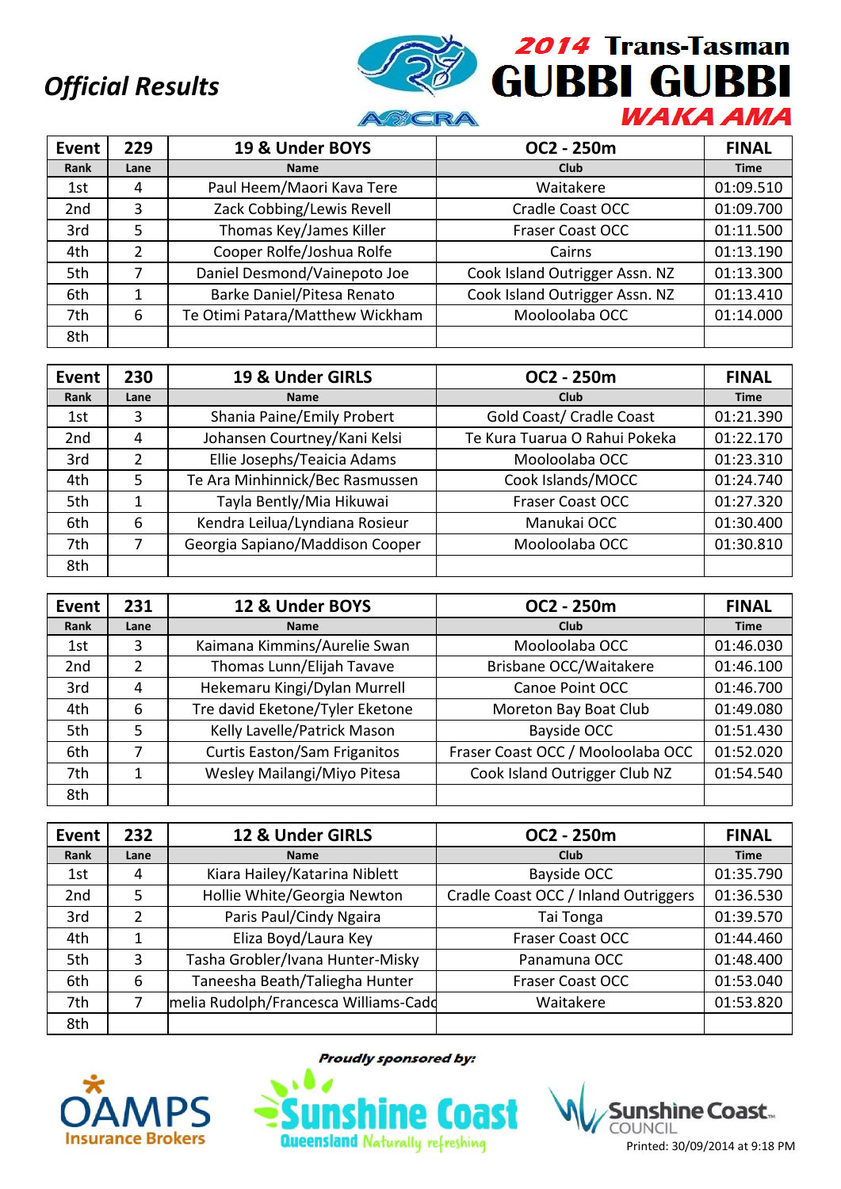*Official Results*

**2014 Trans-Tasman GUBBI GUBBI WAKA AMA**

| Event | 229 | 19 & Under BOYS | OC2 - 250m | FINAL |
|---|---|---|---|---|
| Rank | Lane | Name | Club | Time |
| 1st | 4 | Paul Heem/Maori Kava Tere | Waitakere | 01:09.510 |
| 2nd | 3 | Zack Cobbing/Lewis Revell | Cradle Coast OCC | 01:09.700 |
| 3rd | 5 | Thomas Key/James Killer | Fraser Coast OCC | 01:11.500 |
| 4th | 2 | Cooper Rolfe/Joshua Rolfe | Cairns | 01:13.190 |
| 5th | 7 | Daniel Desmond/Vainepoto Joe | Cook Island Outrigger Assn. NZ | 01:13.300 |
| 6th | 1 | Barke Daniel/Pitesa Renato | Cook Island Outrigger Assn. NZ | 01:13.410 |
| 7th | 6 | Te Otimi Patara/Matthew Wickham | Mooloolaba OCC | 01:14.000 |
| 8th | | | | |

| Event | 230 | 19 & Under GIRLS | OC2 - 250m | FINAL |
|---|---|---|---|---|
| Rank | Lane | Name | Club | Time |
| 1st | 3 | Shania Paine/Emily Probert | Gold Coast/ Cradle Coast | 01:21.390 |
| 2nd | 4 | Johansen Courtney/Kani Kelsi | Te Kura Tuarua O Rahui Pokeka | 01:22.170 |
| 3rd | 2 | Ellie Josephs/Teaicia Adams | Mooloolaba OCC | 01:23.310 |
| 4th | 5 | Te Ara Minhinnick/Bec Rasmussen | Cook Islands/MOCC | 01:24.740 |
| 5th | 1 | Tayla Bently/Mia Hikuwai | Fraser Coast OCC | 01:27.320 |
| 6th | 6 | Kendra Leilua/Lyndiana Rosieur | Manukai OCC | 01:30.400 |
| 7th | 7 | Georgia Sapiano/Maddison Cooper | Mooloolaba OCC | 01:30.810 |
| 8th | | | | |

| Event | 231 | 12 & Under BOYS | OC2 - 250m | FINAL |
|---|---|---|---|---|
| Rank | Lane | Name | Club | Time |
| 1st | 3 | Kaimana Kimmins/Aurelie Swan | Mooloolaba OCC | 01:46.030 |
| 2nd | 2 | Thomas Lunn/Elijah Tavave | Brisbane OCC/Waitakere | 01:46.100 |
| 3rd | 4 | Hekemaru Kingi/Dylan Murrell | Canoe Point OCC | 01:46.700 |
| 4th | 6 | Tre david Eketone/Tyler Eketone | Moreton Bay Boat Club | 01:49.080 |
| 5th | 5 | Kelly Lavelle/Patrick Mason | Bayside OCC | 01:51.430 |
| 6th | 7 | Curtis Easton/Sam Friganitos | Fraser Coast OCC / Mooloolaba OCC | 01:52.020 |
| 7th | 1 | Wesley Mailangi/Miyo Pitesa | Cook Island Outrigger Club NZ | 01:54.540 |
| 8th | | | | |

| Event | 232 | 12 & Under GIRLS | OC2 - 250m | FINAL |
|---|---|---|---|---|
| Rank | Lane | Name | Club | Time |
| 1st | 4 | Kiara Hailey/Katarina Niblett | Bayside OCC | 01:35.790 |
| 2nd | 5 | Hollie White/Georgia Newton | Cradle Coast OCC / Inland Outriggers | 01:36.530 |
| 3rd | 2 | Paris Paul/Cindy Ngaira | Tai Tonga | 01:39.570 |
| 4th | 1 | Eliza Boyd/Laura Key | Fraser Coast OCC | 01:44.460 |
| 5th | 3 | Tasha Grobler/Ivana Hunter-Misky | Panamuna OCC | 01:48.400 |
| 6th | 6 | Taneesha Beath/Taliegha Hunter | Fraser Coast OCC | 01:53.040 |
| 7th | 7 | melia Rudolph/Francesca Williams-Cadd | Waitakere | 01:53.820 |
| 8th | | | | |

*Proudly sponsored by:*

OAMPS Insurance Brokers — Sunshine Coast Queensland Naturally refreshing — Sunshine Coast Council

Printed: 30/09/2014 at 9:18 PM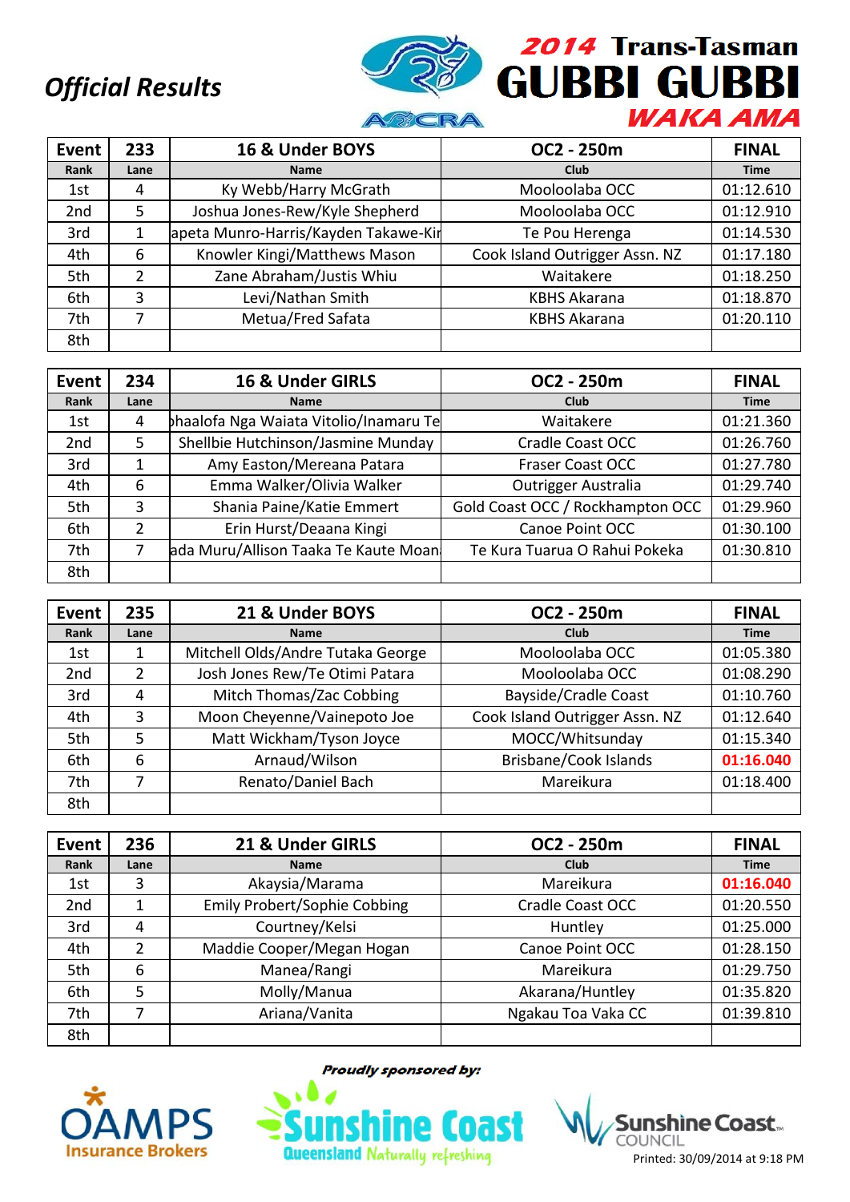# Official Results

## 2014 Trans-Tasman GUBBI GUBBI WAKA AMA

| Event | 233 | 16 & Under BOYS | OC2 - 250m | FINAL |
|---|---|---|---|---|
| Rank | Lane | Name | Club | Time |
| 1st | 4 | Ky Webb/Harry McGrath | Mooloolaba OCC | 01:12.610 |
| 2nd | 5 | Joshua Jones-Rew/Kyle Shepherd | Mooloolaba OCC | 01:12.910 |
| 3rd | 1 | apeta Munro-Harris/Kayden Takawe-Kir | Te Pou Herenga | 01:14.530 |
| 4th | 6 | Knowler Kingi/Matthews Mason | Cook Island Outrigger Assn. NZ | 01:17.180 |
| 5th | 2 | Zane Abraham/Justis Whiu | Waitakere | 01:18.250 |
| 6th | 3 | Levi/Nathan Smith | KBHS Akarana | 01:18.870 |
| 7th | 7 | Metua/Fred Safata | KBHS Akarana | 01:20.110 |
| 8th | | | | |

| Event | 234 | 16 & Under GIRLS | OC2 - 250m | FINAL |
|---|---|---|---|---|
| Rank | Lane | Name | Club | Time |
| 1st | 4 | ohaalofa Nga Waiata Vitolio/Inamaru Te | Waitakere | 01:21.360 |
| 2nd | 5 | Shellbie Hutchinson/Jasmine Munday | Cradle Coast OCC | 01:26.760 |
| 3rd | 1 | Amy Easton/Mereana Patara | Fraser Coast OCC | 01:27.780 |
| 4th | 6 | Emma Walker/Olivia Walker | Outrigger Australia | 01:29.740 |
| 5th | 3 | Shania Paine/Katie Emmert | Gold Coast OCC / Rockhampton OCC | 01:29.960 |
| 6th | 2 | Erin Hurst/Deaana Kingi | Canoe Point OCC | 01:30.100 |
| 7th | 7 | ada Muru/Allison Taaka Te Kaute Moan | Te Kura Tuarua O Rahui Pokeka | 01:30.810 |
| 8th | | | | |

| Event | 235 | 21 & Under BOYS | OC2 - 250m | FINAL |
|---|---|---|---|---|
| Rank | Lane | Name | Club | Time |
| 1st | 1 | Mitchell Olds/Andre Tutaka George | Mooloolaba OCC | 01:05.380 |
| 2nd | 2 | Josh Jones Rew/Te Otimi Patara | Mooloolaba OCC | 01:08.290 |
| 3rd | 4 | Mitch Thomas/Zac Cobbing | Bayside/Cradle Coast | 01:10.760 |
| 4th | 3 | Moon Cheyenne/Vainepoto Joe | Cook Island Outrigger Assn. NZ | 01:12.640 |
| 5th | 5 | Matt Wickham/Tyson Joyce | MOCC/Whitsunday | 01:15.340 |
| 6th | 6 | Arnaud/Wilson | Brisbane/Cook Islands | 01:16.040 |
| 7th | 7 | Renato/Daniel Bach | Mareikura | 01:18.400 |
| 8th | | | | |

| Event | 236 | 21 & Under GIRLS | OC2 - 250m | FINAL |
|---|---|---|---|---|
| Rank | Lane | Name | Club | Time |
| 1st | 3 | Akaysia/Marama | Mareikura | 01:16.040 |
| 2nd | 1 | Emily Probert/Sophie Cobbing | Cradle Coast OCC | 01:20.550 |
| 3rd | 4 | Courtney/Kelsi | Huntley | 01:25.000 |
| 4th | 2 | Maddie Cooper/Megan Hogan | Canoe Point OCC | 01:28.150 |
| 5th | 6 | Manea/Rangi | Mareikura | 01:29.750 |
| 6th | 5 | Molly/Manua | Akarana/Huntley | 01:35.820 |
| 7th | 7 | Ariana/Vanita | Ngakau Toa Vaka CC | 01:39.810 |
| 8th | | | | |

*Proudly sponsored by:* OAMPS Insurance Brokers, Sunshine Coast Queensland Naturally refreshing, Sunshine Coast Council

Printed: 30/09/2014 at 9:18 PM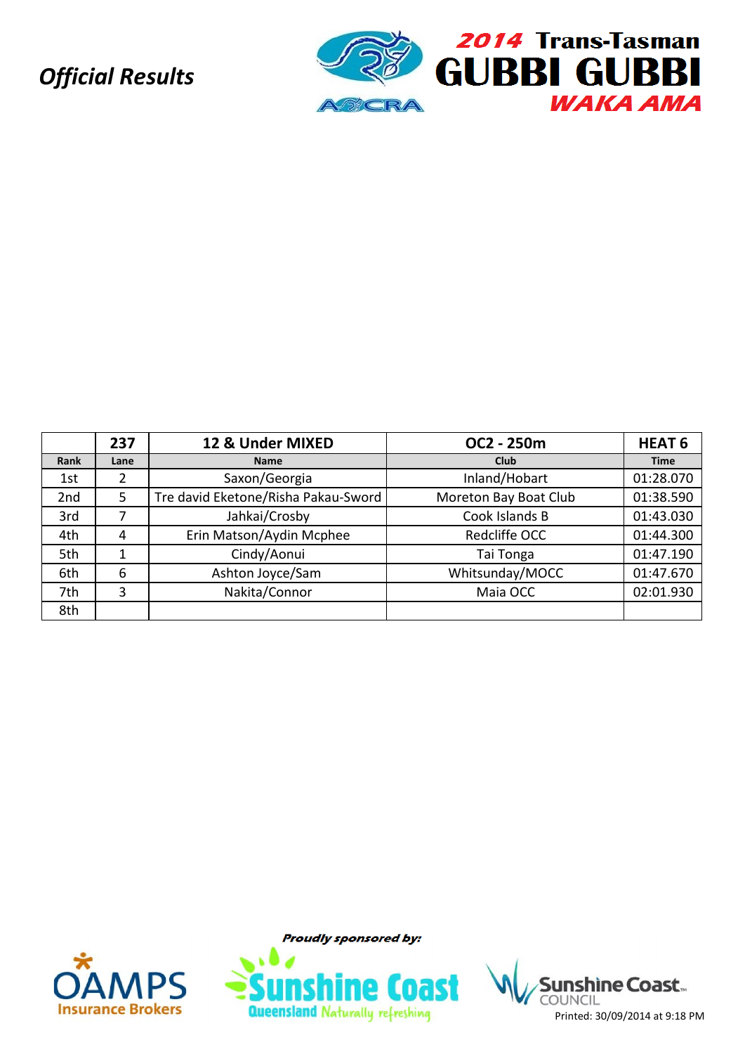*Official Results*

# 2014 Trans-Tasman GUBBI GUBBI WAKA AMA

| | 237 | 12 & Under MIXED | OC2 - 250m | HEAT 6 |
|---|---|---|---|---|
| Rank | Lane | Name | Club | Time |
| 1st | 2 | Saxon/Georgia | Inland/Hobart | 01:28.070 |
| 2nd | 5 | Tre david Eketone/Risha Pakau-Sword | Moreton Bay Boat Club | 01:38.590 |
| 3rd | 7 | Jahkai/Crosby | Cook Islands B | 01:43.030 |
| 4th | 4 | Erin Matson/Aydin Mcphee | Redcliffe OCC | 01:44.300 |
| 5th | 1 | Cindy/Aonui | Tai Tonga | 01:47.190 |
| 6th | 6 | Ashton Joyce/Sam | Whitsunday/MOCC | 01:47.670 |
| 7th | 3 | Nakita/Connor | Maia OCC | 02:01.930 |
| 8th | | | | |

*Proudly sponsored by:*

OAMPS Insurance Brokers

Sunshine Coast Queensland Naturally refreshing

Sunshine Coast Council

Printed: 30/09/2014 at 9:18 PM